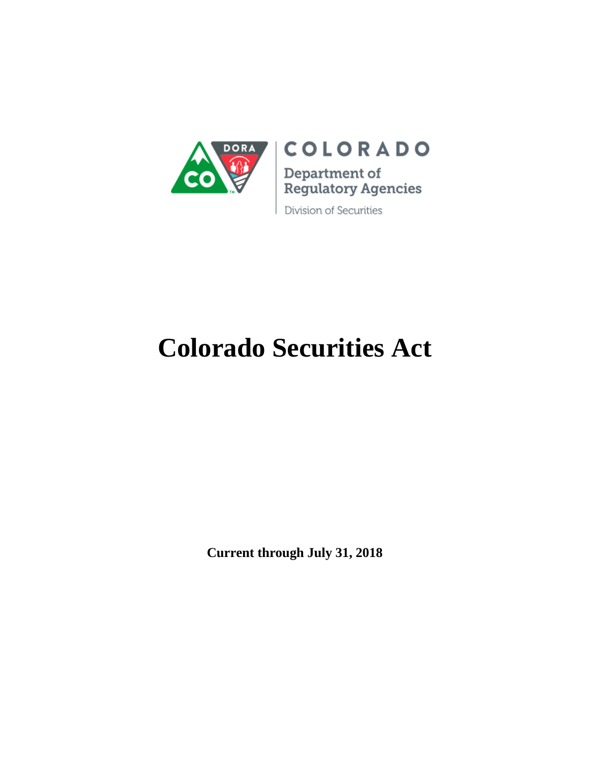COLORADO

Department of Regulatory Agencies

Division of Securities

# Colorado Securities Act

**Current through July 31, 2018**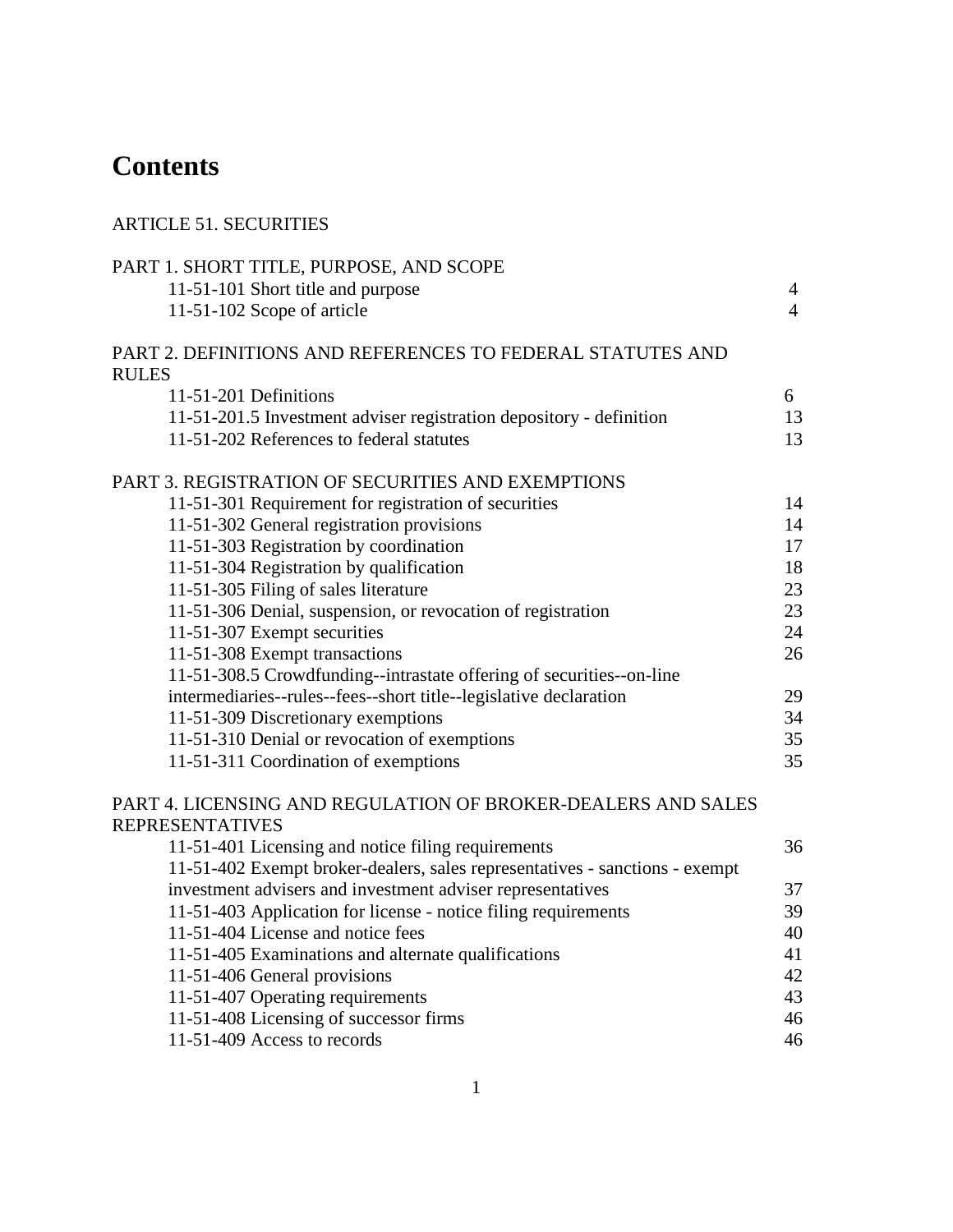# Contents

ARTICLE 51. SECURITIES

PART 1. SHORT TITLE, PURPOSE, AND SCOPE

| | |
|---|---|
| 11-51-101 Short title and purpose | 4 |
| 11-51-102 Scope of article | 4 |

PART 2. DEFINITIONS AND REFERENCES TO FEDERAL STATUTES AND RULES

| | |
|---|---|
| 11-51-201 Definitions | 6 |
| 11-51-201.5 Investment adviser registration depository - definition | 13 |
| 11-51-202 References to federal statutes | 13 |

PART 3. REGISTRATION OF SECURITIES AND EXEMPTIONS

| | |
|---|---|
| 11-51-301 Requirement for registration of securities | 14 |
| 11-51-302 General registration provisions | 14 |
| 11-51-303 Registration by coordination | 17 |
| 11-51-304 Registration by qualification | 18 |
| 11-51-305 Filing of sales literature | 23 |
| 11-51-306 Denial, suspension, or revocation of registration | 23 |
| 11-51-307 Exempt securities | 24 |
| 11-51-308 Exempt transactions | 26 |
| 11-51-308.5 Crowdfunding--intrastate offering of securities--on-line intermediaries--rules--fees--short title--legislative declaration | 29 |
| 11-51-309 Discretionary exemptions | 34 |
| 11-51-310 Denial or revocation of exemptions | 35 |
| 11-51-311 Coordination of exemptions | 35 |

PART 4. LICENSING AND REGULATION OF BROKER-DEALERS AND SALES REPRESENTATIVES

| | |
|---|---|
| 11-51-401 Licensing and notice filing requirements | 36 |
| 11-51-402 Exempt broker-dealers, sales representatives - sanctions - exempt investment advisers and investment adviser representatives | 37 |
| 11-51-403 Application for license - notice filing requirements | 39 |
| 11-51-404 License and notice fees | 40 |
| 11-51-405 Examinations and alternate qualifications | 41 |
| 11-51-406 General provisions | 42 |
| 11-51-407 Operating requirements | 43 |
| 11-51-408 Licensing of successor firms | 46 |
| 11-51-409 Access to records | 46 |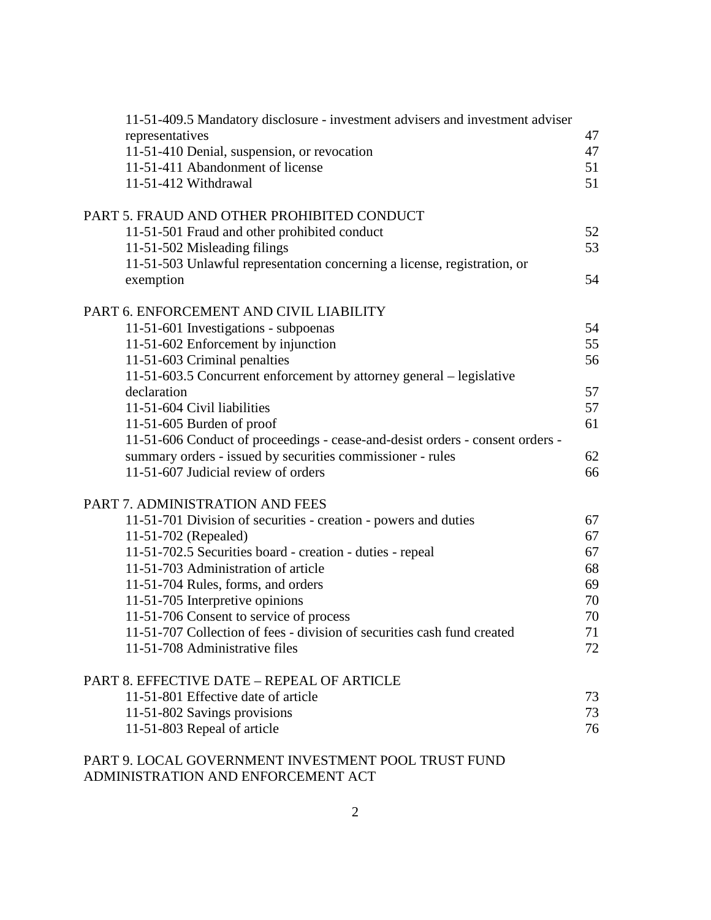11-51-409.5 Mandatory disclosure - investment advisers and investment adviser representatives 47
11-51-410 Denial, suspension, or revocation 47
11-51-411 Abandonment of license 51
11-51-412 Withdrawal 51

PART 5. FRAUD AND OTHER PROHIBITED CONDUCT

11-51-501 Fraud and other prohibited conduct 52
11-51-502 Misleading filings 53
11-51-503 Unlawful representation concerning a license, registration, or exemption 54

PART 6. ENFORCEMENT AND CIVIL LIABILITY

11-51-601 Investigations - subpoenas 54
11-51-602 Enforcement by injunction 55
11-51-603 Criminal penalties 56
11-51-603.5 Concurrent enforcement by attorney general – legislative declaration 57
11-51-604 Civil liabilities 57
11-51-605 Burden of proof 61
11-51-606 Conduct of proceedings - cease-and-desist orders - consent orders - summary orders - issued by securities commissioner - rules 62
11-51-607 Judicial review of orders 66

PART 7. ADMINISTRATION AND FEES

11-51-701 Division of securities - creation - powers and duties 67
11-51-702 (Repealed) 67
11-51-702.5 Securities board - creation - duties - repeal 67
11-51-703 Administration of article 68
11-51-704 Rules, forms, and orders 69
11-51-705 Interpretive opinions 70
11-51-706 Consent to service of process 70
11-51-707 Collection of fees - division of securities cash fund created 71
11-51-708 Administrative files 72

PART 8. EFFECTIVE DATE – REPEAL OF ARTICLE

11-51-801 Effective date of article 73
11-51-802 Savings provisions 73
11-51-803 Repeal of article 76

PART 9. LOCAL GOVERNMENT INVESTMENT POOL TRUST FUND ADMINISTRATION AND ENFORCEMENT ACT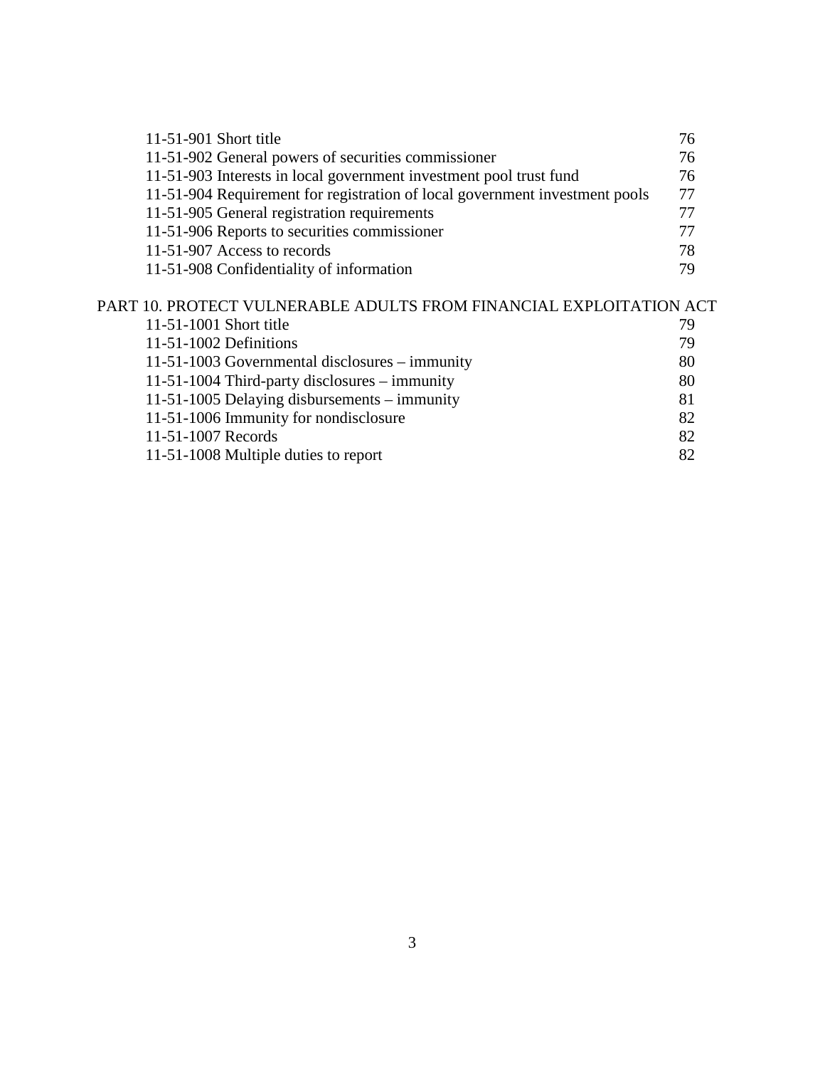| | |
|---|---|
| 11-51-901 Short title | 76 |
| 11-51-902 General powers of securities commissioner | 76 |
| 11-51-903 Interests in local government investment pool trust fund | 76 |
| 11-51-904 Requirement for registration of local government investment pools | 77 |
| 11-51-905 General registration requirements | 77 |
| 11-51-906 Reports to securities commissioner | 77 |
| 11-51-907 Access to records | 78 |
| 11-51-908 Confidentiality of information | 79 |

PART 10. PROTECT VULNERABLE ADULTS FROM FINANCIAL EXPLOITATION ACT

| | |
|---|---|
| 11-51-1001 Short title | 79 |
| 11-51-1002 Definitions | 79 |
| 11-51-1003 Governmental disclosures – immunity | 80 |
| 11-51-1004 Third-party disclosures – immunity | 80 |
| 11-51-1005 Delaying disbursements – immunity | 81 |
| 11-51-1006 Immunity for nondisclosure | 82 |
| 11-51-1007 Records | 82 |
| 11-51-1008 Multiple duties to report | 82 |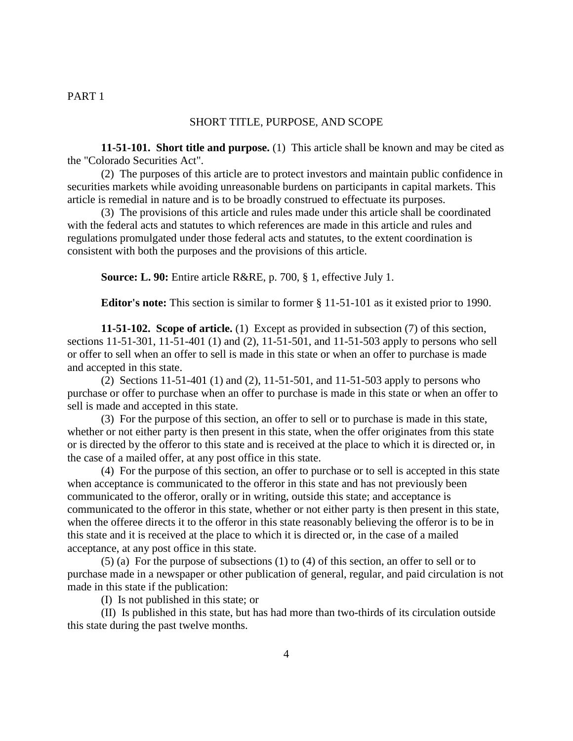PART 1

## SHORT TITLE, PURPOSE, AND SCOPE

**11-51-101. Short title and purpose.** (1) This article shall be known and may be cited as the "Colorado Securities Act".

(2) The purposes of this article are to protect investors and maintain public confidence in securities markets while avoiding unreasonable burdens on participants in capital markets. This article is remedial in nature and is to be broadly construed to effectuate its purposes.

(3) The provisions of this article and rules made under this article shall be coordinated with the federal acts and statutes to which references are made in this article and rules and regulations promulgated under those federal acts and statutes, to the extent coordination is consistent with both the purposes and the provisions of this article.

**Source: L. 90:** Entire article R&RE, p. 700, § 1, effective July 1.

**Editor's note:** This section is similar to former § 11-51-101 as it existed prior to 1990.

**11-51-102. Scope of article.** (1) Except as provided in subsection (7) of this section, sections 11-51-301, 11-51-401 (1) and (2), 11-51-501, and 11-51-503 apply to persons who sell or offer to sell when an offer to sell is made in this state or when an offer to purchase is made and accepted in this state.

(2) Sections 11-51-401 (1) and (2), 11-51-501, and 11-51-503 apply to persons who purchase or offer to purchase when an offer to purchase is made in this state or when an offer to sell is made and accepted in this state.

(3) For the purpose of this section, an offer to sell or to purchase is made in this state, whether or not either party is then present in this state, when the offer originates from this state or is directed by the offeror to this state and is received at the place to which it is directed or, in the case of a mailed offer, at any post office in this state.

(4) For the purpose of this section, an offer to purchase or to sell is accepted in this state when acceptance is communicated to the offeror in this state and has not previously been communicated to the offeror, orally or in writing, outside this state; and acceptance is communicated to the offeror in this state, whether or not either party is then present in this state, when the offeree directs it to the offeror in this state reasonably believing the offeror is to be in this state and it is received at the place to which it is directed or, in the case of a mailed acceptance, at any post office in this state.

(5) (a) For the purpose of subsections (1) to (4) of this section, an offer to sell or to purchase made in a newspaper or other publication of general, regular, and paid circulation is not made in this state if the publication:

(I) Is not published in this state; or

(II) Is published in this state, but has had more than two-thirds of its circulation outside this state during the past twelve months.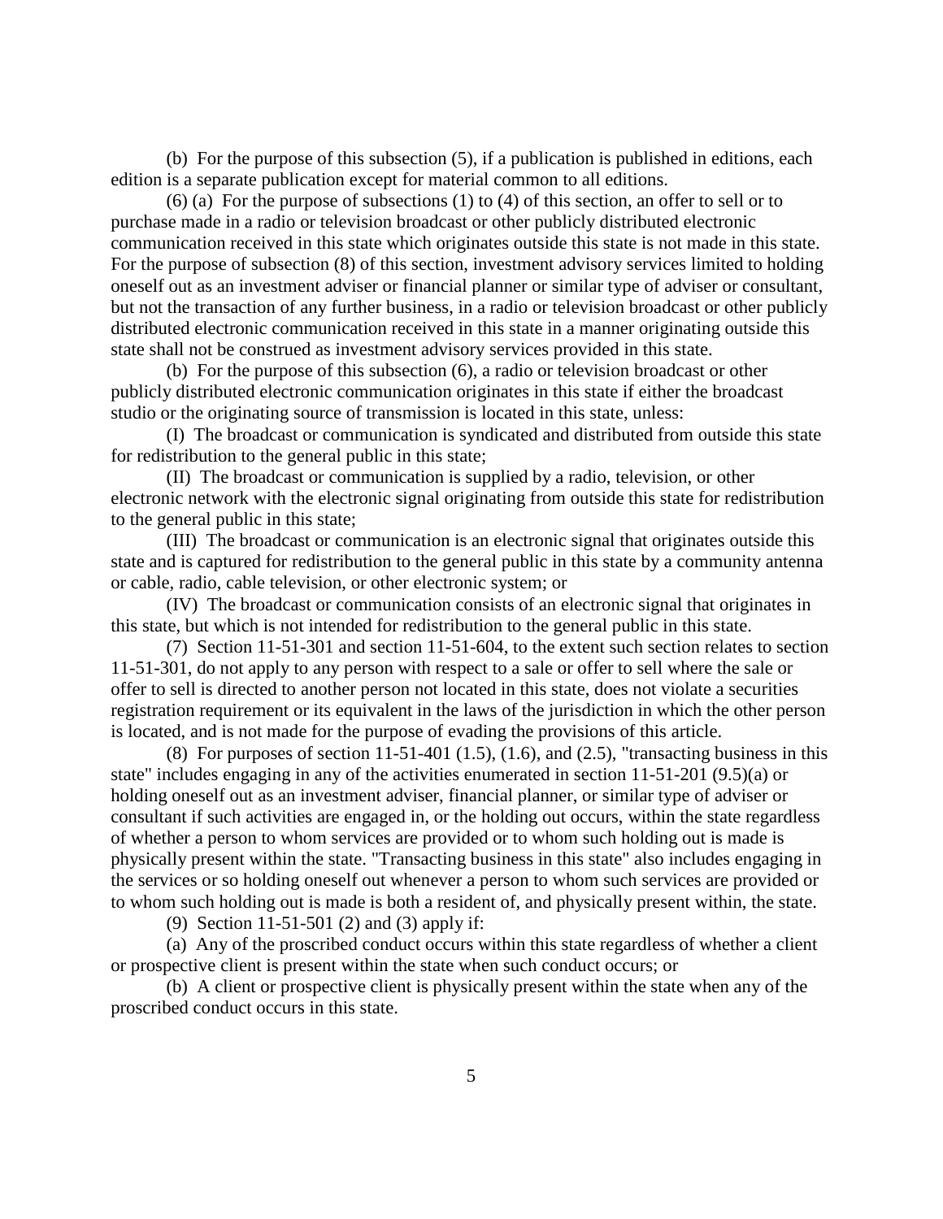(b) For the purpose of this subsection (5), if a publication is published in editions, each edition is a separate publication except for material common to all editions.

(6) (a) For the purpose of subsections (1) to (4) of this section, an offer to sell or to purchase made in a radio or television broadcast or other publicly distributed electronic communication received in this state which originates outside this state is not made in this state. For the purpose of subsection (8) of this section, investment advisory services limited to holding oneself out as an investment adviser or financial planner or similar type of adviser or consultant, but not the transaction of any further business, in a radio or television broadcast or other publicly distributed electronic communication received in this state in a manner originating outside this state shall not be construed as investment advisory services provided in this state.

(b) For the purpose of this subsection (6), a radio or television broadcast or other publicly distributed electronic communication originates in this state if either the broadcast studio or the originating source of transmission is located in this state, unless:

(I) The broadcast or communication is syndicated and distributed from outside this state for redistribution to the general public in this state;

(II) The broadcast or communication is supplied by a radio, television, or other electronic network with the electronic signal originating from outside this state for redistribution to the general public in this state;

(III) The broadcast or communication is an electronic signal that originates outside this state and is captured for redistribution to the general public in this state by a community antenna or cable, radio, cable television, or other electronic system; or

(IV) The broadcast or communication consists of an electronic signal that originates in this state, but which is not intended for redistribution to the general public in this state.

(7) Section 11-51-301 and section 11-51-604, to the extent such section relates to section 11-51-301, do not apply to any person with respect to a sale or offer to sell where the sale or offer to sell is directed to another person not located in this state, does not violate a securities registration requirement or its equivalent in the laws of the jurisdiction in which the other person is located, and is not made for the purpose of evading the provisions of this article.

(8) For purposes of section 11-51-401 (1.5), (1.6), and (2.5), "transacting business in this state" includes engaging in any of the activities enumerated in section 11-51-201 (9.5)(a) or holding oneself out as an investment adviser, financial planner, or similar type of adviser or consultant if such activities are engaged in, or the holding out occurs, within the state regardless of whether a person to whom services are provided or to whom such holding out is made is physically present within the state. "Transacting business in this state" also includes engaging in the services or so holding oneself out whenever a person to whom such services are provided or to whom such holding out is made is both a resident of, and physically present within, the state.

(9) Section 11-51-501 (2) and (3) apply if:

(a) Any of the proscribed conduct occurs within this state regardless of whether a client or prospective client is present within the state when such conduct occurs; or

(b) A client or prospective client is physically present within the state when any of the proscribed conduct occurs in this state.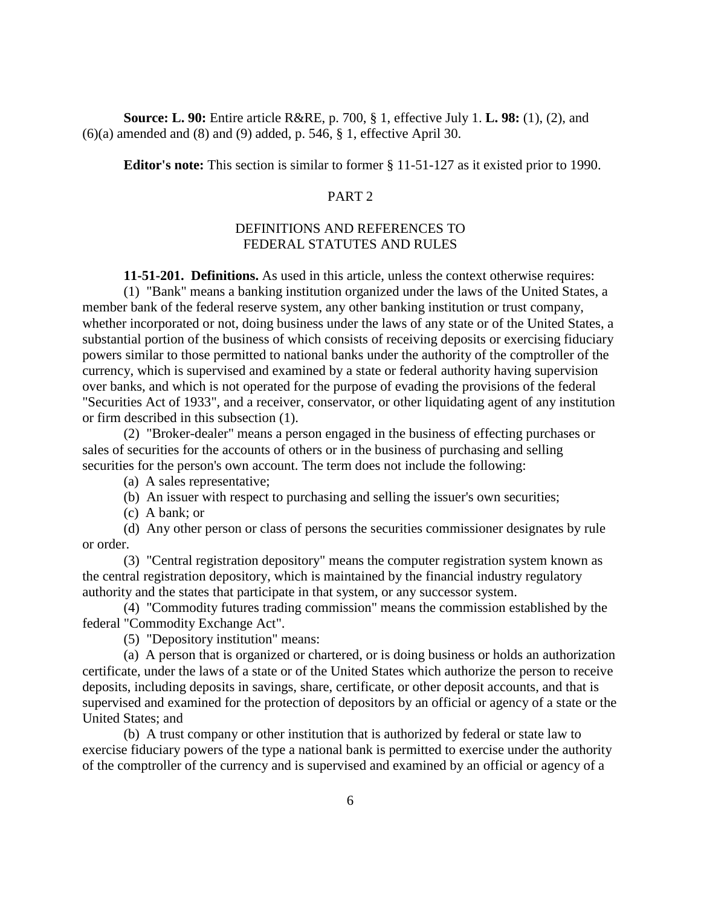**Source: L. 90:** Entire article R&RE, p. 700, § 1, effective July 1. **L. 98:** (1), (2), and (6)(a) amended and (8) and (9) added, p. 546, § 1, effective April 30.

**Editor's note:** This section is similar to former § 11-51-127 as it existed prior to 1990.

## PART 2

## DEFINITIONS AND REFERENCES TO FEDERAL STATUTES AND RULES

**11-51-201. Definitions.** As used in this article, unless the context otherwise requires:

(1) "Bank" means a banking institution organized under the laws of the United States, a member bank of the federal reserve system, any other banking institution or trust company, whether incorporated or not, doing business under the laws of any state or of the United States, a substantial portion of the business of which consists of receiving deposits or exercising fiduciary powers similar to those permitted to national banks under the authority of the comptroller of the currency, which is supervised and examined by a state or federal authority having supervision over banks, and which is not operated for the purpose of evading the provisions of the federal "Securities Act of 1933", and a receiver, conservator, or other liquidating agent of any institution or firm described in this subsection (1).

(2) "Broker-dealer" means a person engaged in the business of effecting purchases or sales of securities for the accounts of others or in the business of purchasing and selling securities for the person's own account. The term does not include the following:

(a) A sales representative;

(b) An issuer with respect to purchasing and selling the issuer's own securities;

(c) A bank; or

(d) Any other person or class of persons the securities commissioner designates by rule or order.

(3) "Central registration depository" means the computer registration system known as the central registration depository, which is maintained by the financial industry regulatory authority and the states that participate in that system, or any successor system.

(4) "Commodity futures trading commission" means the commission established by the federal "Commodity Exchange Act".

(5) "Depository institution" means:

(a) A person that is organized or chartered, or is doing business or holds an authorization certificate, under the laws of a state or of the United States which authorize the person to receive deposits, including deposits in savings, share, certificate, or other deposit accounts, and that is supervised and examined for the protection of depositors by an official or agency of a state or the United States; and

(b) A trust company or other institution that is authorized by federal or state law to exercise fiduciary powers of the type a national bank is permitted to exercise under the authority of the comptroller of the currency and is supervised and examined by an official or agency of a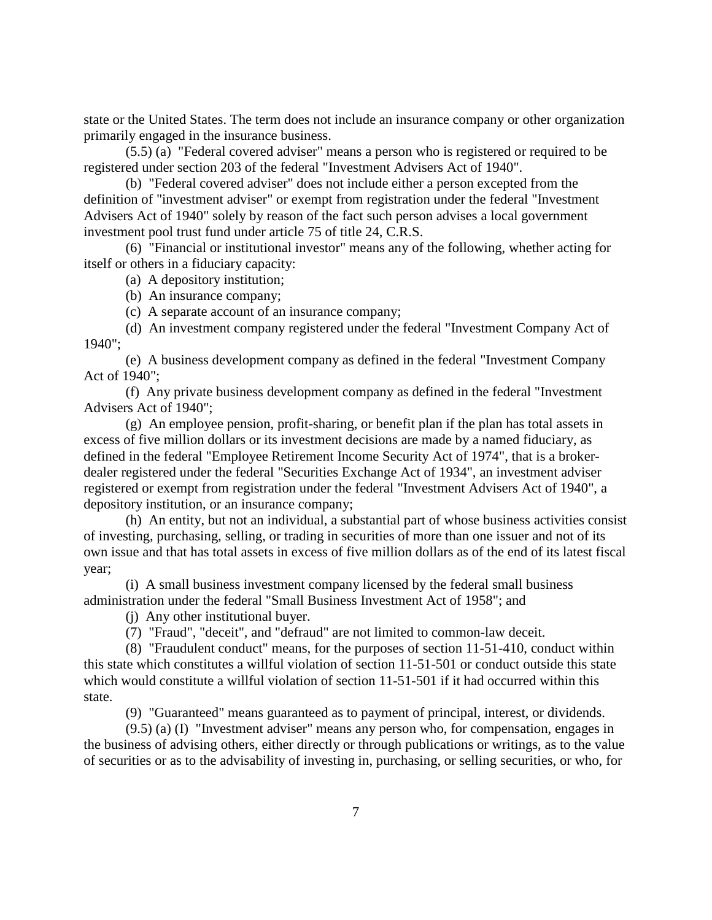state or the United States. The term does not include an insurance company or other organization primarily engaged in the insurance business.

(5.5) (a) "Federal covered adviser" means a person who is registered or required to be registered under section 203 of the federal "Investment Advisers Act of 1940".

(b) "Federal covered adviser" does not include either a person excepted from the definition of "investment adviser" or exempt from registration under the federal "Investment Advisers Act of 1940" solely by reason of the fact such person advises a local government investment pool trust fund under article 75 of title 24, C.R.S.

(6) "Financial or institutional investor" means any of the following, whether acting for itself or others in a fiduciary capacity:

(a) A depository institution;

(b) An insurance company;

(c) A separate account of an insurance company;

(d) An investment company registered under the federal "Investment Company Act of 1940";

(e) A business development company as defined in the federal "Investment Company Act of 1940";

(f) Any private business development company as defined in the federal "Investment Advisers Act of 1940";

(g) An employee pension, profit-sharing, or benefit plan if the plan has total assets in excess of five million dollars or its investment decisions are made by a named fiduciary, as defined in the federal "Employee Retirement Income Security Act of 1974", that is a broker-dealer registered under the federal "Securities Exchange Act of 1934", an investment adviser registered or exempt from registration under the federal "Investment Advisers Act of 1940", a depository institution, or an insurance company;

(h) An entity, but not an individual, a substantial part of whose business activities consist of investing, purchasing, selling, or trading in securities of more than one issuer and not of its own issue and that has total assets in excess of five million dollars as of the end of its latest fiscal year;

(i) A small business investment company licensed by the federal small business administration under the federal "Small Business Investment Act of 1958"; and

(j) Any other institutional buyer.

(7) "Fraud", "deceit", and "defraud" are not limited to common-law deceit.

(8) "Fraudulent conduct" means, for the purposes of section 11-51-410, conduct within this state which constitutes a willful violation of section 11-51-501 or conduct outside this state which would constitute a willful violation of section 11-51-501 if it had occurred within this state.

(9) "Guaranteed" means guaranteed as to payment of principal, interest, or dividends.

(9.5) (a) (I) "Investment adviser" means any person who, for compensation, engages in the business of advising others, either directly or through publications or writings, as to the value of securities or as to the advisability of investing in, purchasing, or selling securities, or who, for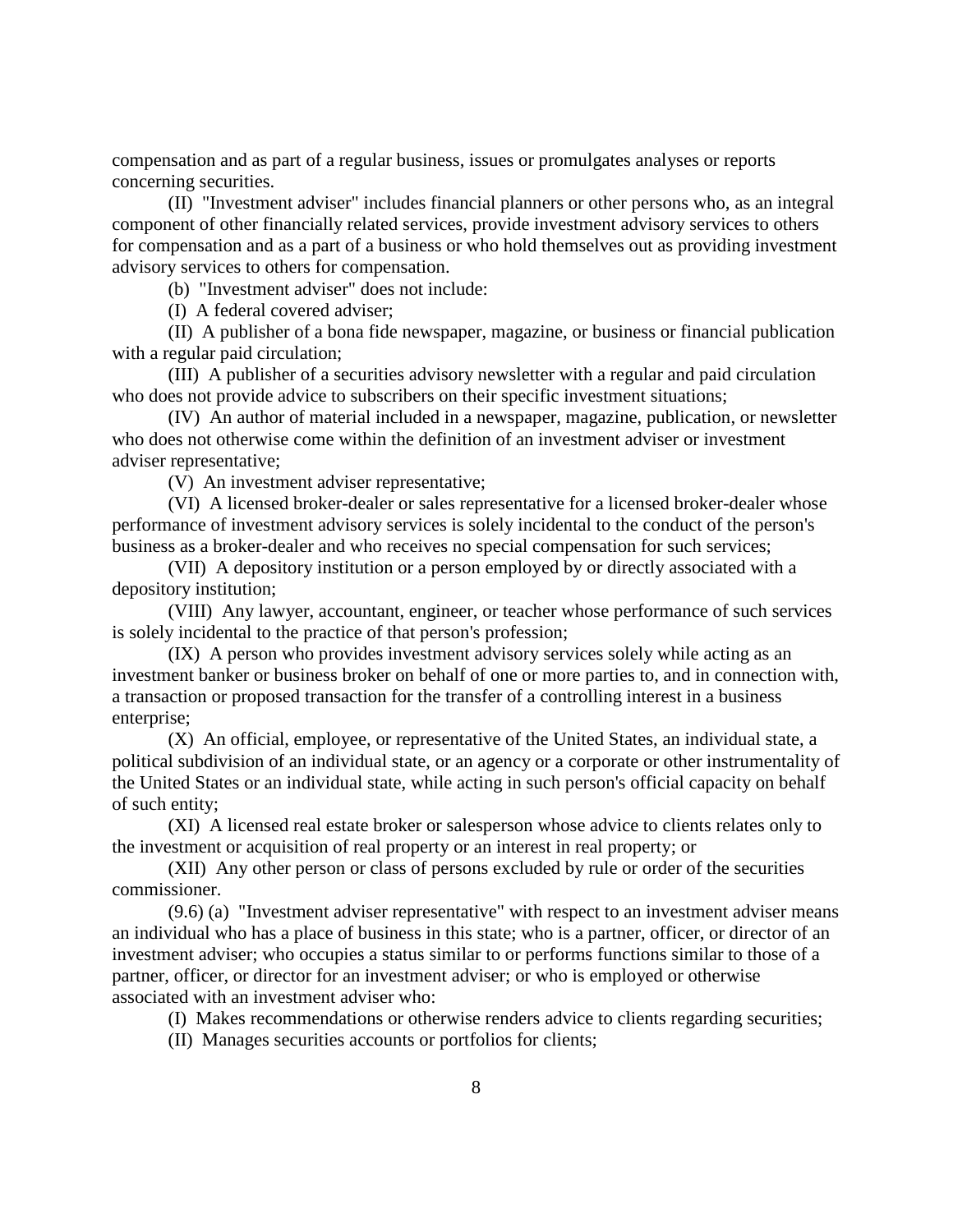compensation and as part of a regular business, issues or promulgates analyses or reports concerning securities.

(II) "Investment adviser" includes financial planners or other persons who, as an integral component of other financially related services, provide investment advisory services to others for compensation and as a part of a business or who hold themselves out as providing investment advisory services to others for compensation.

(b) "Investment adviser" does not include:

(I) A federal covered adviser;

(II) A publisher of a bona fide newspaper, magazine, or business or financial publication with a regular paid circulation;

(III) A publisher of a securities advisory newsletter with a regular and paid circulation who does not provide advice to subscribers on their specific investment situations;

(IV) An author of material included in a newspaper, magazine, publication, or newsletter who does not otherwise come within the definition of an investment adviser or investment adviser representative;

(V) An investment adviser representative;

(VI) A licensed broker-dealer or sales representative for a licensed broker-dealer whose performance of investment advisory services is solely incidental to the conduct of the person's business as a broker-dealer and who receives no special compensation for such services;

(VII) A depository institution or a person employed by or directly associated with a depository institution;

(VIII) Any lawyer, accountant, engineer, or teacher whose performance of such services is solely incidental to the practice of that person's profession;

(IX) A person who provides investment advisory services solely while acting as an investment banker or business broker on behalf of one or more parties to, and in connection with, a transaction or proposed transaction for the transfer of a controlling interest in a business enterprise;

(X) An official, employee, or representative of the United States, an individual state, a political subdivision of an individual state, or an agency or a corporate or other instrumentality of the United States or an individual state, while acting in such person's official capacity on behalf of such entity;

(XI) A licensed real estate broker or salesperson whose advice to clients relates only to the investment or acquisition of real property or an interest in real property; or

(XII) Any other person or class of persons excluded by rule or order of the securities commissioner.

(9.6) (a) "Investment adviser representative" with respect to an investment adviser means an individual who has a place of business in this state; who is a partner, officer, or director of an investment adviser; who occupies a status similar to or performs functions similar to those of a partner, officer, or director for an investment adviser; or who is employed or otherwise associated with an investment adviser who:

(I) Makes recommendations or otherwise renders advice to clients regarding securities;

(II) Manages securities accounts or portfolios for clients;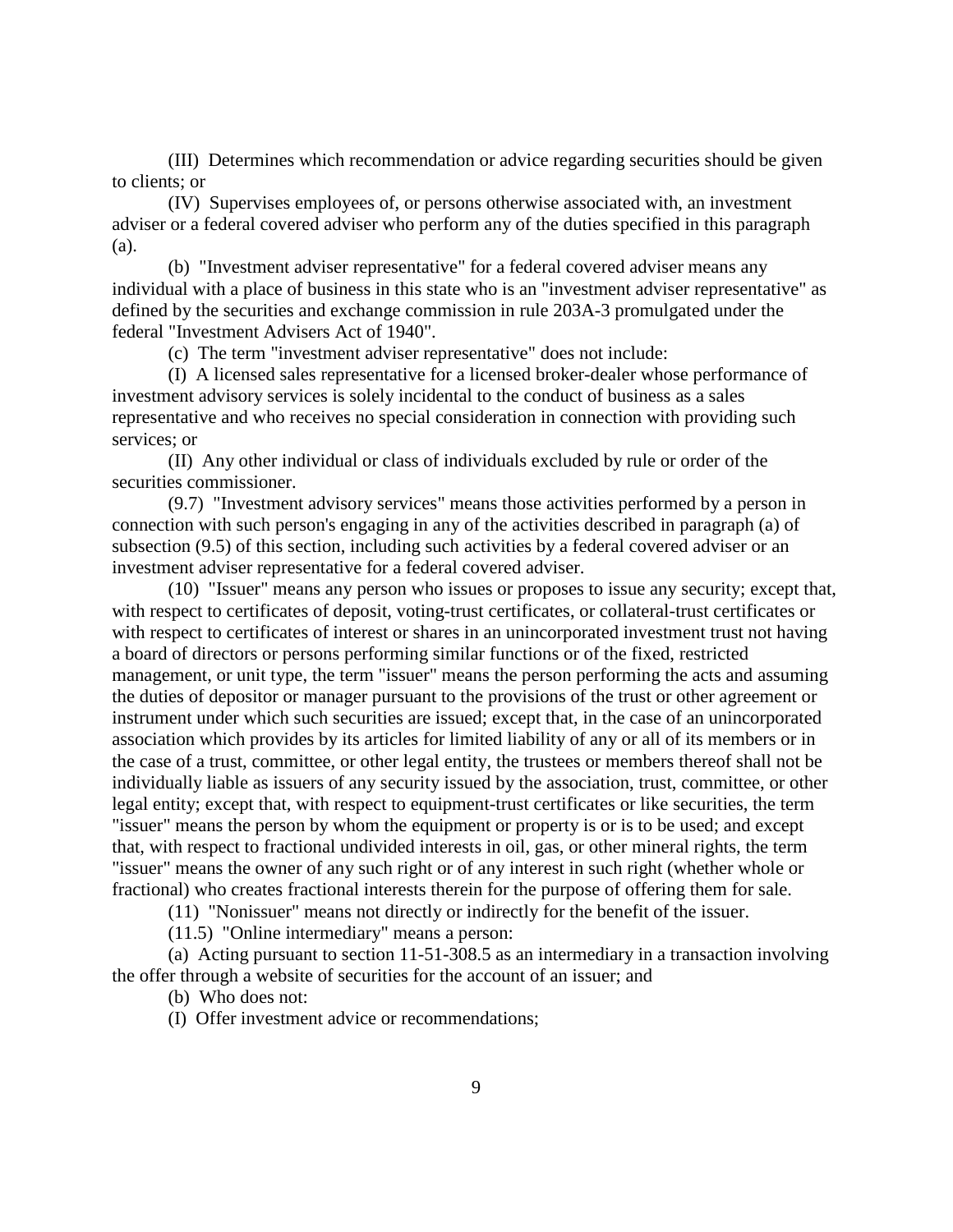(III) Determines which recommendation or advice regarding securities should be given to clients; or

(IV) Supervises employees of, or persons otherwise associated with, an investment adviser or a federal covered adviser who perform any of the duties specified in this paragraph (a).

(b) "Investment adviser representative" for a federal covered adviser means any individual with a place of business in this state who is an "investment adviser representative" as defined by the securities and exchange commission in rule 203A-3 promulgated under the federal "Investment Advisers Act of 1940".

(c) The term "investment adviser representative" does not include:

(I) A licensed sales representative for a licensed broker-dealer whose performance of investment advisory services is solely incidental to the conduct of business as a sales representative and who receives no special consideration in connection with providing such services; or

(II) Any other individual or class of individuals excluded by rule or order of the securities commissioner.

(9.7) "Investment advisory services" means those activities performed by a person in connection with such person's engaging in any of the activities described in paragraph (a) of subsection (9.5) of this section, including such activities by a federal covered adviser or an investment adviser representative for a federal covered adviser.

(10) "Issuer" means any person who issues or proposes to issue any security; except that, with respect to certificates of deposit, voting-trust certificates, or collateral-trust certificates or with respect to certificates of interest or shares in an unincorporated investment trust not having a board of directors or persons performing similar functions or of the fixed, restricted management, or unit type, the term "issuer" means the person performing the acts and assuming the duties of depositor or manager pursuant to the provisions of the trust or other agreement or instrument under which such securities are issued; except that, in the case of an unincorporated association which provides by its articles for limited liability of any or all of its members or in the case of a trust, committee, or other legal entity, the trustees or members thereof shall not be individually liable as issuers of any security issued by the association, trust, committee, or other legal entity; except that, with respect to equipment-trust certificates or like securities, the term "issuer" means the person by whom the equipment or property is or is to be used; and except that, with respect to fractional undivided interests in oil, gas, or other mineral rights, the term "issuer" means the owner of any such right or of any interest in such right (whether whole or fractional) who creates fractional interests therein for the purpose of offering them for sale.

(11) "Nonissuer" means not directly or indirectly for the benefit of the issuer.

(11.5) "Online intermediary" means a person:

(a) Acting pursuant to section 11-51-308.5 as an intermediary in a transaction involving the offer through a website of securities for the account of an issuer; and

(b) Who does not:

(I) Offer investment advice or recommendations;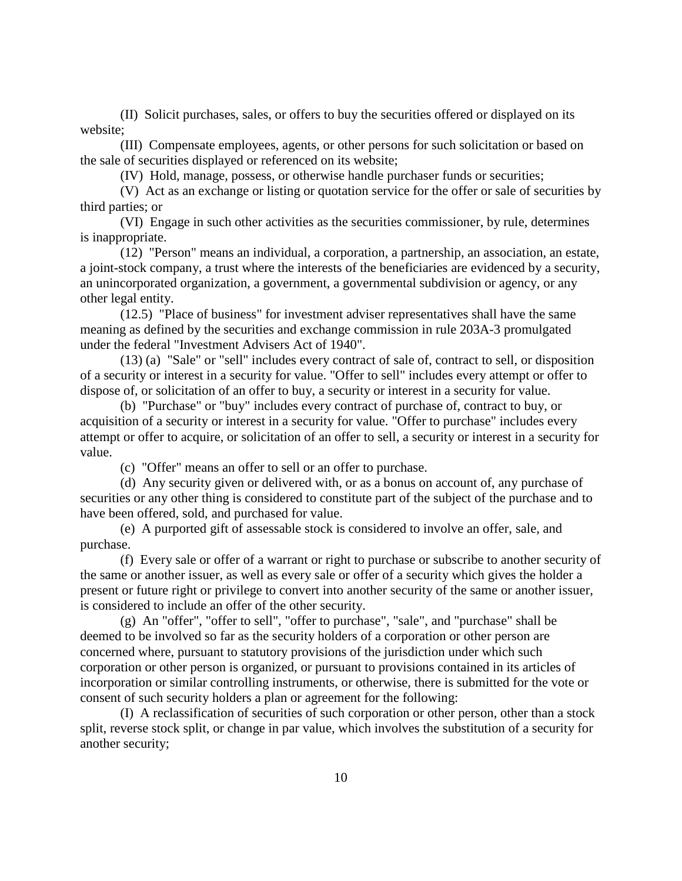(II) Solicit purchases, sales, or offers to buy the securities offered or displayed on its website;

(III) Compensate employees, agents, or other persons for such solicitation or based on the sale of securities displayed or referenced on its website;

(IV) Hold, manage, possess, or otherwise handle purchaser funds or securities;

(V) Act as an exchange or listing or quotation service for the offer or sale of securities by third parties; or

(VI) Engage in such other activities as the securities commissioner, by rule, determines is inappropriate.

(12) "Person" means an individual, a corporation, a partnership, an association, an estate, a joint-stock company, a trust where the interests of the beneficiaries are evidenced by a security, an unincorporated organization, a government, a governmental subdivision or agency, or any other legal entity.

(12.5) "Place of business" for investment adviser representatives shall have the same meaning as defined by the securities and exchange commission in rule 203A-3 promulgated under the federal "Investment Advisers Act of 1940".

(13) (a) "Sale" or "sell" includes every contract of sale of, contract to sell, or disposition of a security or interest in a security for value. "Offer to sell" includes every attempt or offer to dispose of, or solicitation of an offer to buy, a security or interest in a security for value.

(b) "Purchase" or "buy" includes every contract of purchase of, contract to buy, or acquisition of a security or interest in a security for value. "Offer to purchase" includes every attempt or offer to acquire, or solicitation of an offer to sell, a security or interest in a security for value.

(c) "Offer" means an offer to sell or an offer to purchase.

(d) Any security given or delivered with, or as a bonus on account of, any purchase of securities or any other thing is considered to constitute part of the subject of the purchase and to have been offered, sold, and purchased for value.

(e) A purported gift of assessable stock is considered to involve an offer, sale, and purchase.

(f) Every sale or offer of a warrant or right to purchase or subscribe to another security of the same or another issuer, as well as every sale or offer of a security which gives the holder a present or future right or privilege to convert into another security of the same or another issuer, is considered to include an offer of the other security.

(g) An "offer", "offer to sell", "offer to purchase", "sale", and "purchase" shall be deemed to be involved so far as the security holders of a corporation or other person are concerned where, pursuant to statutory provisions of the jurisdiction under which such corporation or other person is organized, or pursuant to provisions contained in its articles of incorporation or similar controlling instruments, or otherwise, there is submitted for the vote or consent of such security holders a plan or agreement for the following:

(I) A reclassification of securities of such corporation or other person, other than a stock split, reverse stock split, or change in par value, which involves the substitution of a security for another security;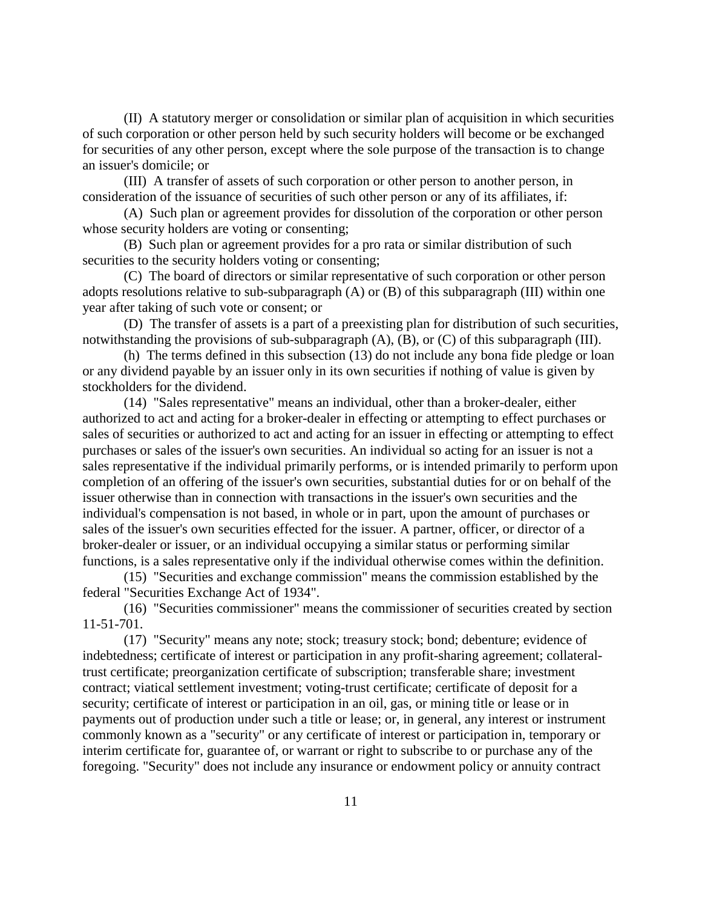(II) A statutory merger or consolidation or similar plan of acquisition in which securities of such corporation or other person held by such security holders will become or be exchanged for securities of any other person, except where the sole purpose of the transaction is to change an issuer's domicile; or

(III) A transfer of assets of such corporation or other person to another person, in consideration of the issuance of securities of such other person or any of its affiliates, if:

(A) Such plan or agreement provides for dissolution of the corporation or other person whose security holders are voting or consenting;

(B) Such plan or agreement provides for a pro rata or similar distribution of such securities to the security holders voting or consenting;

(C) The board of directors or similar representative of such corporation or other person adopts resolutions relative to sub-subparagraph (A) or (B) of this subparagraph (III) within one year after taking of such vote or consent; or

(D) The transfer of assets is a part of a preexisting plan for distribution of such securities, notwithstanding the provisions of sub-subparagraph (A), (B), or (C) of this subparagraph (III).

(h) The terms defined in this subsection (13) do not include any bona fide pledge or loan or any dividend payable by an issuer only in its own securities if nothing of value is given by stockholders for the dividend.

(14) "Sales representative" means an individual, other than a broker-dealer, either authorized to act and acting for a broker-dealer in effecting or attempting to effect purchases or sales of securities or authorized to act and acting for an issuer in effecting or attempting to effect purchases or sales of the issuer's own securities. An individual so acting for an issuer is not a sales representative if the individual primarily performs, or is intended primarily to perform upon completion of an offering of the issuer's own securities, substantial duties for or on behalf of the issuer otherwise than in connection with transactions in the issuer's own securities and the individual's compensation is not based, in whole or in part, upon the amount of purchases or sales of the issuer's own securities effected for the issuer. A partner, officer, or director of a broker-dealer or issuer, or an individual occupying a similar status or performing similar functions, is a sales representative only if the individual otherwise comes within the definition.

(15) "Securities and exchange commission" means the commission established by the federal "Securities Exchange Act of 1934".

(16) "Securities commissioner" means the commissioner of securities created by section 11-51-701.

(17) "Security" means any note; stock; treasury stock; bond; debenture; evidence of indebtedness; certificate of interest or participation in any profit-sharing agreement; collateral-trust certificate; preorganization certificate of subscription; transferable share; investment contract; viatical settlement investment; voting-trust certificate; certificate of deposit for a security; certificate of interest or participation in an oil, gas, or mining title or lease or in payments out of production under such a title or lease; or, in general, any interest or instrument commonly known as a "security" or any certificate of interest or participation in, temporary or interim certificate for, guarantee of, or warrant or right to subscribe to or purchase any of the foregoing. "Security" does not include any insurance or endowment policy or annuity contract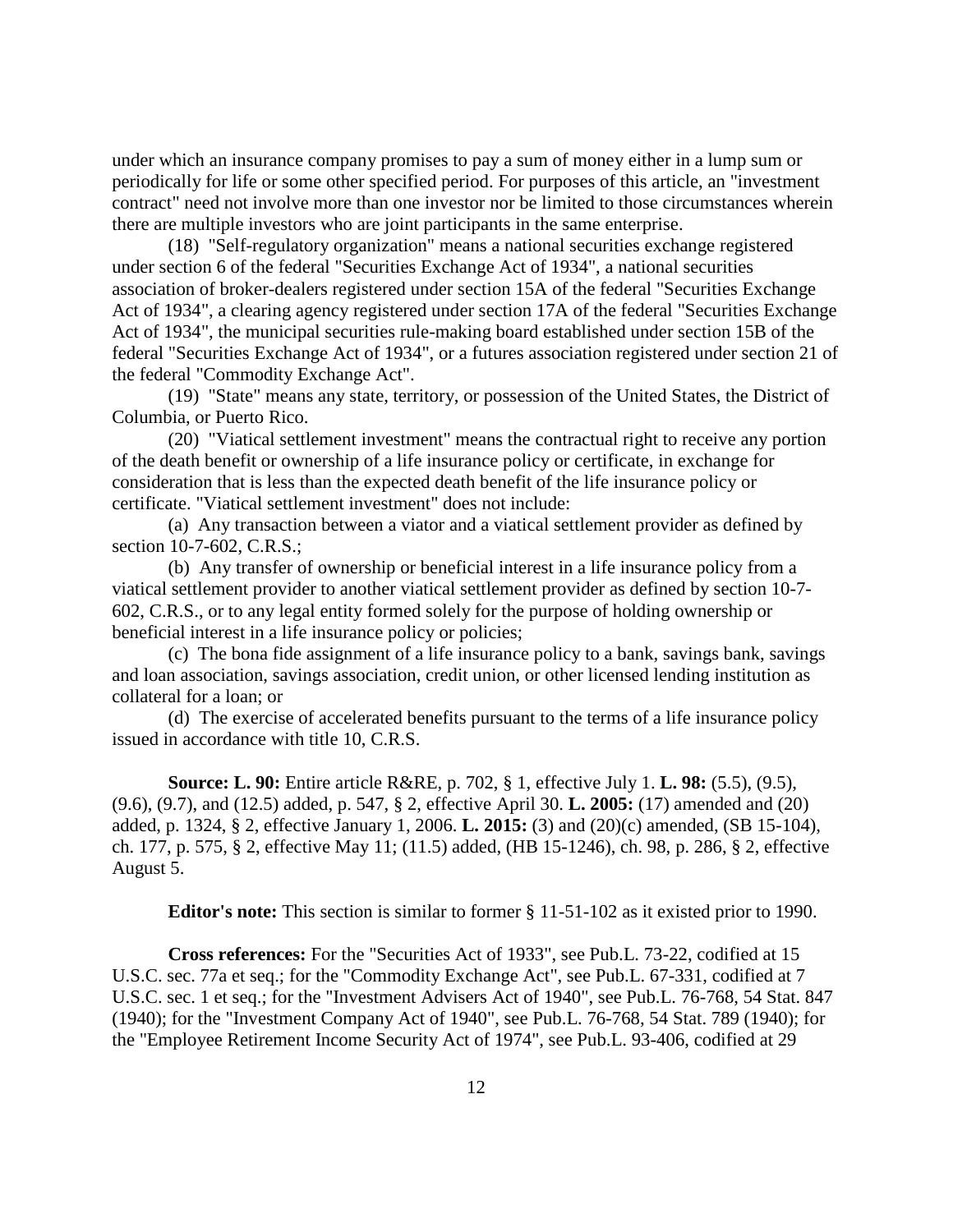under which an insurance company promises to pay a sum of money either in a lump sum or periodically for life or some other specified period. For purposes of this article, an "investment contract" need not involve more than one investor nor be limited to those circumstances wherein there are multiple investors who are joint participants in the same enterprise.

(18) "Self-regulatory organization" means a national securities exchange registered under section 6 of the federal "Securities Exchange Act of 1934", a national securities association of broker-dealers registered under section 15A of the federal "Securities Exchange Act of 1934", a clearing agency registered under section 17A of the federal "Securities Exchange Act of 1934", the municipal securities rule-making board established under section 15B of the federal "Securities Exchange Act of 1934", or a futures association registered under section 21 of the federal "Commodity Exchange Act".

(19) "State" means any state, territory, or possession of the United States, the District of Columbia, or Puerto Rico.

(20) "Viatical settlement investment" means the contractual right to receive any portion of the death benefit or ownership of a life insurance policy or certificate, in exchange for consideration that is less than the expected death benefit of the life insurance policy or certificate. "Viatical settlement investment" does not include:

(a) Any transaction between a viator and a viatical settlement provider as defined by section 10-7-602, C.R.S.;

(b) Any transfer of ownership or beneficial interest in a life insurance policy from a viatical settlement provider to another viatical settlement provider as defined by section 10-7-602, C.R.S., or to any legal entity formed solely for the purpose of holding ownership or beneficial interest in a life insurance policy or policies;

(c) The bona fide assignment of a life insurance policy to a bank, savings bank, savings and loan association, savings association, credit union, or other licensed lending institution as collateral for a loan; or

(d) The exercise of accelerated benefits pursuant to the terms of a life insurance policy issued in accordance with title 10, C.R.S.

**Source: L. 90:** Entire article R&RE, p. 702, § 1, effective July 1. **L. 98:** (5.5), (9.5), (9.6), (9.7), and (12.5) added, p. 547, § 2, effective April 30. **L. 2005:** (17) amended and (20) added, p. 1324, § 2, effective January 1, 2006. **L. 2015:** (3) and (20)(c) amended, (SB 15-104), ch. 177, p. 575, § 2, effective May 11; (11.5) added, (HB 15-1246), ch. 98, p. 286, § 2, effective August 5.

**Editor's note:** This section is similar to former § 11-51-102 as it existed prior to 1990.

**Cross references:** For the "Securities Act of 1933", see Pub.L. 73-22, codified at 15 U.S.C. sec. 77a et seq.; for the "Commodity Exchange Act", see Pub.L. 67-331, codified at 7 U.S.C. sec. 1 et seq.; for the "Investment Advisers Act of 1940", see Pub.L. 76-768, 54 Stat. 847 (1940); for the "Investment Company Act of 1940", see Pub.L. 76-768, 54 Stat. 789 (1940); for the "Employee Retirement Income Security Act of 1974", see Pub.L. 93-406, codified at 29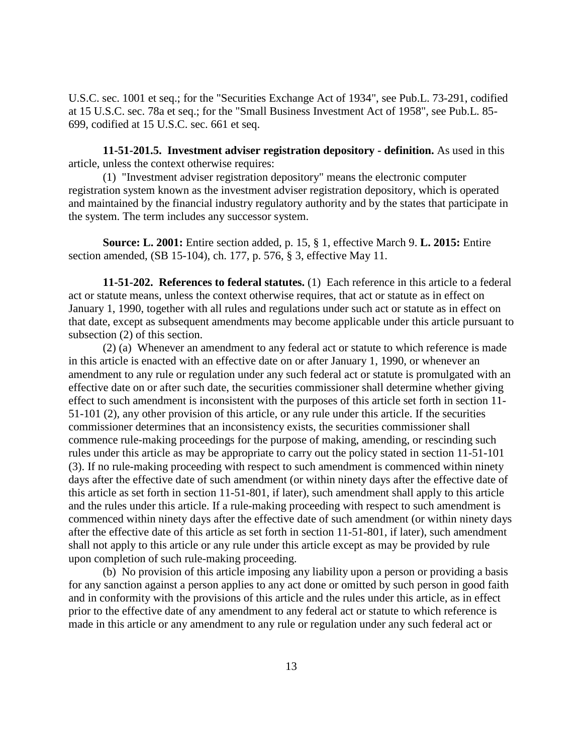U.S.C. sec. 1001 et seq.; for the "Securities Exchange Act of 1934", see Pub.L. 73-291, codified at 15 U.S.C. sec. 78a et seq.; for the "Small Business Investment Act of 1958", see Pub.L. 85-699, codified at 15 U.S.C. sec. 661 et seq.

**11-51-201.5. Investment adviser registration depository - definition.** As used in this article, unless the context otherwise requires:

(1) "Investment adviser registration depository" means the electronic computer registration system known as the investment adviser registration depository, which is operated and maintained by the financial industry regulatory authority and by the states that participate in the system. The term includes any successor system.

**Source: L. 2001:** Entire section added, p. 15, § 1, effective March 9. **L. 2015:** Entire section amended, (SB 15-104), ch. 177, p. 576, § 3, effective May 11.

**11-51-202. References to federal statutes.** (1) Each reference in this article to a federal act or statute means, unless the context otherwise requires, that act or statute as in effect on January 1, 1990, together with all rules and regulations under such act or statute as in effect on that date, except as subsequent amendments may become applicable under this article pursuant to subsection (2) of this section.

(2) (a) Whenever an amendment to any federal act or statute to which reference is made in this article is enacted with an effective date on or after January 1, 1990, or whenever an amendment to any rule or regulation under any such federal act or statute is promulgated with an effective date on or after such date, the securities commissioner shall determine whether giving effect to such amendment is inconsistent with the purposes of this article set forth in section 11-51-101 (2), any other provision of this article, or any rule under this article. If the securities commissioner determines that an inconsistency exists, the securities commissioner shall commence rule-making proceedings for the purpose of making, amending, or rescinding such rules under this article as may be appropriate to carry out the policy stated in section 11-51-101 (3). If no rule-making proceeding with respect to such amendment is commenced within ninety days after the effective date of such amendment (or within ninety days after the effective date of this article as set forth in section 11-51-801, if later), such amendment shall apply to this article and the rules under this article. If a rule-making proceeding with respect to such amendment is commenced within ninety days after the effective date of such amendment (or within ninety days after the effective date of this article as set forth in section 11-51-801, if later), such amendment shall not apply to this article or any rule under this article except as may be provided by rule upon completion of such rule-making proceeding.

(b) No provision of this article imposing any liability upon a person or providing a basis for any sanction against a person applies to any act done or omitted by such person in good faith and in conformity with the provisions of this article and the rules under this article, as in effect prior to the effective date of any amendment to any federal act or statute to which reference is made in this article or any amendment to any rule or regulation under any such federal act or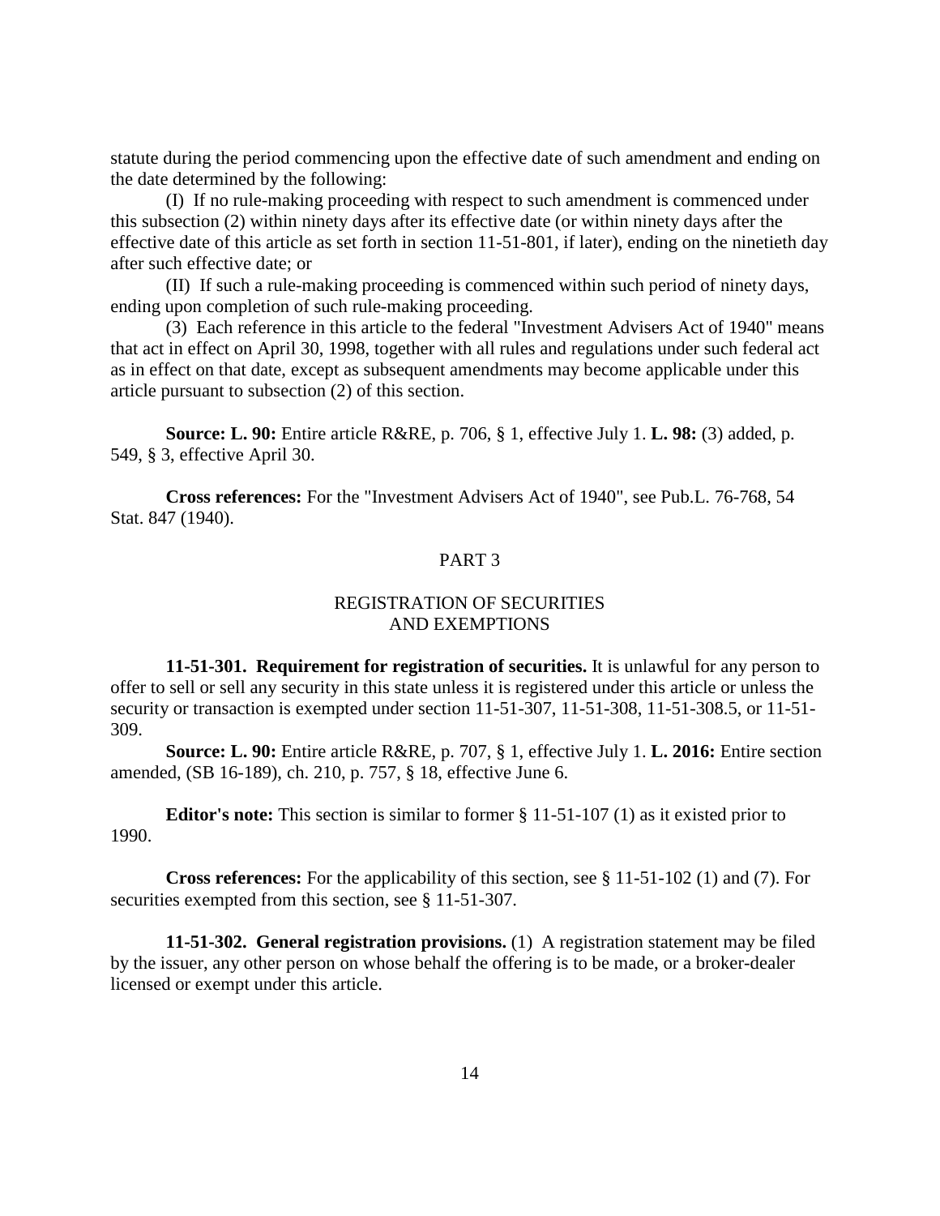statute during the period commencing upon the effective date of such amendment and ending on the date determined by the following:

(I) If no rule-making proceeding with respect to such amendment is commenced under this subsection (2) within ninety days after its effective date (or within ninety days after the effective date of this article as set forth in section 11-51-801, if later), ending on the ninetieth day after such effective date; or

(II) If such a rule-making proceeding is commenced within such period of ninety days, ending upon completion of such rule-making proceeding.

(3) Each reference in this article to the federal "Investment Advisers Act of 1940" means that act in effect on April 30, 1998, together with all rules and regulations under such federal act as in effect on that date, except as subsequent amendments may become applicable under this article pursuant to subsection (2) of this section.

**Source: L. 90:** Entire article R&RE, p. 706, § 1, effective July 1. **L. 98:** (3) added, p. 549, § 3, effective April 30.

**Cross references:** For the "Investment Advisers Act of 1940", see Pub.L. 76-768, 54 Stat. 847 (1940).

## PART 3

## REGISTRATION OF SECURITIES AND EXEMPTIONS

**11-51-301. Requirement for registration of securities.** It is unlawful for any person to offer to sell or sell any security in this state unless it is registered under this article or unless the security or transaction is exempted under section 11-51-307, 11-51-308, 11-51-308.5, or 11-51-309.

**Source: L. 90:** Entire article R&RE, p. 707, § 1, effective July 1. **L. 2016:** Entire section amended, (SB 16-189), ch. 210, p. 757, § 18, effective June 6.

**Editor's note:** This section is similar to former § 11-51-107 (1) as it existed prior to 1990.

**Cross references:** For the applicability of this section, see § 11-51-102 (1) and (7). For securities exempted from this section, see § 11-51-307.

**11-51-302. General registration provisions.** (1) A registration statement may be filed by the issuer, any other person on whose behalf the offering is to be made, or a broker-dealer licensed or exempt under this article.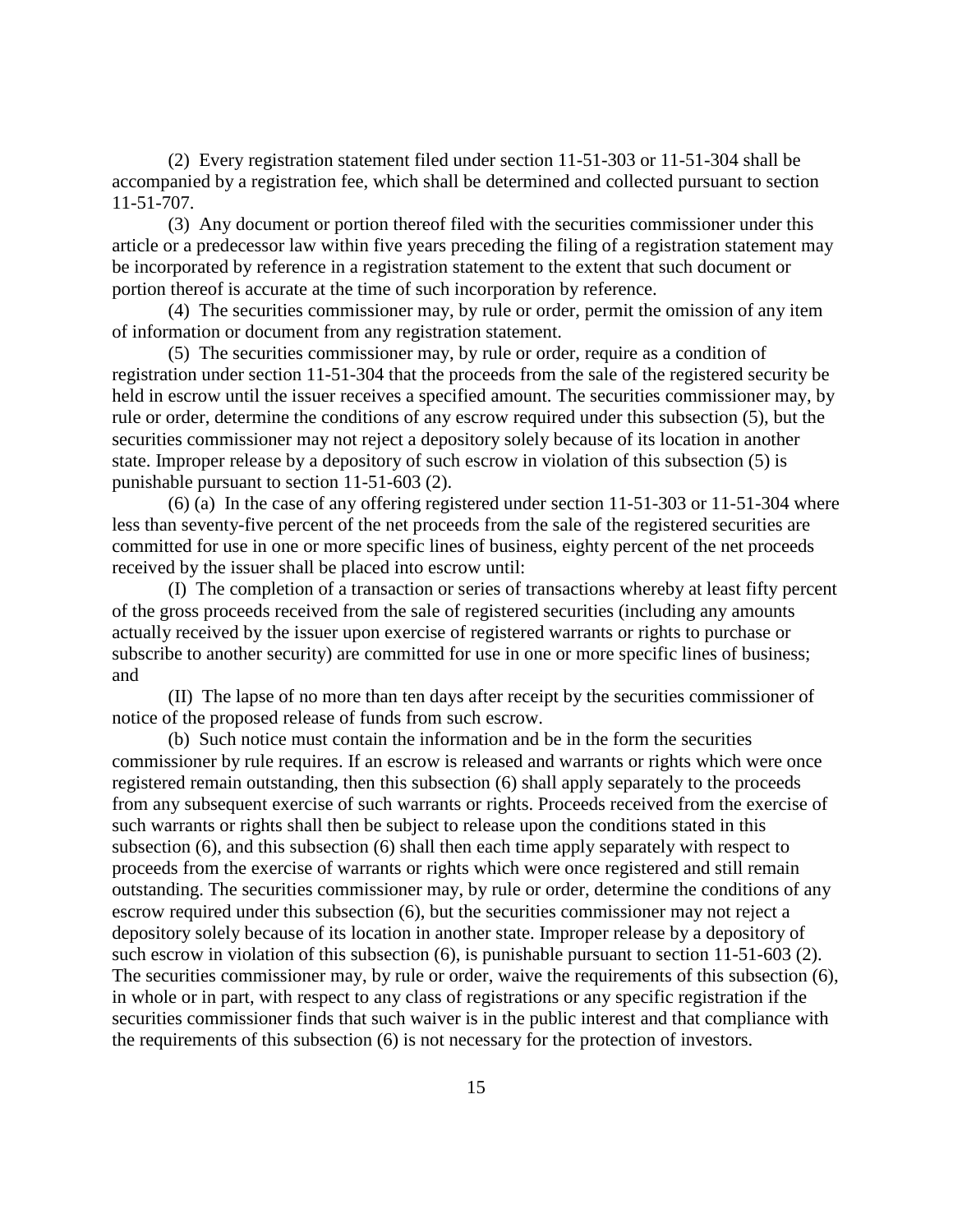(2) Every registration statement filed under section 11-51-303 or 11-51-304 shall be accompanied by a registration fee, which shall be determined and collected pursuant to section 11-51-707.

(3) Any document or portion thereof filed with the securities commissioner under this article or a predecessor law within five years preceding the filing of a registration statement may be incorporated by reference in a registration statement to the extent that such document or portion thereof is accurate at the time of such incorporation by reference.

(4) The securities commissioner may, by rule or order, permit the omission of any item of information or document from any registration statement.

(5) The securities commissioner may, by rule or order, require as a condition of registration under section 11-51-304 that the proceeds from the sale of the registered security be held in escrow until the issuer receives a specified amount. The securities commissioner may, by rule or order, determine the conditions of any escrow required under this subsection (5), but the securities commissioner may not reject a depository solely because of its location in another state. Improper release by a depository of such escrow in violation of this subsection (5) is punishable pursuant to section 11-51-603 (2).

(6) (a) In the case of any offering registered under section 11-51-303 or 11-51-304 where less than seventy-five percent of the net proceeds from the sale of the registered securities are committed for use in one or more specific lines of business, eighty percent of the net proceeds received by the issuer shall be placed into escrow until:

(I) The completion of a transaction or series of transactions whereby at least fifty percent of the gross proceeds received from the sale of registered securities (including any amounts actually received by the issuer upon exercise of registered warrants or rights to purchase or subscribe to another security) are committed for use in one or more specific lines of business; and

(II) The lapse of no more than ten days after receipt by the securities commissioner of notice of the proposed release of funds from such escrow.

(b) Such notice must contain the information and be in the form the securities commissioner by rule requires. If an escrow is released and warrants or rights which were once registered remain outstanding, then this subsection (6) shall apply separately to the proceeds from any subsequent exercise of such warrants or rights. Proceeds received from the exercise of such warrants or rights shall then be subject to release upon the conditions stated in this subsection (6), and this subsection (6) shall then each time apply separately with respect to proceeds from the exercise of warrants or rights which were once registered and still remain outstanding. The securities commissioner may, by rule or order, determine the conditions of any escrow required under this subsection (6), but the securities commissioner may not reject a depository solely because of its location in another state. Improper release by a depository of such escrow in violation of this subsection (6), is punishable pursuant to section 11-51-603 (2). The securities commissioner may, by rule or order, waive the requirements of this subsection (6), in whole or in part, with respect to any class of registrations or any specific registration if the securities commissioner finds that such waiver is in the public interest and that compliance with the requirements of this subsection (6) is not necessary for the protection of investors.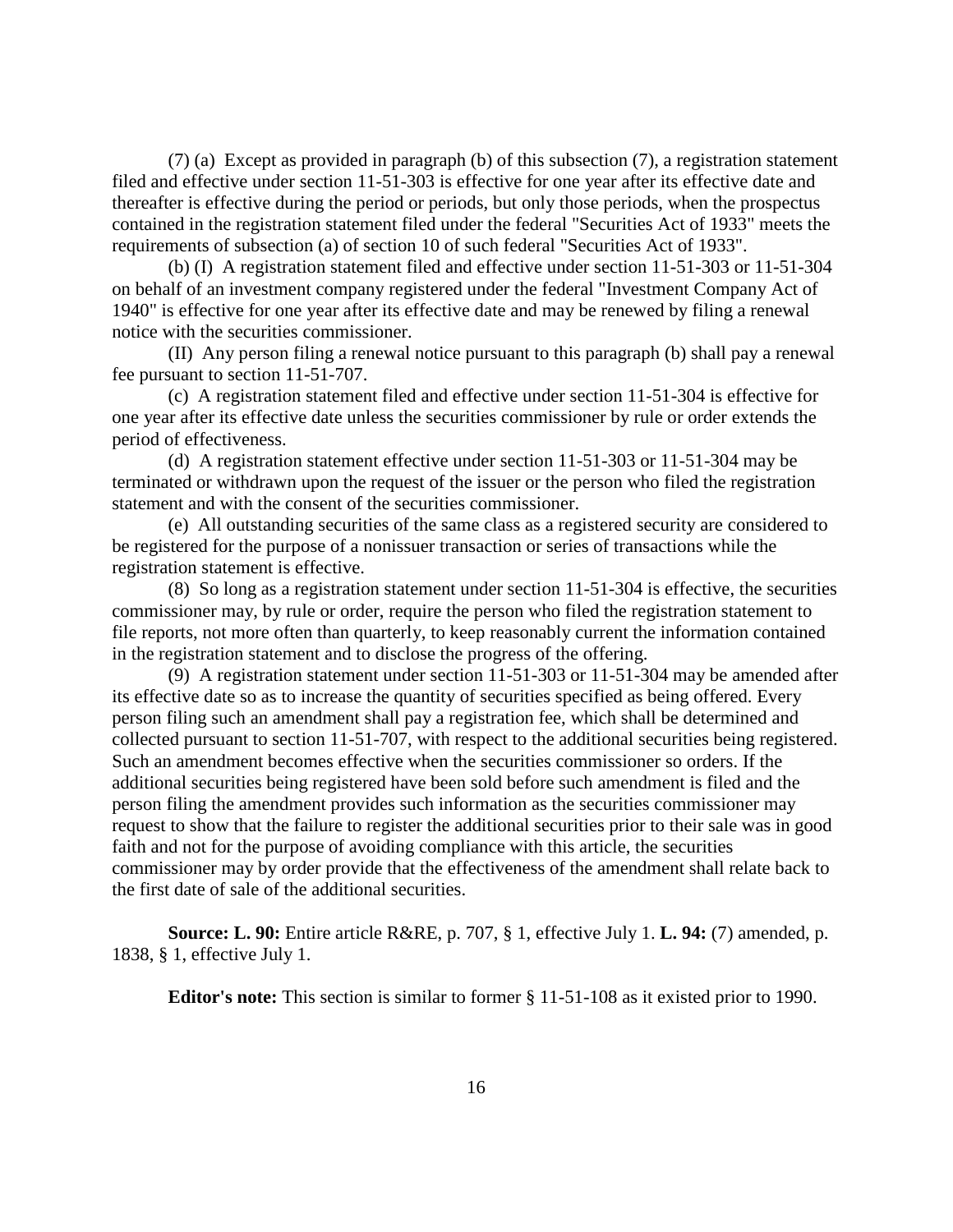(7) (a) Except as provided in paragraph (b) of this subsection (7), a registration statement filed and effective under section 11-51-303 is effective for one year after its effective date and thereafter is effective during the period or periods, but only those periods, when the prospectus contained in the registration statement filed under the federal "Securities Act of 1933" meets the requirements of subsection (a) of section 10 of such federal "Securities Act of 1933".

(b) (I) A registration statement filed and effective under section 11-51-303 or 11-51-304 on behalf of an investment company registered under the federal "Investment Company Act of 1940" is effective for one year after its effective date and may be renewed by filing a renewal notice with the securities commissioner.

(II) Any person filing a renewal notice pursuant to this paragraph (b) shall pay a renewal fee pursuant to section 11-51-707.

(c) A registration statement filed and effective under section 11-51-304 is effective for one year after its effective date unless the securities commissioner by rule or order extends the period of effectiveness.

(d) A registration statement effective under section 11-51-303 or 11-51-304 may be terminated or withdrawn upon the request of the issuer or the person who filed the registration statement and with the consent of the securities commissioner.

(e) All outstanding securities of the same class as a registered security are considered to be registered for the purpose of a nonissuer transaction or series of transactions while the registration statement is effective.

(8) So long as a registration statement under section 11-51-304 is effective, the securities commissioner may, by rule or order, require the person who filed the registration statement to file reports, not more often than quarterly, to keep reasonably current the information contained in the registration statement and to disclose the progress of the offering.

(9) A registration statement under section 11-51-303 or 11-51-304 may be amended after its effective date so as to increase the quantity of securities specified as being offered. Every person filing such an amendment shall pay a registration fee, which shall be determined and collected pursuant to section 11-51-707, with respect to the additional securities being registered. Such an amendment becomes effective when the securities commissioner so orders. If the additional securities being registered have been sold before such amendment is filed and the person filing the amendment provides such information as the securities commissioner may request to show that the failure to register the additional securities prior to their sale was in good faith and not for the purpose of avoiding compliance with this article, the securities commissioner may by order provide that the effectiveness of the amendment shall relate back to the first date of sale of the additional securities.

**Source: L. 90:** Entire article R&RE, p. 707, § 1, effective July 1. **L. 94:** (7) amended, p. 1838, § 1, effective July 1.

**Editor's note:** This section is similar to former § 11-51-108 as it existed prior to 1990.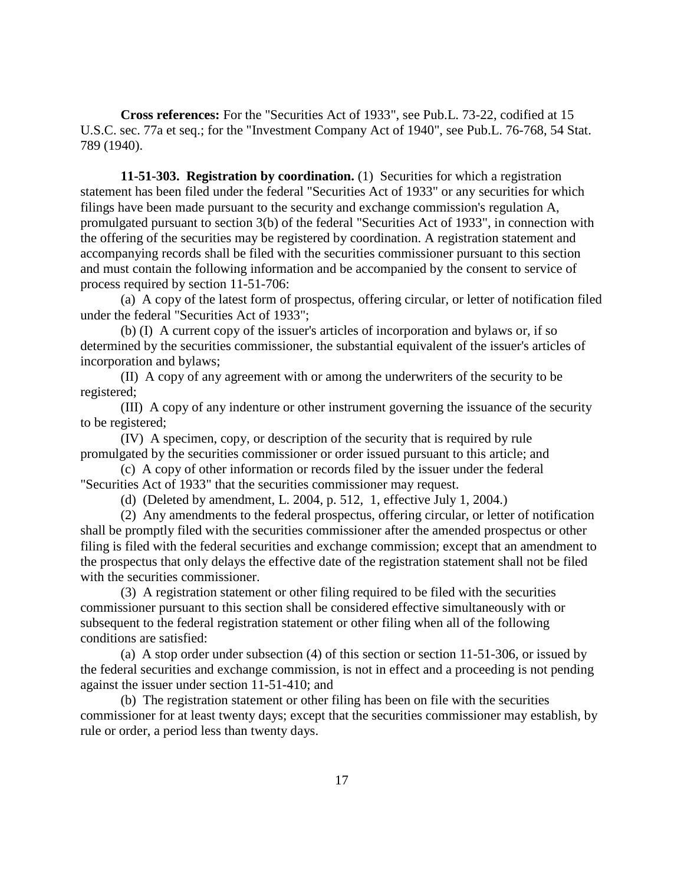**Cross references:** For the "Securities Act of 1933", see Pub.L. 73-22, codified at 15 U.S.C. sec. 77a et seq.; for the "Investment Company Act of 1940", see Pub.L. 76-768, 54 Stat. 789 (1940).

**11-51-303. Registration by coordination.** (1) Securities for which a registration statement has been filed under the federal "Securities Act of 1933" or any securities for which filings have been made pursuant to the security and exchange commission's regulation A, promulgated pursuant to section 3(b) of the federal "Securities Act of 1933", in connection with the offering of the securities may be registered by coordination. A registration statement and accompanying records shall be filed with the securities commissioner pursuant to this section and must contain the following information and be accompanied by the consent to service of process required by section 11-51-706:

(a) A copy of the latest form of prospectus, offering circular, or letter of notification filed under the federal "Securities Act of 1933";

(b) (I) A current copy of the issuer's articles of incorporation and bylaws or, if so determined by the securities commissioner, the substantial equivalent of the issuer's articles of incorporation and bylaws;

(II) A copy of any agreement with or among the underwriters of the security to be registered;

(III) A copy of any indenture or other instrument governing the issuance of the security to be registered;

(IV) A specimen, copy, or description of the security that is required by rule promulgated by the securities commissioner or order issued pursuant to this article; and

(c) A copy of other information or records filed by the issuer under the federal "Securities Act of 1933" that the securities commissioner may request.

(d) (Deleted by amendment, L. 2004, p. 512, 1, effective July 1, 2004.)

(2) Any amendments to the federal prospectus, offering circular, or letter of notification shall be promptly filed with the securities commissioner after the amended prospectus or other filing is filed with the federal securities and exchange commission; except that an amendment to the prospectus that only delays the effective date of the registration statement shall not be filed with the securities commissioner.

(3) A registration statement or other filing required to be filed with the securities commissioner pursuant to this section shall be considered effective simultaneously with or subsequent to the federal registration statement or other filing when all of the following conditions are satisfied:

(a) A stop order under subsection (4) of this section or section 11-51-306, or issued by the federal securities and exchange commission, is not in effect and a proceeding is not pending against the issuer under section 11-51-410; and

(b) The registration statement or other filing has been on file with the securities commissioner for at least twenty days; except that the securities commissioner may establish, by rule or order, a period less than twenty days.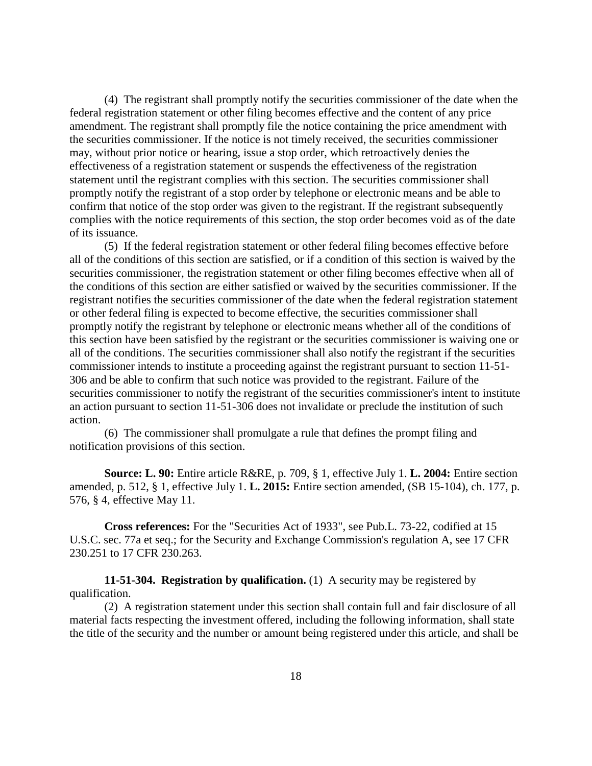(4) The registrant shall promptly notify the securities commissioner of the date when the federal registration statement or other filing becomes effective and the content of any price amendment. The registrant shall promptly file the notice containing the price amendment with the securities commissioner. If the notice is not timely received, the securities commissioner may, without prior notice or hearing, issue a stop order, which retroactively denies the effectiveness of a registration statement or suspends the effectiveness of the registration statement until the registrant complies with this section. The securities commissioner shall promptly notify the registrant of a stop order by telephone or electronic means and be able to confirm that notice of the stop order was given to the registrant. If the registrant subsequently complies with the notice requirements of this section, the stop order becomes void as of the date of its issuance.

(5) If the federal registration statement or other federal filing becomes effective before all of the conditions of this section are satisfied, or if a condition of this section is waived by the securities commissioner, the registration statement or other filing becomes effective when all of the conditions of this section are either satisfied or waived by the securities commissioner. If the registrant notifies the securities commissioner of the date when the federal registration statement or other federal filing is expected to become effective, the securities commissioner shall promptly notify the registrant by telephone or electronic means whether all of the conditions of this section have been satisfied by the registrant or the securities commissioner is waiving one or all of the conditions. The securities commissioner shall also notify the registrant if the securities commissioner intends to institute a proceeding against the registrant pursuant to section 11-51-306 and be able to confirm that such notice was provided to the registrant. Failure of the securities commissioner to notify the registrant of the securities commissioner's intent to institute an action pursuant to section 11-51-306 does not invalidate or preclude the institution of such action.

(6) The commissioner shall promulgate a rule that defines the prompt filing and notification provisions of this section.

**Source: L. 90:** Entire article R&RE, p. 709, § 1, effective July 1. **L. 2004:** Entire section amended, p. 512, § 1, effective July 1. **L. 2015:** Entire section amended, (SB 15-104), ch. 177, p. 576, § 4, effective May 11.

**Cross references:** For the "Securities Act of 1933", see Pub.L. 73-22, codified at 15 U.S.C. sec. 77a et seq.; for the Security and Exchange Commission's regulation A, see 17 CFR 230.251 to 17 CFR 230.263.

**11-51-304. Registration by qualification.** (1) A security may be registered by qualification.

(2) A registration statement under this section shall contain full and fair disclosure of all material facts respecting the investment offered, including the following information, shall state the title of the security and the number or amount being registered under this article, and shall be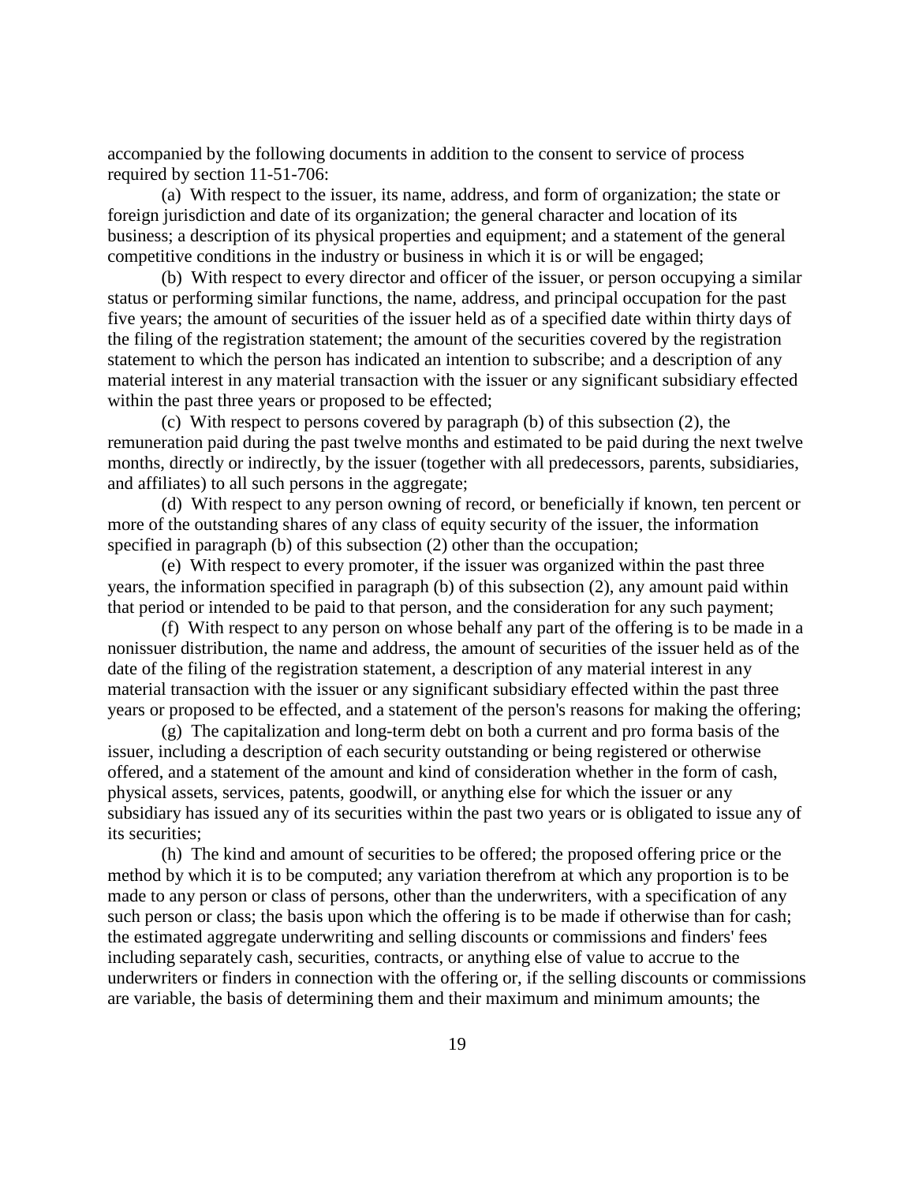accompanied by the following documents in addition to the consent to service of process required by section 11-51-706:

(a) With respect to the issuer, its name, address, and form of organization; the state or foreign jurisdiction and date of its organization; the general character and location of its business; a description of its physical properties and equipment; and a statement of the general competitive conditions in the industry or business in which it is or will be engaged;

(b) With respect to every director and officer of the issuer, or person occupying a similar status or performing similar functions, the name, address, and principal occupation for the past five years; the amount of securities of the issuer held as of a specified date within thirty days of the filing of the registration statement; the amount of the securities covered by the registration statement to which the person has indicated an intention to subscribe; and a description of any material interest in any material transaction with the issuer or any significant subsidiary effected within the past three years or proposed to be effected;

(c) With respect to persons covered by paragraph (b) of this subsection (2), the remuneration paid during the past twelve months and estimated to be paid during the next twelve months, directly or indirectly, by the issuer (together with all predecessors, parents, subsidiaries, and affiliates) to all such persons in the aggregate;

(d) With respect to any person owning of record, or beneficially if known, ten percent or more of the outstanding shares of any class of equity security of the issuer, the information specified in paragraph (b) of this subsection (2) other than the occupation;

(e) With respect to every promoter, if the issuer was organized within the past three years, the information specified in paragraph (b) of this subsection (2), any amount paid within that period or intended to be paid to that person, and the consideration for any such payment;

(f) With respect to any person on whose behalf any part of the offering is to be made in a nonissuer distribution, the name and address, the amount of securities of the issuer held as of the date of the filing of the registration statement, a description of any material interest in any material transaction with the issuer or any significant subsidiary effected within the past three years or proposed to be effected, and a statement of the person's reasons for making the offering;

(g) The capitalization and long-term debt on both a current and pro forma basis of the issuer, including a description of each security outstanding or being registered or otherwise offered, and a statement of the amount and kind of consideration whether in the form of cash, physical assets, services, patents, goodwill, or anything else for which the issuer or any subsidiary has issued any of its securities within the past two years or is obligated to issue any of its securities;

(h) The kind and amount of securities to be offered; the proposed offering price or the method by which it is to be computed; any variation therefrom at which any proportion is to be made to any person or class of persons, other than the underwriters, with a specification of any such person or class; the basis upon which the offering is to be made if otherwise than for cash; the estimated aggregate underwriting and selling discounts or commissions and finders' fees including separately cash, securities, contracts, or anything else of value to accrue to the underwriters or finders in connection with the offering or, if the selling discounts or commissions are variable, the basis of determining them and their maximum and minimum amounts; the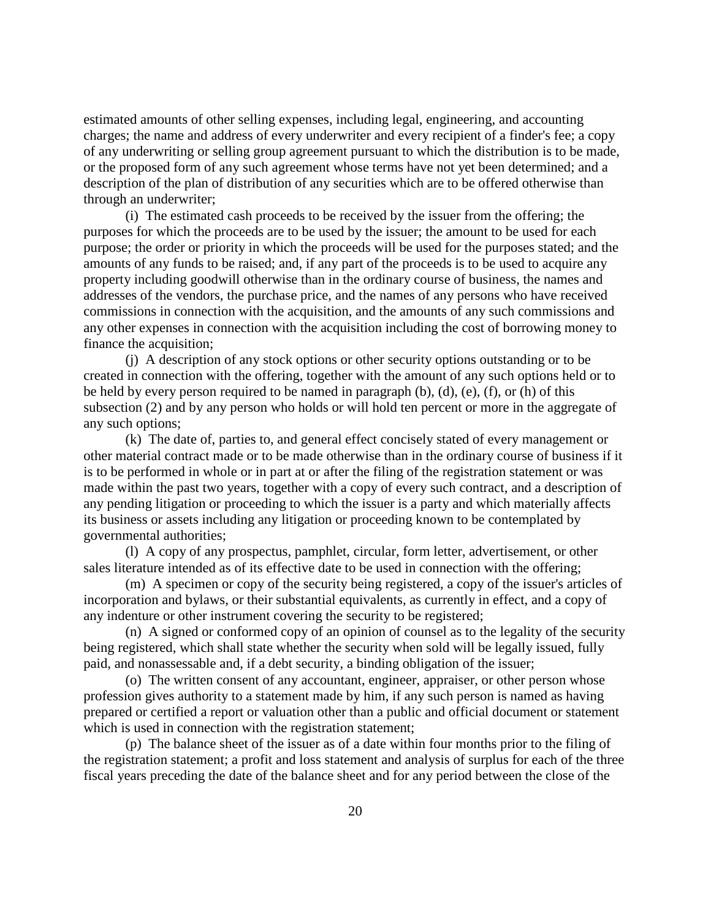estimated amounts of other selling expenses, including legal, engineering, and accounting charges; the name and address of every underwriter and every recipient of a finder's fee; a copy of any underwriting or selling group agreement pursuant to which the distribution is to be made, or the proposed form of any such agreement whose terms have not yet been determined; and a description of the plan of distribution of any securities which are to be offered otherwise than through an underwriter;

(i) The estimated cash proceeds to be received by the issuer from the offering; the purposes for which the proceeds are to be used by the issuer; the amount to be used for each purpose; the order or priority in which the proceeds will be used for the purposes stated; and the amounts of any funds to be raised; and, if any part of the proceeds is to be used to acquire any property including goodwill otherwise than in the ordinary course of business, the names and addresses of the vendors, the purchase price, and the names of any persons who have received commissions in connection with the acquisition, and the amounts of any such commissions and any other expenses in connection with the acquisition including the cost of borrowing money to finance the acquisition;

(j) A description of any stock options or other security options outstanding or to be created in connection with the offering, together with the amount of any such options held or to be held by every person required to be named in paragraph (b), (d), (e), (f), or (h) of this subsection (2) and by any person who holds or will hold ten percent or more in the aggregate of any such options;

(k) The date of, parties to, and general effect concisely stated of every management or other material contract made or to be made otherwise than in the ordinary course of business if it is to be performed in whole or in part at or after the filing of the registration statement or was made within the past two years, together with a copy of every such contract, and a description of any pending litigation or proceeding to which the issuer is a party and which materially affects its business or assets including any litigation or proceeding known to be contemplated by governmental authorities;

(l) A copy of any prospectus, pamphlet, circular, form letter, advertisement, or other sales literature intended as of its effective date to be used in connection with the offering;

(m) A specimen or copy of the security being registered, a copy of the issuer's articles of incorporation and bylaws, or their substantial equivalents, as currently in effect, and a copy of any indenture or other instrument covering the security to be registered;

(n) A signed or conformed copy of an opinion of counsel as to the legality of the security being registered, which shall state whether the security when sold will be legally issued, fully paid, and nonassessable and, if a debt security, a binding obligation of the issuer;

(o) The written consent of any accountant, engineer, appraiser, or other person whose profession gives authority to a statement made by him, if any such person is named as having prepared or certified a report or valuation other than a public and official document or statement which is used in connection with the registration statement;

(p) The balance sheet of the issuer as of a date within four months prior to the filing of the registration statement; a profit and loss statement and analysis of surplus for each of the three fiscal years preceding the date of the balance sheet and for any period between the close of the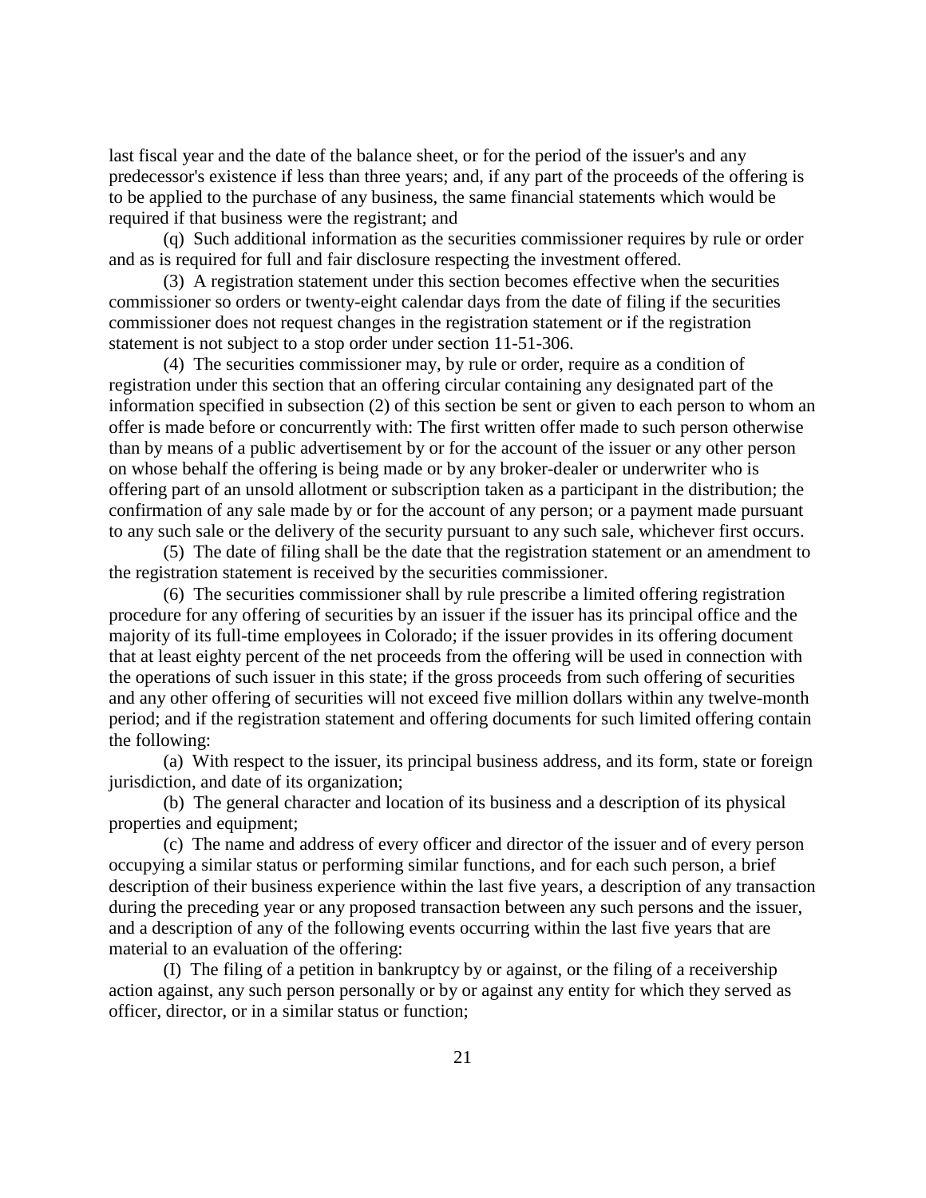last fiscal year and the date of the balance sheet, or for the period of the issuer's and any predecessor's existence if less than three years; and, if any part of the proceeds of the offering is to be applied to the purchase of any business, the same financial statements which would be required if that business were the registrant; and

(q) Such additional information as the securities commissioner requires by rule or order and as is required for full and fair disclosure respecting the investment offered.

(3) A registration statement under this section becomes effective when the securities commissioner so orders or twenty-eight calendar days from the date of filing if the securities commissioner does not request changes in the registration statement or if the registration statement is not subject to a stop order under section 11-51-306.

(4) The securities commissioner may, by rule or order, require as a condition of registration under this section that an offering circular containing any designated part of the information specified in subsection (2) of this section be sent or given to each person to whom an offer is made before or concurrently with: The first written offer made to such person otherwise than by means of a public advertisement by or for the account of the issuer or any other person on whose behalf the offering is being made or by any broker-dealer or underwriter who is offering part of an unsold allotment or subscription taken as a participant in the distribution; the confirmation of any sale made by or for the account of any person; or a payment made pursuant to any such sale or the delivery of the security pursuant to any such sale, whichever first occurs.

(5) The date of filing shall be the date that the registration statement or an amendment to the registration statement is received by the securities commissioner.

(6) The securities commissioner shall by rule prescribe a limited offering registration procedure for any offering of securities by an issuer if the issuer has its principal office and the majority of its full-time employees in Colorado; if the issuer provides in its offering document that at least eighty percent of the net proceeds from the offering will be used in connection with the operations of such issuer in this state; if the gross proceeds from such offering of securities and any other offering of securities will not exceed five million dollars within any twelve-month period; and if the registration statement and offering documents for such limited offering contain the following:

(a) With respect to the issuer, its principal business address, and its form, state or foreign jurisdiction, and date of its organization;

(b) The general character and location of its business and a description of its physical properties and equipment;

(c) The name and address of every officer and director of the issuer and of every person occupying a similar status or performing similar functions, and for each such person, a brief description of their business experience within the last five years, a description of any transaction during the preceding year or any proposed transaction between any such persons and the issuer, and a description of any of the following events occurring within the last five years that are material to an evaluation of the offering:

(I) The filing of a petition in bankruptcy by or against, or the filing of a receivership action against, any such person personally or by or against any entity for which they served as officer, director, or in a similar status or function;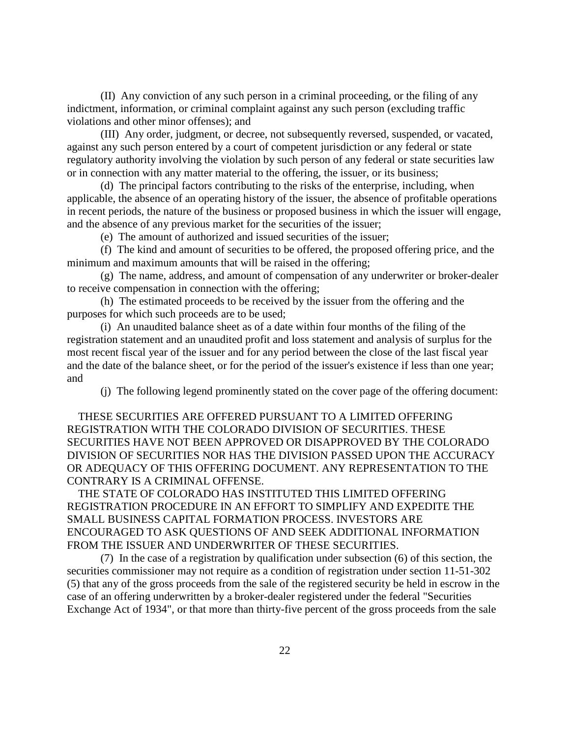(II) Any conviction of any such person in a criminal proceeding, or the filing of any indictment, information, or criminal complaint against any such person (excluding traffic violations and other minor offenses); and

(III) Any order, judgment, or decree, not subsequently reversed, suspended, or vacated, against any such person entered by a court of competent jurisdiction or any federal or state regulatory authority involving the violation by such person of any federal or state securities law or in connection with any matter material to the offering, the issuer, or its business;

(d) The principal factors contributing to the risks of the enterprise, including, when applicable, the absence of an operating history of the issuer, the absence of profitable operations in recent periods, the nature of the business or proposed business in which the issuer will engage, and the absence of any previous market for the securities of the issuer;

(e) The amount of authorized and issued securities of the issuer;

(f) The kind and amount of securities to be offered, the proposed offering price, and the minimum and maximum amounts that will be raised in the offering;

(g) The name, address, and amount of compensation of any underwriter or broker-dealer to receive compensation in connection with the offering;

(h) The estimated proceeds to be received by the issuer from the offering and the purposes for which such proceeds are to be used;

(i) An unaudited balance sheet as of a date within four months of the filing of the registration statement and an unaudited profit and loss statement and analysis of surplus for the most recent fiscal year of the issuer and for any period between the close of the last fiscal year and the date of the balance sheet, or for the period of the issuer's existence if less than one year; and

(j) The following legend prominently stated on the cover page of the offering document:

THESE SECURITIES ARE OFFERED PURSUANT TO A LIMITED OFFERING REGISTRATION WITH THE COLORADO DIVISION OF SECURITIES. THESE SECURITIES HAVE NOT BEEN APPROVED OR DISAPPROVED BY THE COLORADO DIVISION OF SECURITIES NOR HAS THE DIVISION PASSED UPON THE ACCURACY OR ADEQUACY OF THIS OFFERING DOCUMENT. ANY REPRESENTATION TO THE CONTRARY IS A CRIMINAL OFFENSE.

THE STATE OF COLORADO HAS INSTITUTED THIS LIMITED OFFERING REGISTRATION PROCEDURE IN AN EFFORT TO SIMPLIFY AND EXPEDITE THE SMALL BUSINESS CAPITAL FORMATION PROCESS. INVESTORS ARE ENCOURAGED TO ASK QUESTIONS OF AND SEEK ADDITIONAL INFORMATION FROM THE ISSUER AND UNDERWRITER OF THESE SECURITIES.

(7) In the case of a registration by qualification under subsection (6) of this section, the securities commissioner may not require as a condition of registration under section 11-51-302 (5) that any of the gross proceeds from the sale of the registered security be held in escrow in the case of an offering underwritten by a broker-dealer registered under the federal "Securities Exchange Act of 1934", or that more than thirty-five percent of the gross proceeds from the sale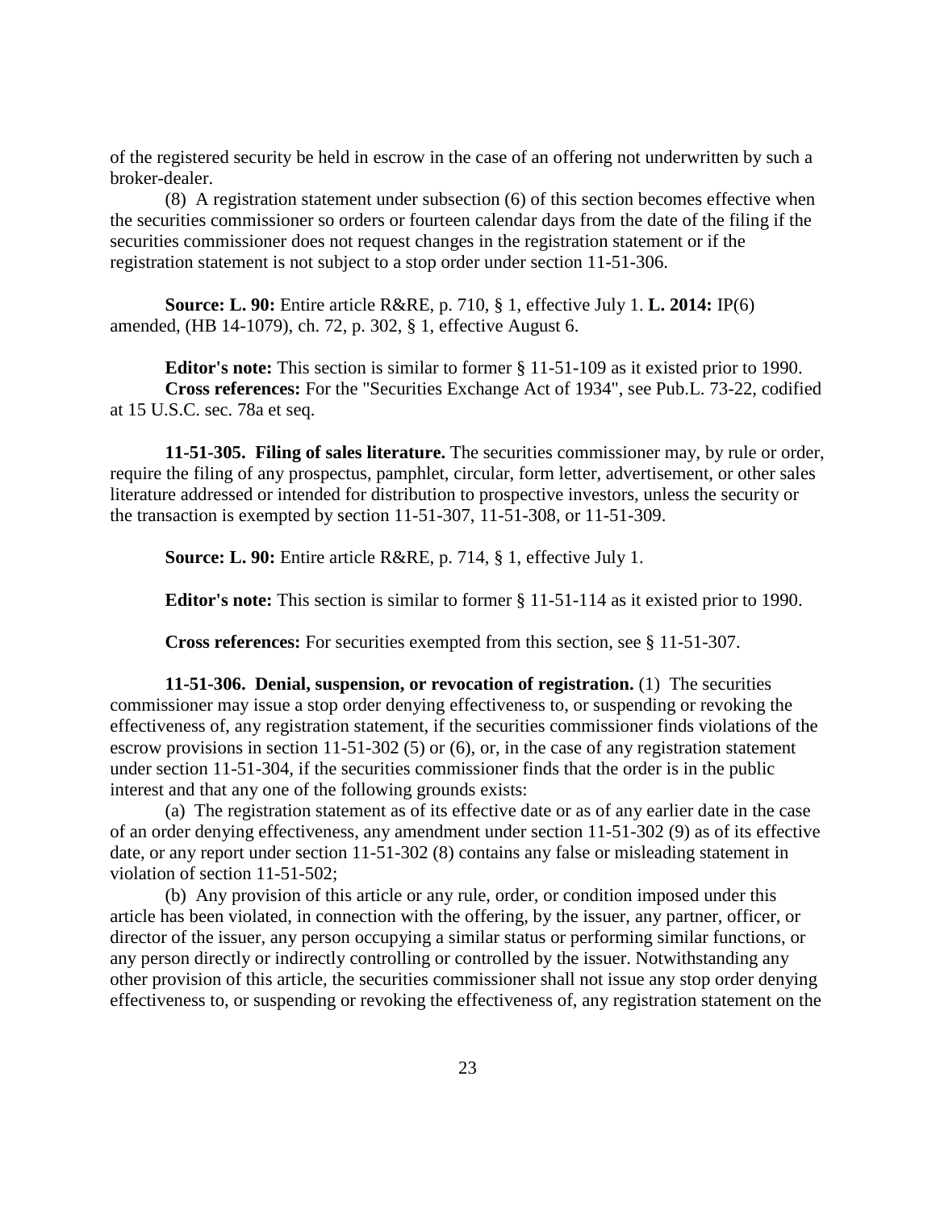of the registered security be held in escrow in the case of an offering not underwritten by such a broker-dealer.

(8) A registration statement under subsection (6) of this section becomes effective when the securities commissioner so orders or fourteen calendar days from the date of the filing if the securities commissioner does not request changes in the registration statement or if the registration statement is not subject to a stop order under section 11-51-306.

**Source: L. 90:** Entire article R&RE, p. 710, § 1, effective July 1. **L. 2014:** IP(6) amended, (HB 14-1079), ch. 72, p. 302, § 1, effective August 6.

**Editor's note:** This section is similar to former § 11-51-109 as it existed prior to 1990.

**Cross references:** For the "Securities Exchange Act of 1934", see Pub.L. 73-22, codified at 15 U.S.C. sec. 78a et seq.

**11-51-305. Filing of sales literature.** The securities commissioner may, by rule or order, require the filing of any prospectus, pamphlet, circular, form letter, advertisement, or other sales literature addressed or intended for distribution to prospective investors, unless the security or the transaction is exempted by section 11-51-307, 11-51-308, or 11-51-309.

**Source: L. 90:** Entire article R&RE, p. 714, § 1, effective July 1.

**Editor's note:** This section is similar to former § 11-51-114 as it existed prior to 1990.

**Cross references:** For securities exempted from this section, see § 11-51-307.

**11-51-306. Denial, suspension, or revocation of registration.** (1) The securities commissioner may issue a stop order denying effectiveness to, or suspending or revoking the effectiveness of, any registration statement, if the securities commissioner finds violations of the escrow provisions in section 11-51-302 (5) or (6), or, in the case of any registration statement under section 11-51-304, if the securities commissioner finds that the order is in the public interest and that any one of the following grounds exists:

(a) The registration statement as of its effective date or as of any earlier date in the case of an order denying effectiveness, any amendment under section 11-51-302 (9) as of its effective date, or any report under section 11-51-302 (8) contains any false or misleading statement in violation of section 11-51-502;

(b) Any provision of this article or any rule, order, or condition imposed under this article has been violated, in connection with the offering, by the issuer, any partner, officer, or director of the issuer, any person occupying a similar status or performing similar functions, or any person directly or indirectly controlling or controlled by the issuer. Notwithstanding any other provision of this article, the securities commissioner shall not issue any stop order denying effectiveness to, or suspending or revoking the effectiveness of, any registration statement on the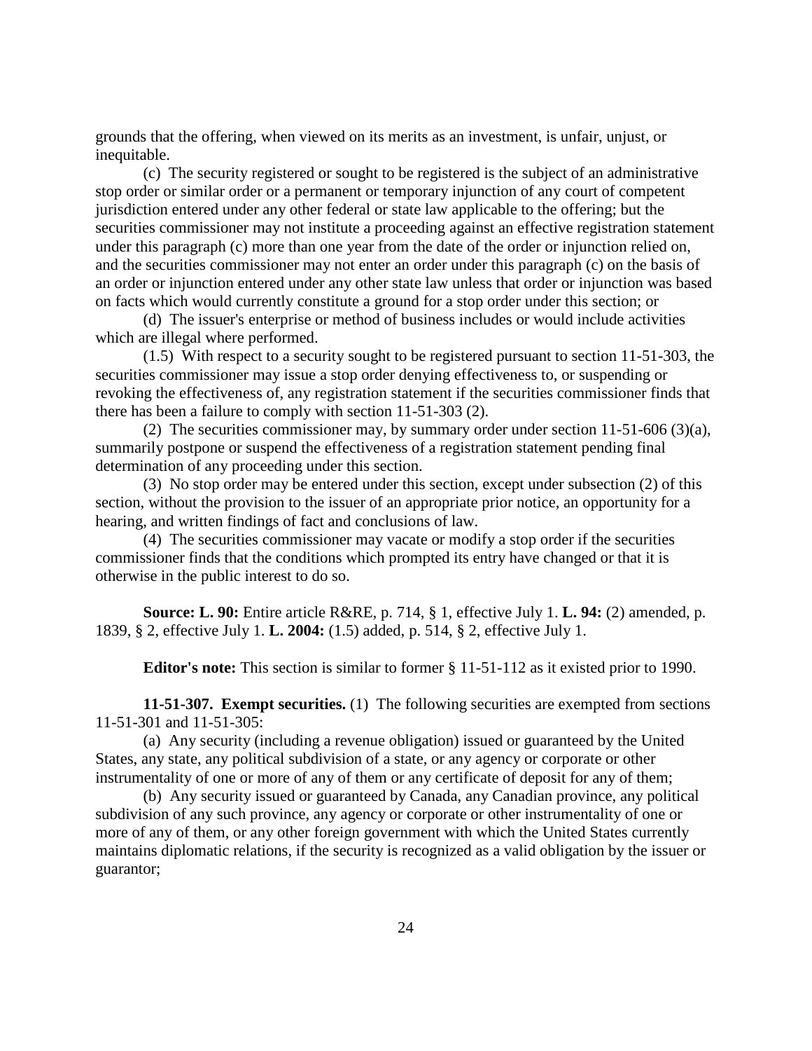grounds that the offering, when viewed on its merits as an investment, is unfair, unjust, or inequitable.

(c) The security registered or sought to be registered is the subject of an administrative stop order or similar order or a permanent or temporary injunction of any court of competent jurisdiction entered under any other federal or state law applicable to the offering; but the securities commissioner may not institute a proceeding against an effective registration statement under this paragraph (c) more than one year from the date of the order or injunction relied on, and the securities commissioner may not enter an order under this paragraph (c) on the basis of an order or injunction entered under any other state law unless that order or injunction was based on facts which would currently constitute a ground for a stop order under this section; or

(d) The issuer's enterprise or method of business includes or would include activities which are illegal where performed.

(1.5) With respect to a security sought to be registered pursuant to section 11-51-303, the securities commissioner may issue a stop order denying effectiveness to, or suspending or revoking the effectiveness of, any registration statement if the securities commissioner finds that there has been a failure to comply with section 11-51-303 (2).

(2) The securities commissioner may, by summary order under section 11-51-606 (3)(a), summarily postpone or suspend the effectiveness of a registration statement pending final determination of any proceeding under this section.

(3) No stop order may be entered under this section, except under subsection (2) of this section, without the provision to the issuer of an appropriate prior notice, an opportunity for a hearing, and written findings of fact and conclusions of law.

(4) The securities commissioner may vacate or modify a stop order if the securities commissioner finds that the conditions which prompted its entry have changed or that it is otherwise in the public interest to do so.

**Source: L. 90:** Entire article R&RE, p. 714, § 1, effective July 1. **L. 94:** (2) amended, p. 1839, § 2, effective July 1. **L. 2004:** (1.5) added, p. 514, § 2, effective July 1.

**Editor's note:** This section is similar to former § 11-51-112 as it existed prior to 1990.

**11-51-307. Exempt securities.** (1) The following securities are exempted from sections 11-51-301 and 11-51-305:

(a) Any security (including a revenue obligation) issued or guaranteed by the United States, any state, any political subdivision of a state, or any agency or corporate or other instrumentality of one or more of any of them or any certificate of deposit for any of them;

(b) Any security issued or guaranteed by Canada, any Canadian province, any political subdivision of any such province, any agency or corporate or other instrumentality of one or more of any of them, or any other foreign government with which the United States currently maintains diplomatic relations, if the security is recognized as a valid obligation by the issuer or guarantor;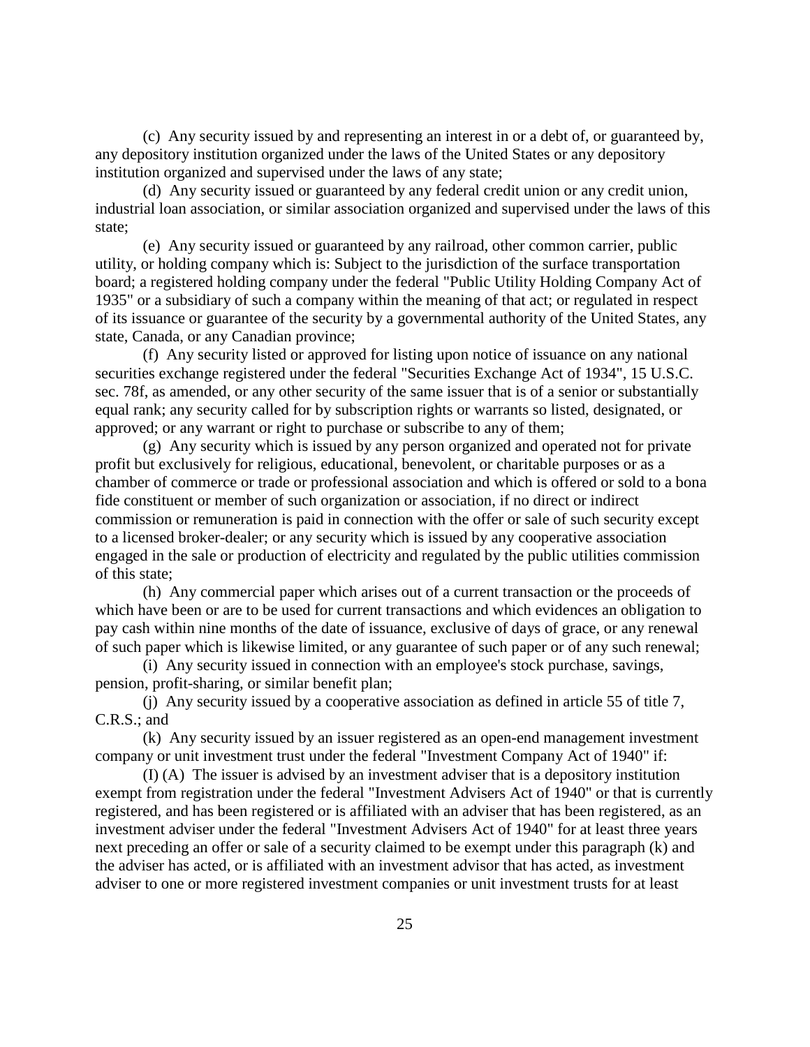(c) Any security issued by and representing an interest in or a debt of, or guaranteed by, any depository institution organized under the laws of the United States or any depository institution organized and supervised under the laws of any state;

(d) Any security issued or guaranteed by any federal credit union or any credit union, industrial loan association, or similar association organized and supervised under the laws of this state;

(e) Any security issued or guaranteed by any railroad, other common carrier, public utility, or holding company which is: Subject to the jurisdiction of the surface transportation board; a registered holding company under the federal "Public Utility Holding Company Act of 1935" or a subsidiary of such a company within the meaning of that act; or regulated in respect of its issuance or guarantee of the security by a governmental authority of the United States, any state, Canada, or any Canadian province;

(f) Any security listed or approved for listing upon notice of issuance on any national securities exchange registered under the federal "Securities Exchange Act of 1934", 15 U.S.C. sec. 78f, as amended, or any other security of the same issuer that is of a senior or substantially equal rank; any security called for by subscription rights or warrants so listed, designated, or approved; or any warrant or right to purchase or subscribe to any of them;

(g) Any security which is issued by any person organized and operated not for private profit but exclusively for religious, educational, benevolent, or charitable purposes or as a chamber of commerce or trade or professional association and which is offered or sold to a bona fide constituent or member of such organization or association, if no direct or indirect commission or remuneration is paid in connection with the offer or sale of such security except to a licensed broker-dealer; or any security which is issued by any cooperative association engaged in the sale or production of electricity and regulated by the public utilities commission of this state;

(h) Any commercial paper which arises out of a current transaction or the proceeds of which have been or are to be used for current transactions and which evidences an obligation to pay cash within nine months of the date of issuance, exclusive of days of grace, or any renewal of such paper which is likewise limited, or any guarantee of such paper or of any such renewal;

(i) Any security issued in connection with an employee's stock purchase, savings, pension, profit-sharing, or similar benefit plan;

(j) Any security issued by a cooperative association as defined in article 55 of title 7, C.R.S.; and

(k) Any security issued by an issuer registered as an open-end management investment company or unit investment trust under the federal "Investment Company Act of 1940" if:

(I) (A) The issuer is advised by an investment adviser that is a depository institution exempt from registration under the federal "Investment Advisers Act of 1940" or that is currently registered, and has been registered or is affiliated with an adviser that has been registered, as an investment adviser under the federal "Investment Advisers Act of 1940" for at least three years next preceding an offer or sale of a security claimed to be exempt under this paragraph (k) and the adviser has acted, or is affiliated with an investment advisor that has acted, as investment adviser to one or more registered investment companies or unit investment trusts for at least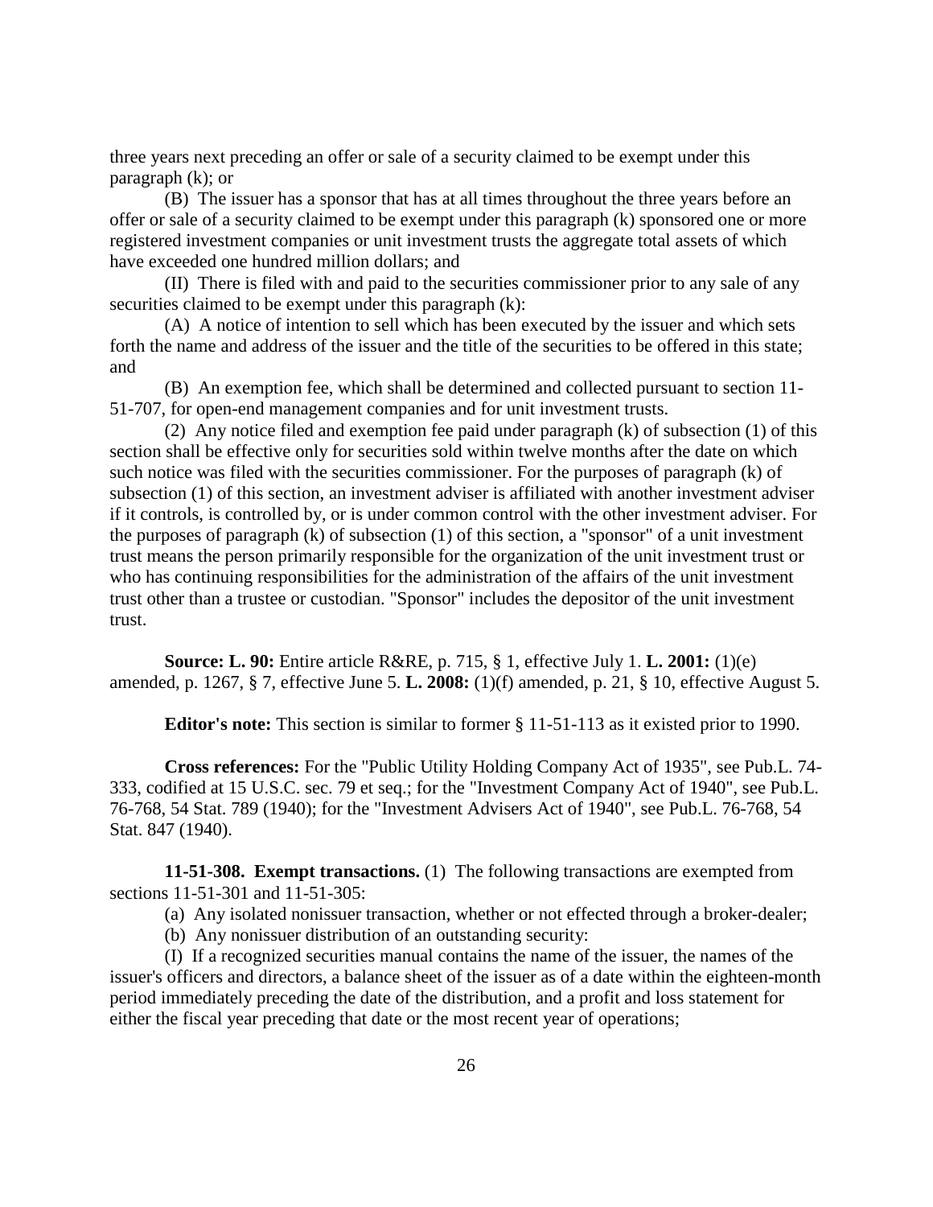three years next preceding an offer or sale of a security claimed to be exempt under this paragraph (k); or

(B) The issuer has a sponsor that has at all times throughout the three years before an offer or sale of a security claimed to be exempt under this paragraph (k) sponsored one or more registered investment companies or unit investment trusts the aggregate total assets of which have exceeded one hundred million dollars; and

(II) There is filed with and paid to the securities commissioner prior to any sale of any securities claimed to be exempt under this paragraph (k):

(A) A notice of intention to sell which has been executed by the issuer and which sets forth the name and address of the issuer and the title of the securities to be offered in this state; and

(B) An exemption fee, which shall be determined and collected pursuant to section 11-51-707, for open-end management companies and for unit investment trusts.

(2) Any notice filed and exemption fee paid under paragraph (k) of subsection (1) of this section shall be effective only for securities sold within twelve months after the date on which such notice was filed with the securities commissioner. For the purposes of paragraph (k) of subsection (1) of this section, an investment adviser is affiliated with another investment adviser if it controls, is controlled by, or is under common control with the other investment adviser. For the purposes of paragraph (k) of subsection (1) of this section, a "sponsor" of a unit investment trust means the person primarily responsible for the organization of the unit investment trust or who has continuing responsibilities for the administration of the affairs of the unit investment trust other than a trustee or custodian. "Sponsor" includes the depositor of the unit investment trust.

**Source: L. 90:** Entire article R&RE, p. 715, § 1, effective July 1. **L. 2001:** (1)(e) amended, p. 1267, § 7, effective June 5. **L. 2008:** (1)(f) amended, p. 21, § 10, effective August 5.

**Editor's note:** This section is similar to former § 11-51-113 as it existed prior to 1990.

**Cross references:** For the "Public Utility Holding Company Act of 1935", see Pub.L. 74-333, codified at 15 U.S.C. sec. 79 et seq.; for the "Investment Company Act of 1940", see Pub.L. 76-768, 54 Stat. 789 (1940); for the "Investment Advisers Act of 1940", see Pub.L. 76-768, 54 Stat. 847 (1940).

**11-51-308. Exempt transactions.** (1) The following transactions are exempted from sections 11-51-301 and 11-51-305:

(a) Any isolated nonissuer transaction, whether or not effected through a broker-dealer;

(b) Any nonissuer distribution of an outstanding security:

(I) If a recognized securities manual contains the name of the issuer, the names of the issuer's officers and directors, a balance sheet of the issuer as of a date within the eighteen-month period immediately preceding the date of the distribution, and a profit and loss statement for either the fiscal year preceding that date or the most recent year of operations;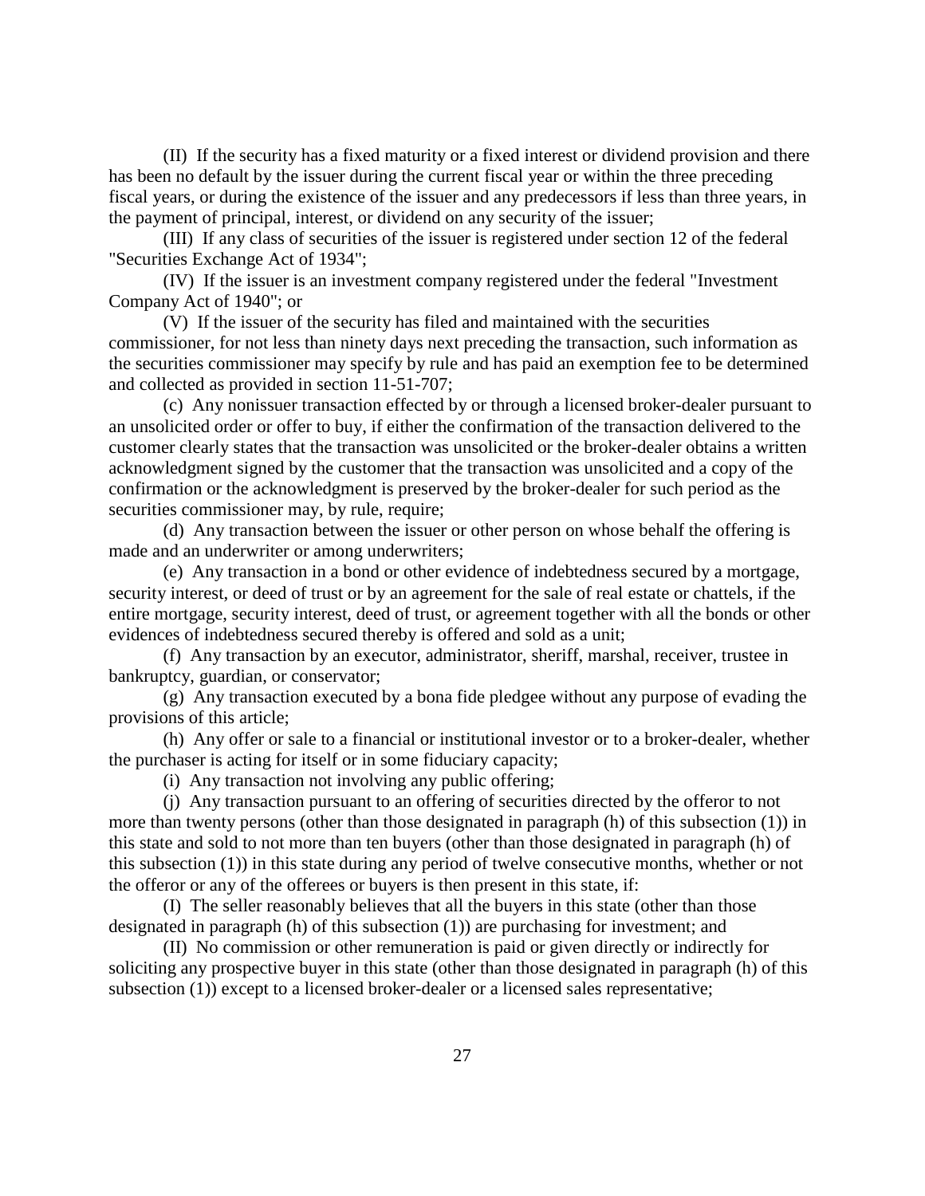(II) If the security has a fixed maturity or a fixed interest or dividend provision and there has been no default by the issuer during the current fiscal year or within the three preceding fiscal years, or during the existence of the issuer and any predecessors if less than three years, in the payment of principal, interest, or dividend on any security of the issuer;

(III) If any class of securities of the issuer is registered under section 12 of the federal "Securities Exchange Act of 1934";

(IV) If the issuer is an investment company registered under the federal "Investment Company Act of 1940"; or

(V) If the issuer of the security has filed and maintained with the securities commissioner, for not less than ninety days next preceding the transaction, such information as the securities commissioner may specify by rule and has paid an exemption fee to be determined and collected as provided in section 11-51-707;

(c) Any nonissuer transaction effected by or through a licensed broker-dealer pursuant to an unsolicited order or offer to buy, if either the confirmation of the transaction delivered to the customer clearly states that the transaction was unsolicited or the broker-dealer obtains a written acknowledgment signed by the customer that the transaction was unsolicited and a copy of the confirmation or the acknowledgment is preserved by the broker-dealer for such period as the securities commissioner may, by rule, require;

(d) Any transaction between the issuer or other person on whose behalf the offering is made and an underwriter or among underwriters;

(e) Any transaction in a bond or other evidence of indebtedness secured by a mortgage, security interest, or deed of trust or by an agreement for the sale of real estate or chattels, if the entire mortgage, security interest, deed of trust, or agreement together with all the bonds or other evidences of indebtedness secured thereby is offered and sold as a unit;

(f) Any transaction by an executor, administrator, sheriff, marshal, receiver, trustee in bankruptcy, guardian, or conservator;

(g) Any transaction executed by a bona fide pledgee without any purpose of evading the provisions of this article;

(h) Any offer or sale to a financial or institutional investor or to a broker-dealer, whether the purchaser is acting for itself or in some fiduciary capacity;

(i) Any transaction not involving any public offering;

(j) Any transaction pursuant to an offering of securities directed by the offeror to not more than twenty persons (other than those designated in paragraph (h) of this subsection (1)) in this state and sold to not more than ten buyers (other than those designated in paragraph (h) of this subsection (1)) in this state during any period of twelve consecutive months, whether or not the offeror or any of the offerees or buyers is then present in this state, if:

(I) The seller reasonably believes that all the buyers in this state (other than those designated in paragraph (h) of this subsection (1)) are purchasing for investment; and

(II) No commission or other remuneration is paid or given directly or indirectly for soliciting any prospective buyer in this state (other than those designated in paragraph (h) of this subsection (1)) except to a licensed broker-dealer or a licensed sales representative;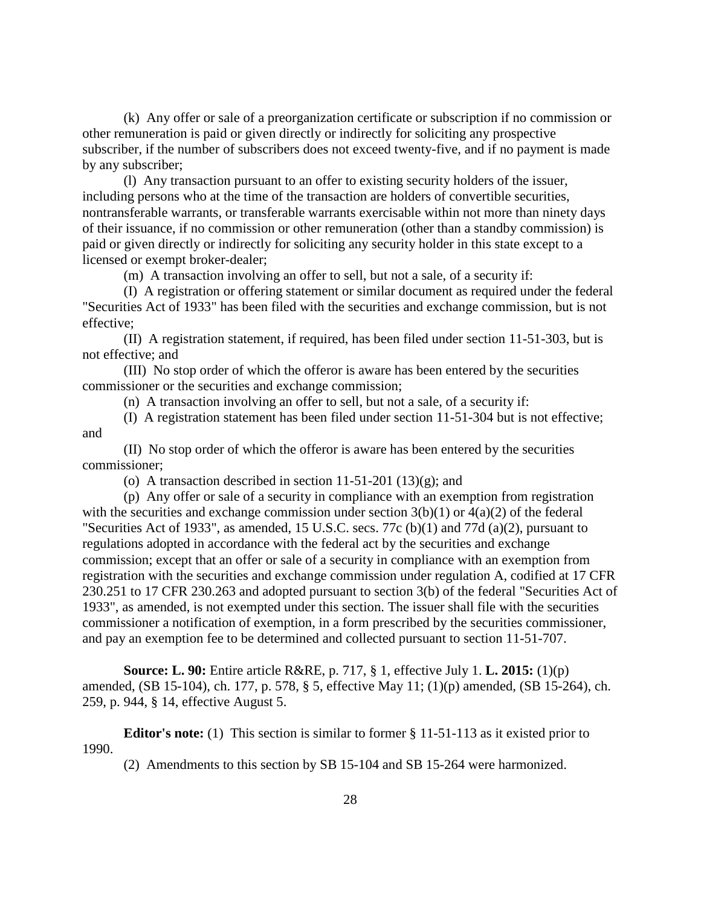(k) Any offer or sale of a preorganization certificate or subscription if no commission or other remuneration is paid or given directly or indirectly for soliciting any prospective subscriber, if the number of subscribers does not exceed twenty-five, and if no payment is made by any subscriber;

(l) Any transaction pursuant to an offer to existing security holders of the issuer, including persons who at the time of the transaction are holders of convertible securities, nontransferable warrants, or transferable warrants exercisable within not more than ninety days of their issuance, if no commission or other remuneration (other than a standby commission) is paid or given directly or indirectly for soliciting any security holder in this state except to a licensed or exempt broker-dealer;

(m) A transaction involving an offer to sell, but not a sale, of a security if:

(I) A registration or offering statement or similar document as required under the federal "Securities Act of 1933" has been filed with the securities and exchange commission, but is not effective;

(II) A registration statement, if required, has been filed under section 11-51-303, but is not effective; and

(III) No stop order of which the offeror is aware has been entered by the securities commissioner or the securities and exchange commission;

(n) A transaction involving an offer to sell, but not a sale, of a security if:

(I) A registration statement has been filed under section 11-51-304 but is not effective; and

(II) No stop order of which the offeror is aware has been entered by the securities commissioner;

(o) A transaction described in section 11-51-201 (13)(g); and

(p) Any offer or sale of a security in compliance with an exemption from registration with the securities and exchange commission under section 3(b)(1) or 4(a)(2) of the federal "Securities Act of 1933", as amended, 15 U.S.C. secs. 77c (b)(1) and 77d (a)(2), pursuant to regulations adopted in accordance with the federal act by the securities and exchange commission; except that an offer or sale of a security in compliance with an exemption from registration with the securities and exchange commission under regulation A, codified at 17 CFR 230.251 to 17 CFR 230.263 and adopted pursuant to section 3(b) of the federal "Securities Act of 1933", as amended, is not exempted under this section. The issuer shall file with the securities commissioner a notification of exemption, in a form prescribed by the securities commissioner, and pay an exemption fee to be determined and collected pursuant to section 11-51-707.

**Source: L. 90:** Entire article R&RE, p. 717, § 1, effective July 1. **L. 2015:** (1)(p) amended, (SB 15-104), ch. 177, p. 578, § 5, effective May 11; (1)(p) amended, (SB 15-264), ch. 259, p. 944, § 14, effective August 5.

**Editor's note:** (1) This section is similar to former § 11-51-113 as it existed prior to 1990.

(2) Amendments to this section by SB 15-104 and SB 15-264 were harmonized.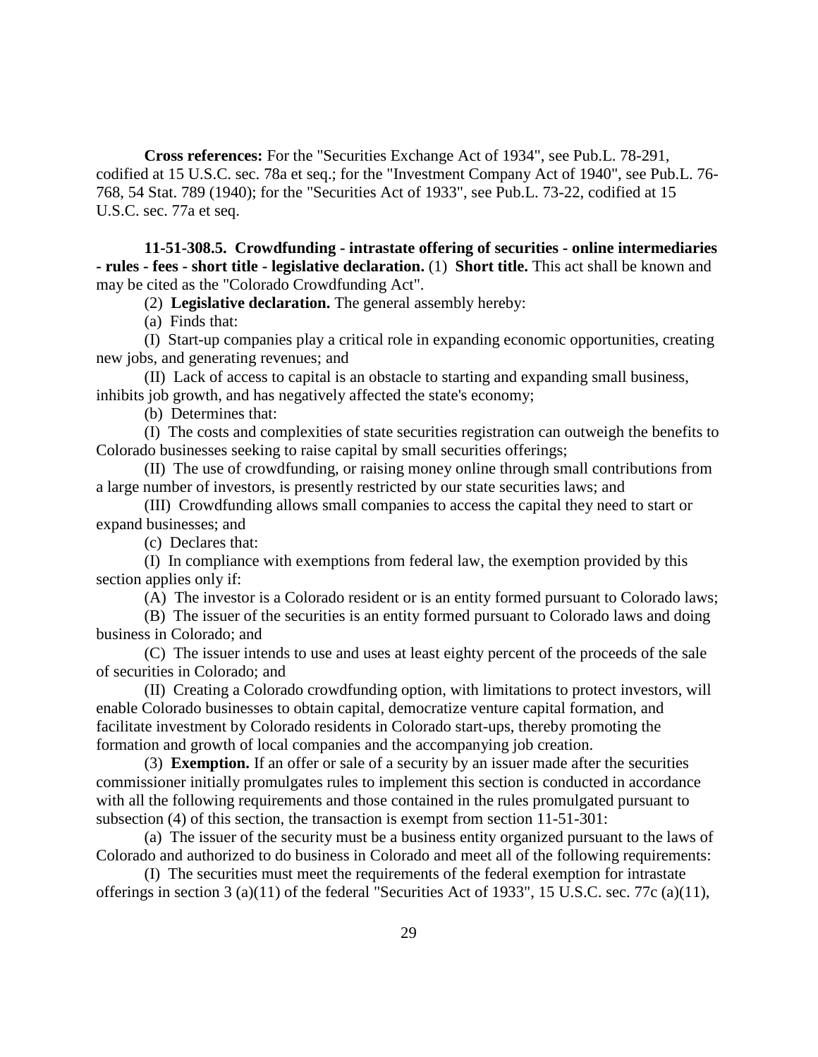**Cross references:** For the "Securities Exchange Act of 1934", see Pub.L. 78-291, codified at 15 U.S.C. sec. 78a et seq.; for the "Investment Company Act of 1940", see Pub.L. 76-768, 54 Stat. 789 (1940); for the "Securities Act of 1933", see Pub.L. 73-22, codified at 15 U.S.C. sec. 77a et seq.

**11-51-308.5. Crowdfunding - intrastate offering of securities - online intermediaries - rules - fees - short title - legislative declaration.** (1) **Short title.** This act shall be known and may be cited as the "Colorado Crowdfunding Act".

(2) **Legislative declaration.** The general assembly hereby:

(a) Finds that:

(I) Start-up companies play a critical role in expanding economic opportunities, creating new jobs, and generating revenues; and

(II) Lack of access to capital is an obstacle to starting and expanding small business, inhibits job growth, and has negatively affected the state's economy;

(b) Determines that:

(I) The costs and complexities of state securities registration can outweigh the benefits to Colorado businesses seeking to raise capital by small securities offerings;

(II) The use of crowdfunding, or raising money online through small contributions from a large number of investors, is presently restricted by our state securities laws; and

(III) Crowdfunding allows small companies to access the capital they need to start or expand businesses; and

(c) Declares that:

(I) In compliance with exemptions from federal law, the exemption provided by this section applies only if:

(A) The investor is a Colorado resident or is an entity formed pursuant to Colorado laws;

(B) The issuer of the securities is an entity formed pursuant to Colorado laws and doing business in Colorado; and

(C) The issuer intends to use and uses at least eighty percent of the proceeds of the sale of securities in Colorado; and

(II) Creating a Colorado crowdfunding option, with limitations to protect investors, will enable Colorado businesses to obtain capital, democratize venture capital formation, and facilitate investment by Colorado residents in Colorado start-ups, thereby promoting the formation and growth of local companies and the accompanying job creation.

(3) **Exemption.** If an offer or sale of a security by an issuer made after the securities commissioner initially promulgates rules to implement this section is conducted in accordance with all the following requirements and those contained in the rules promulgated pursuant to subsection (4) of this section, the transaction is exempt from section 11-51-301:

(a) The issuer of the security must be a business entity organized pursuant to the laws of Colorado and authorized to do business in Colorado and meet all of the following requirements:

(I) The securities must meet the requirements of the federal exemption for intrastate offerings in section 3 (a)(11) of the federal "Securities Act of 1933", 15 U.S.C. sec. 77c (a)(11),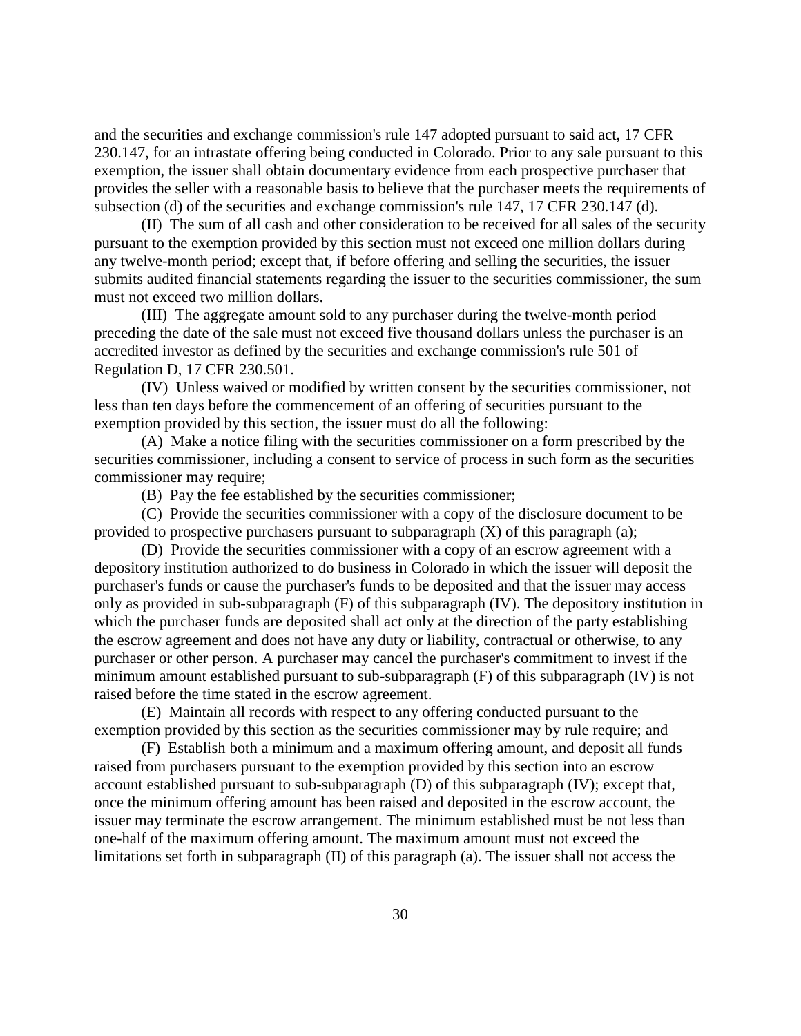and the securities and exchange commission's rule 147 adopted pursuant to said act, 17 CFR 230.147, for an intrastate offering being conducted in Colorado. Prior to any sale pursuant to this exemption, the issuer shall obtain documentary evidence from each prospective purchaser that provides the seller with a reasonable basis to believe that the purchaser meets the requirements of subsection (d) of the securities and exchange commission's rule 147, 17 CFR 230.147 (d).

(II) The sum of all cash and other consideration to be received for all sales of the security pursuant to the exemption provided by this section must not exceed one million dollars during any twelve-month period; except that, if before offering and selling the securities, the issuer submits audited financial statements regarding the issuer to the securities commissioner, the sum must not exceed two million dollars.

(III) The aggregate amount sold to any purchaser during the twelve-month period preceding the date of the sale must not exceed five thousand dollars unless the purchaser is an accredited investor as defined by the securities and exchange commission's rule 501 of Regulation D, 17 CFR 230.501.

(IV) Unless waived or modified by written consent by the securities commissioner, not less than ten days before the commencement of an offering of securities pursuant to the exemption provided by this section, the issuer must do all the following:

(A) Make a notice filing with the securities commissioner on a form prescribed by the securities commissioner, including a consent to service of process in such form as the securities commissioner may require;

(B) Pay the fee established by the securities commissioner;

(C) Provide the securities commissioner with a copy of the disclosure document to be provided to prospective purchasers pursuant to subparagraph (X) of this paragraph (a);

(D) Provide the securities commissioner with a copy of an escrow agreement with a depository institution authorized to do business in Colorado in which the issuer will deposit the purchaser's funds or cause the purchaser's funds to be deposited and that the issuer may access only as provided in sub-subparagraph (F) of this subparagraph (IV). The depository institution in which the purchaser funds are deposited shall act only at the direction of the party establishing the escrow agreement and does not have any duty or liability, contractual or otherwise, to any purchaser or other person. A purchaser may cancel the purchaser's commitment to invest if the minimum amount established pursuant to sub-subparagraph (F) of this subparagraph (IV) is not raised before the time stated in the escrow agreement.

(E) Maintain all records with respect to any offering conducted pursuant to the exemption provided by this section as the securities commissioner may by rule require; and

(F) Establish both a minimum and a maximum offering amount, and deposit all funds raised from purchasers pursuant to the exemption provided by this section into an escrow account established pursuant to sub-subparagraph (D) of this subparagraph (IV); except that, once the minimum offering amount has been raised and deposited in the escrow account, the issuer may terminate the escrow arrangement. The minimum established must be not less than one-half of the maximum offering amount. The maximum amount must not exceed the limitations set forth in subparagraph (II) of this paragraph (a). The issuer shall not access the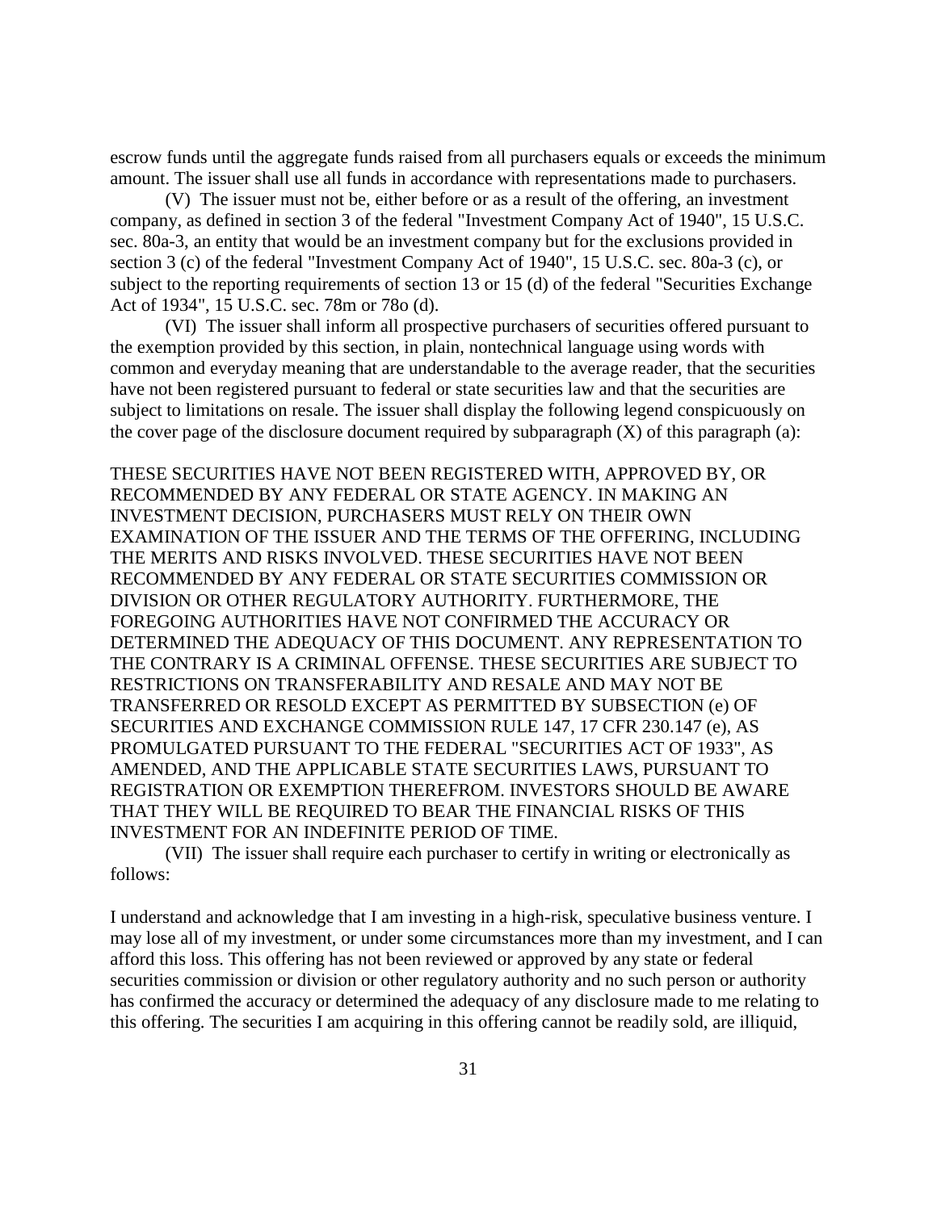escrow funds until the aggregate funds raised from all purchasers equals or exceeds the minimum amount. The issuer shall use all funds in accordance with representations made to purchasers.

(V) The issuer must not be, either before or as a result of the offering, an investment company, as defined in section 3 of the federal "Investment Company Act of 1940", 15 U.S.C. sec. 80a-3, an entity that would be an investment company but for the exclusions provided in section 3 (c) of the federal "Investment Company Act of 1940", 15 U.S.C. sec. 80a-3 (c), or subject to the reporting requirements of section 13 or 15 (d) of the federal "Securities Exchange Act of 1934", 15 U.S.C. sec. 78m or 78o (d).

(VI) The issuer shall inform all prospective purchasers of securities offered pursuant to the exemption provided by this section, in plain, nontechnical language using words with common and everyday meaning that are understandable to the average reader, that the securities have not been registered pursuant to federal or state securities law and that the securities are subject to limitations on resale. The issuer shall display the following legend conspicuously on the cover page of the disclosure document required by subparagraph (X) of this paragraph (a):

THESE SECURITIES HAVE NOT BEEN REGISTERED WITH, APPROVED BY, OR RECOMMENDED BY ANY FEDERAL OR STATE AGENCY. IN MAKING AN INVESTMENT DECISION, PURCHASERS MUST RELY ON THEIR OWN EXAMINATION OF THE ISSUER AND THE TERMS OF THE OFFERING, INCLUDING THE MERITS AND RISKS INVOLVED. THESE SECURITIES HAVE NOT BEEN RECOMMENDED BY ANY FEDERAL OR STATE SECURITIES COMMISSION OR DIVISION OR OTHER REGULATORY AUTHORITY. FURTHERMORE, THE FOREGOING AUTHORITIES HAVE NOT CONFIRMED THE ACCURACY OR DETERMINED THE ADEQUACY OF THIS DOCUMENT. ANY REPRESENTATION TO THE CONTRARY IS A CRIMINAL OFFENSE. THESE SECURITIES ARE SUBJECT TO RESTRICTIONS ON TRANSFERABILITY AND RESALE AND MAY NOT BE TRANSFERRED OR RESOLD EXCEPT AS PERMITTED BY SUBSECTION (e) OF SECURITIES AND EXCHANGE COMMISSION RULE 147, 17 CFR 230.147 (e), AS PROMULGATED PURSUANT TO THE FEDERAL "SECURITIES ACT OF 1933", AS AMENDED, AND THE APPLICABLE STATE SECURITIES LAWS, PURSUANT TO REGISTRATION OR EXEMPTION THEREFROM. INVESTORS SHOULD BE AWARE THAT THEY WILL BE REQUIRED TO BEAR THE FINANCIAL RISKS OF THIS INVESTMENT FOR AN INDEFINITE PERIOD OF TIME.

(VII) The issuer shall require each purchaser to certify in writing or electronically as follows:

I understand and acknowledge that I am investing in a high-risk, speculative business venture. I may lose all of my investment, or under some circumstances more than my investment, and I can afford this loss. This offering has not been reviewed or approved by any state or federal securities commission or division or other regulatory authority and no such person or authority has confirmed the accuracy or determined the adequacy of any disclosure made to me relating to this offering. The securities I am acquiring in this offering cannot be readily sold, are illiquid,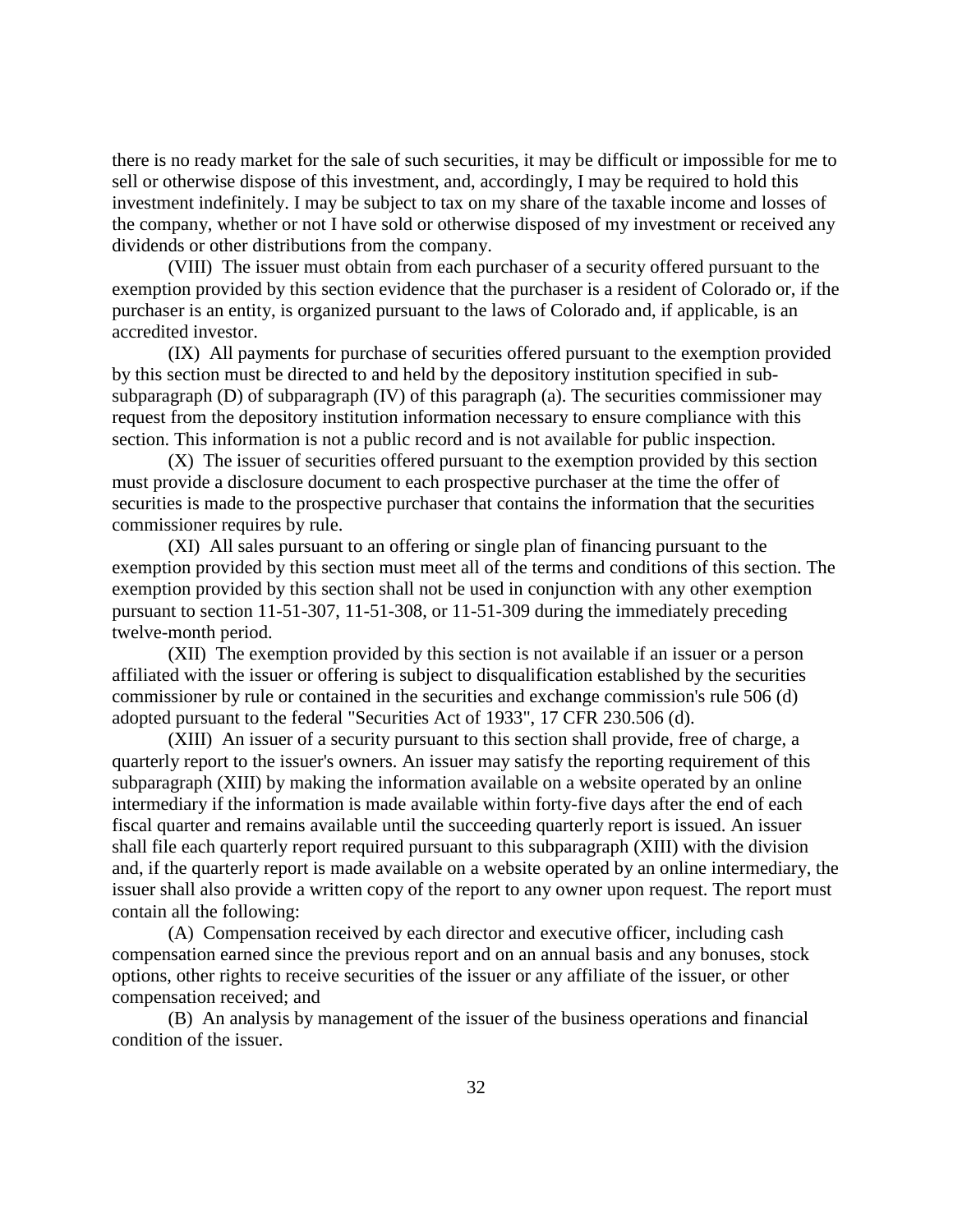there is no ready market for the sale of such securities, it may be difficult or impossible for me to sell or otherwise dispose of this investment, and, accordingly, I may be required to hold this investment indefinitely. I may be subject to tax on my share of the taxable income and losses of the company, whether or not I have sold or otherwise disposed of my investment or received any dividends or other distributions from the company.

(VIII) The issuer must obtain from each purchaser of a security offered pursuant to the exemption provided by this section evidence that the purchaser is a resident of Colorado or, if the purchaser is an entity, is organized pursuant to the laws of Colorado and, if applicable, is an accredited investor.

(IX) All payments for purchase of securities offered pursuant to the exemption provided by this section must be directed to and held by the depository institution specified in sub-subparagraph (D) of subparagraph (IV) of this paragraph (a). The securities commissioner may request from the depository institution information necessary to ensure compliance with this section. This information is not a public record and is not available for public inspection.

(X) The issuer of securities offered pursuant to the exemption provided by this section must provide a disclosure document to each prospective purchaser at the time the offer of securities is made to the prospective purchaser that contains the information that the securities commissioner requires by rule.

(XI) All sales pursuant to an offering or single plan of financing pursuant to the exemption provided by this section must meet all of the terms and conditions of this section. The exemption provided by this section shall not be used in conjunction with any other exemption pursuant to section 11-51-307, 11-51-308, or 11-51-309 during the immediately preceding twelve-month period.

(XII) The exemption provided by this section is not available if an issuer or a person affiliated with the issuer or offering is subject to disqualification established by the securities commissioner by rule or contained in the securities and exchange commission's rule 506 (d) adopted pursuant to the federal "Securities Act of 1933", 17 CFR 230.506 (d).

(XIII) An issuer of a security pursuant to this section shall provide, free of charge, a quarterly report to the issuer's owners. An issuer may satisfy the reporting requirement of this subparagraph (XIII) by making the information available on a website operated by an online intermediary if the information is made available within forty-five days after the end of each fiscal quarter and remains available until the succeeding quarterly report is issued. An issuer shall file each quarterly report required pursuant to this subparagraph (XIII) with the division and, if the quarterly report is made available on a website operated by an online intermediary, the issuer shall also provide a written copy of the report to any owner upon request. The report must contain all the following:

(A) Compensation received by each director and executive officer, including cash compensation earned since the previous report and on an annual basis and any bonuses, stock options, other rights to receive securities of the issuer or any affiliate of the issuer, or other compensation received; and

(B) An analysis by management of the issuer of the business operations and financial condition of the issuer.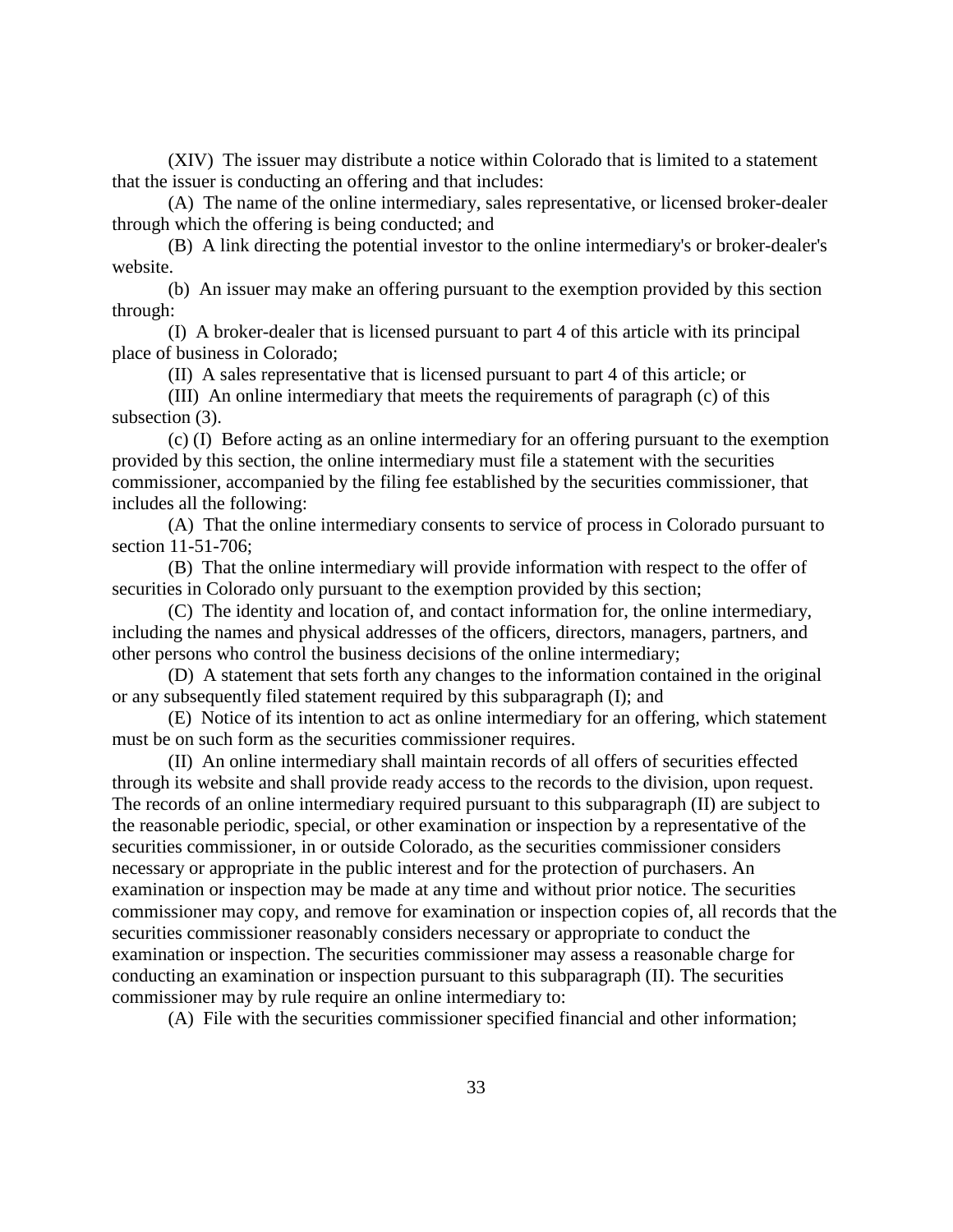(XIV) The issuer may distribute a notice within Colorado that is limited to a statement that the issuer is conducting an offering and that includes:

(A) The name of the online intermediary, sales representative, or licensed broker-dealer through which the offering is being conducted; and

(B) A link directing the potential investor to the online intermediary's or broker-dealer's website.

(b) An issuer may make an offering pursuant to the exemption provided by this section through:

(I) A broker-dealer that is licensed pursuant to part 4 of this article with its principal place of business in Colorado;

(II) A sales representative that is licensed pursuant to part 4 of this article; or

(III) An online intermediary that meets the requirements of paragraph (c) of this subsection (3).

(c) (I) Before acting as an online intermediary for an offering pursuant to the exemption provided by this section, the online intermediary must file a statement with the securities commissioner, accompanied by the filing fee established by the securities commissioner, that includes all the following:

(A) That the online intermediary consents to service of process in Colorado pursuant to section 11-51-706;

(B) That the online intermediary will provide information with respect to the offer of securities in Colorado only pursuant to the exemption provided by this section;

(C) The identity and location of, and contact information for, the online intermediary, including the names and physical addresses of the officers, directors, managers, partners, and other persons who control the business decisions of the online intermediary;

(D) A statement that sets forth any changes to the information contained in the original or any subsequently filed statement required by this subparagraph (I); and

(E) Notice of its intention to act as online intermediary for an offering, which statement must be on such form as the securities commissioner requires.

(II) An online intermediary shall maintain records of all offers of securities effected through its website and shall provide ready access to the records to the division, upon request. The records of an online intermediary required pursuant to this subparagraph (II) are subject to the reasonable periodic, special, or other examination or inspection by a representative of the securities commissioner, in or outside Colorado, as the securities commissioner considers necessary or appropriate in the public interest and for the protection of purchasers. An examination or inspection may be made at any time and without prior notice. The securities commissioner may copy, and remove for examination or inspection copies of, all records that the securities commissioner reasonably considers necessary or appropriate to conduct the examination or inspection. The securities commissioner may assess a reasonable charge for conducting an examination or inspection pursuant to this subparagraph (II). The securities commissioner may by rule require an online intermediary to:

(A) File with the securities commissioner specified financial and other information;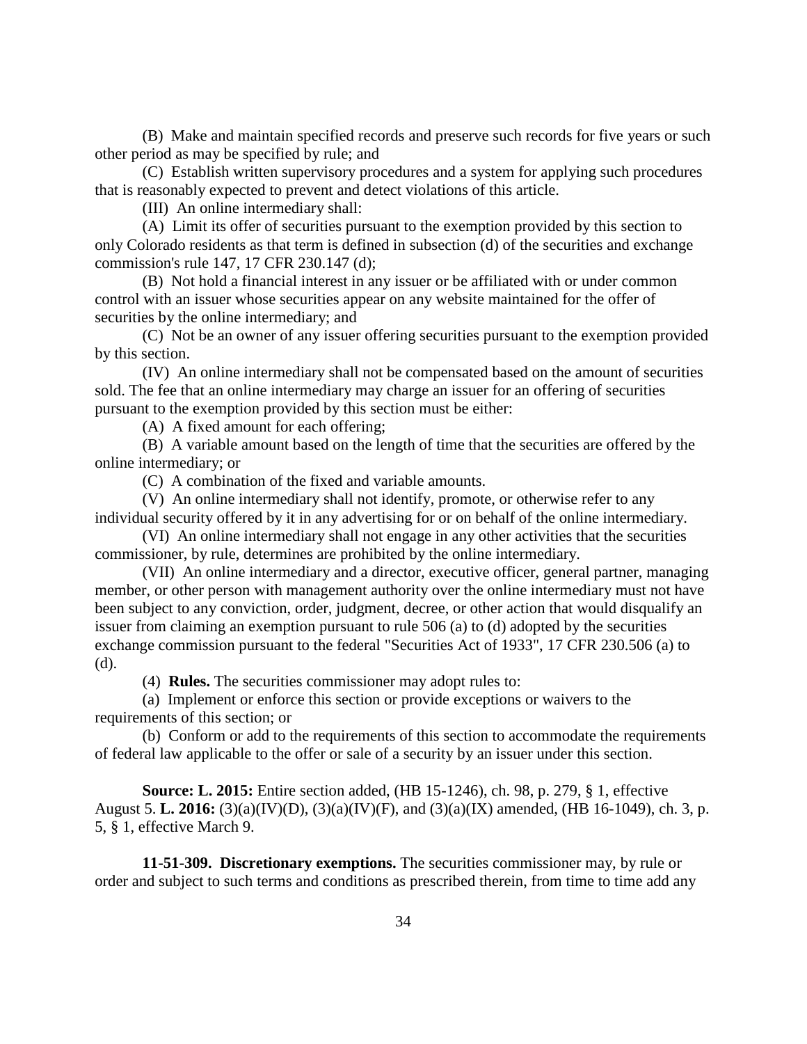(B) Make and maintain specified records and preserve such records for five years or such other period as may be specified by rule; and

(C) Establish written supervisory procedures and a system for applying such procedures that is reasonably expected to prevent and detect violations of this article.

(III) An online intermediary shall:

(A) Limit its offer of securities pursuant to the exemption provided by this section to only Colorado residents as that term is defined in subsection (d) of the securities and exchange commission's rule 147, 17 CFR 230.147 (d);

(B) Not hold a financial interest in any issuer or be affiliated with or under common control with an issuer whose securities appear on any website maintained for the offer of securities by the online intermediary; and

(C) Not be an owner of any issuer offering securities pursuant to the exemption provided by this section.

(IV) An online intermediary shall not be compensated based on the amount of securities sold. The fee that an online intermediary may charge an issuer for an offering of securities pursuant to the exemption provided by this section must be either:

(A) A fixed amount for each offering;

(B) A variable amount based on the length of time that the securities are offered by the online intermediary; or

(C) A combination of the fixed and variable amounts.

(V) An online intermediary shall not identify, promote, or otherwise refer to any individual security offered by it in any advertising for or on behalf of the online intermediary.

(VI) An online intermediary shall not engage in any other activities that the securities commissioner, by rule, determines are prohibited by the online intermediary.

(VII) An online intermediary and a director, executive officer, general partner, managing member, or other person with management authority over the online intermediary must not have been subject to any conviction, order, judgment, decree, or other action that would disqualify an issuer from claiming an exemption pursuant to rule 506 (a) to (d) adopted by the securities exchange commission pursuant to the federal "Securities Act of 1933", 17 CFR 230.506 (a) to (d).

(4) **Rules.** The securities commissioner may adopt rules to:

(a) Implement or enforce this section or provide exceptions or waivers to the requirements of this section; or

(b) Conform or add to the requirements of this section to accommodate the requirements of federal law applicable to the offer or sale of a security by an issuer under this section.

**Source: L. 2015:** Entire section added, (HB 15-1246), ch. 98, p. 279, § 1, effective August 5. **L. 2016:** (3)(a)(IV)(D), (3)(a)(IV)(F), and (3)(a)(IX) amended, (HB 16-1049), ch. 3, p. 5, § 1, effective March 9.

**11-51-309. Discretionary exemptions.** The securities commissioner may, by rule or order and subject to such terms and conditions as prescribed therein, from time to time add any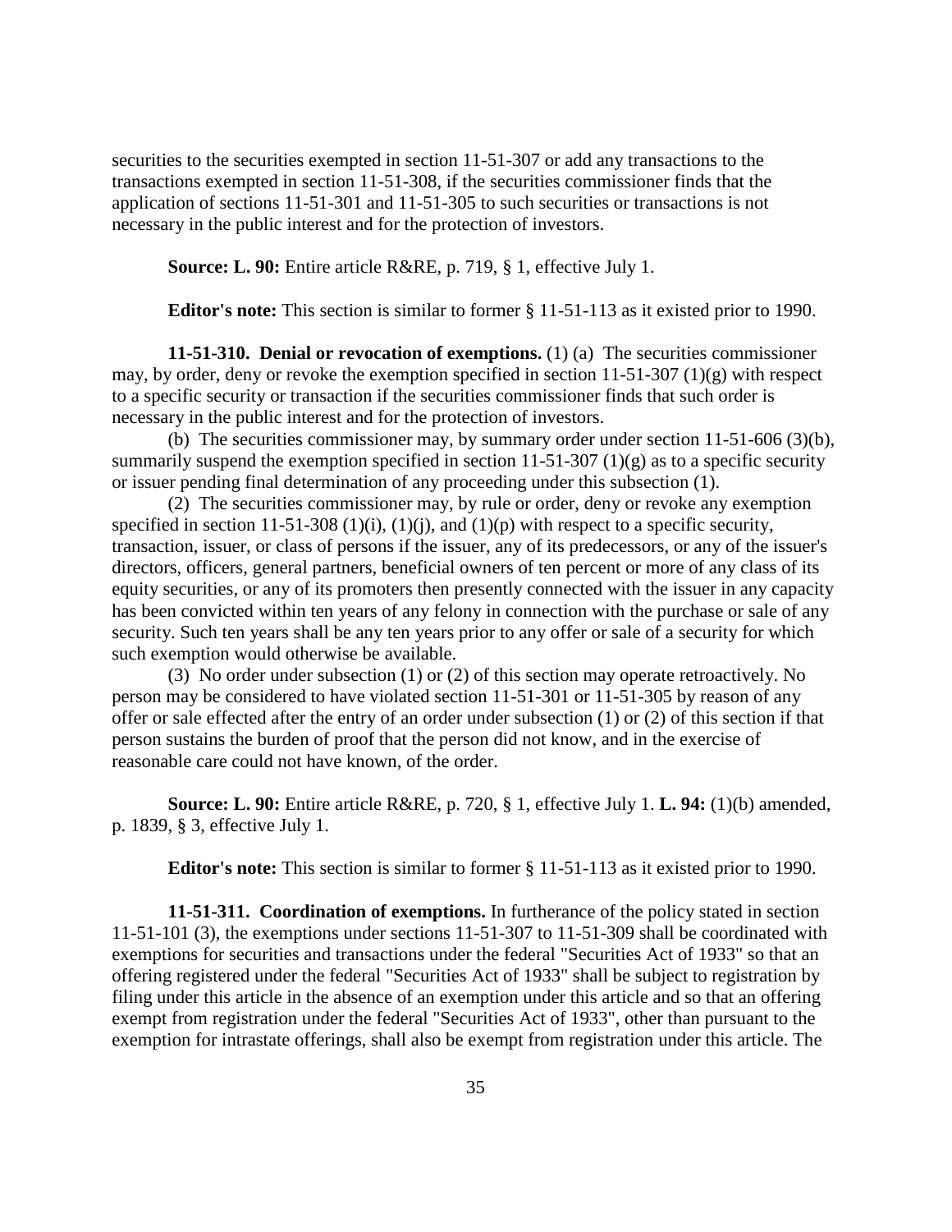securities to the securities exempted in section 11-51-307 or add any transactions to the transactions exempted in section 11-51-308, if the securities commissioner finds that the application of sections 11-51-301 and 11-51-305 to such securities or transactions is not necessary in the public interest and for the protection of investors.

**Source: L. 90:** Entire article R&RE, p. 719, § 1, effective July 1.

**Editor's note:** This section is similar to former § 11-51-113 as it existed prior to 1990.

**11-51-310. Denial or revocation of exemptions.** (1) (a) The securities commissioner may, by order, deny or revoke the exemption specified in section 11-51-307 (1)(g) with respect to a specific security or transaction if the securities commissioner finds that such order is necessary in the public interest and for the protection of investors.

(b) The securities commissioner may, by summary order under section 11-51-606 (3)(b), summarily suspend the exemption specified in section 11-51-307 (1)(g) as to a specific security or issuer pending final determination of any proceeding under this subsection (1).

(2) The securities commissioner may, by rule or order, deny or revoke any exemption specified in section 11-51-308 (1)(i), (1)(j), and (1)(p) with respect to a specific security, transaction, issuer, or class of persons if the issuer, any of its predecessors, or any of the issuer's directors, officers, general partners, beneficial owners of ten percent or more of any class of its equity securities, or any of its promoters then presently connected with the issuer in any capacity has been convicted within ten years of any felony in connection with the purchase or sale of any security. Such ten years shall be any ten years prior to any offer or sale of a security for which such exemption would otherwise be available.

(3) No order under subsection (1) or (2) of this section may operate retroactively. No person may be considered to have violated section 11-51-301 or 11-51-305 by reason of any offer or sale effected after the entry of an order under subsection (1) or (2) of this section if that person sustains the burden of proof that the person did not know, and in the exercise of reasonable care could not have known, of the order.

**Source: L. 90:** Entire article R&RE, p. 720, § 1, effective July 1. **L. 94:** (1)(b) amended, p. 1839, § 3, effective July 1.

**Editor's note:** This section is similar to former § 11-51-113 as it existed prior to 1990.

**11-51-311. Coordination of exemptions.** In furtherance of the policy stated in section 11-51-101 (3), the exemptions under sections 11-51-307 to 11-51-309 shall be coordinated with exemptions for securities and transactions under the federal "Securities Act of 1933" so that an offering registered under the federal "Securities Act of 1933" shall be subject to registration by filing under this article in the absence of an exemption under this article and so that an offering exempt from registration under the federal "Securities Act of 1933", other than pursuant to the exemption for intrastate offerings, shall also be exempt from registration under this article. The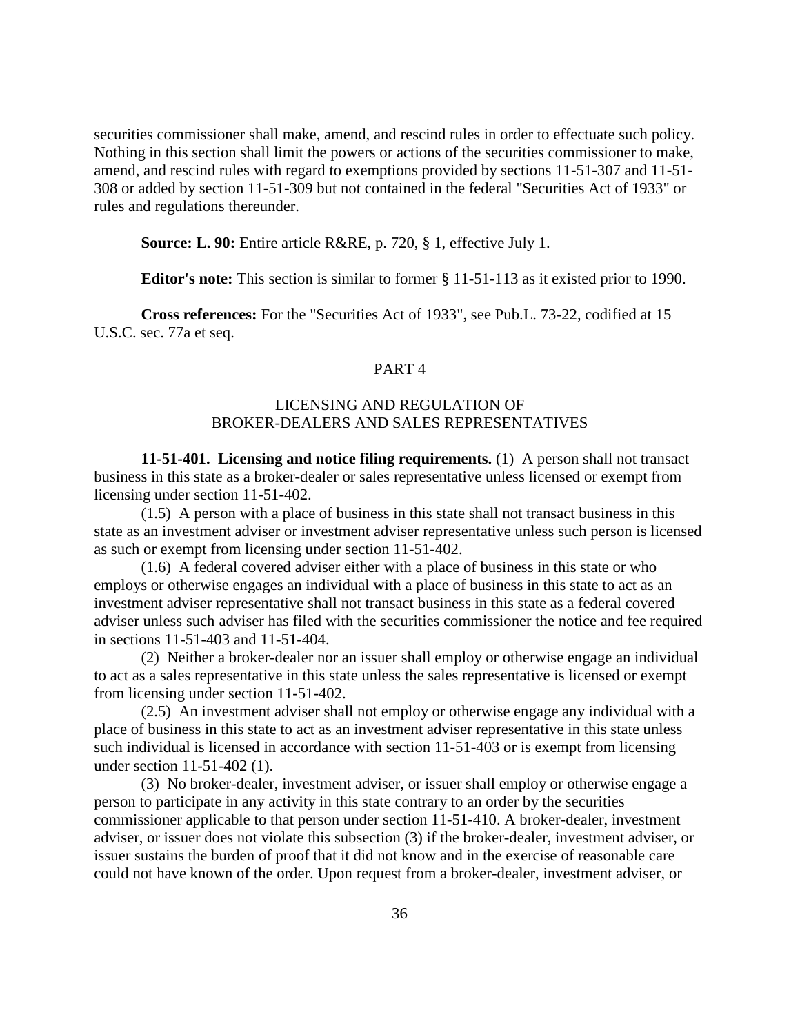securities commissioner shall make, amend, and rescind rules in order to effectuate such policy. Nothing in this section shall limit the powers or actions of the securities commissioner to make, amend, and rescind rules with regard to exemptions provided by sections 11-51-307 and 11-51-308 or added by section 11-51-309 but not contained in the federal "Securities Act of 1933" or rules and regulations thereunder.

**Source: L. 90:** Entire article R&RE, p. 720, § 1, effective July 1.

**Editor's note:** This section is similar to former § 11-51-113 as it existed prior to 1990.

**Cross references:** For the "Securities Act of 1933", see Pub.L. 73-22, codified at 15 U.S.C. sec. 77a et seq.

## PART 4

## LICENSING AND REGULATION OF BROKER-DEALERS AND SALES REPRESENTATIVES

**11-51-401. Licensing and notice filing requirements.** (1) A person shall not transact business in this state as a broker-dealer or sales representative unless licensed or exempt from licensing under section 11-51-402.

(1.5) A person with a place of business in this state shall not transact business in this state as an investment adviser or investment adviser representative unless such person is licensed as such or exempt from licensing under section 11-51-402.

(1.6) A federal covered adviser either with a place of business in this state or who employs or otherwise engages an individual with a place of business in this state to act as an investment adviser representative shall not transact business in this state as a federal covered adviser unless such adviser has filed with the securities commissioner the notice and fee required in sections 11-51-403 and 11-51-404.

(2) Neither a broker-dealer nor an issuer shall employ or otherwise engage an individual to act as a sales representative in this state unless the sales representative is licensed or exempt from licensing under section 11-51-402.

(2.5) An investment adviser shall not employ or otherwise engage any individual with a place of business in this state to act as an investment adviser representative in this state unless such individual is licensed in accordance with section 11-51-403 or is exempt from licensing under section 11-51-402 (1).

(3) No broker-dealer, investment adviser, or issuer shall employ or otherwise engage a person to participate in any activity in this state contrary to an order by the securities commissioner applicable to that person under section 11-51-410. A broker-dealer, investment adviser, or issuer does not violate this subsection (3) if the broker-dealer, investment adviser, or issuer sustains the burden of proof that it did not know and in the exercise of reasonable care could not have known of the order. Upon request from a broker-dealer, investment adviser, or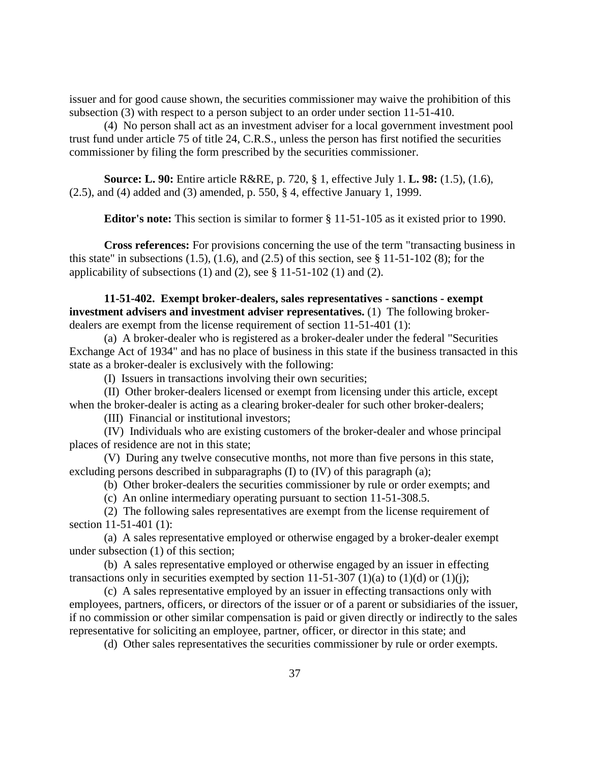issuer and for good cause shown, the securities commissioner may waive the prohibition of this subsection (3) with respect to a person subject to an order under section 11-51-410.

(4) No person shall act as an investment adviser for a local government investment pool trust fund under article 75 of title 24, C.R.S., unless the person has first notified the securities commissioner by filing the form prescribed by the securities commissioner.

**Source: L. 90:** Entire article R&RE, p. 720, § 1, effective July 1. **L. 98:** (1.5), (1.6), (2.5), and (4) added and (3) amended, p. 550, § 4, effective January 1, 1999.

**Editor's note:** This section is similar to former § 11-51-105 as it existed prior to 1990.

**Cross references:** For provisions concerning the use of the term "transacting business in this state" in subsections (1.5), (1.6), and (2.5) of this section, see § 11-51-102 (8); for the applicability of subsections (1) and (2), see § 11-51-102 (1) and (2).

**11-51-402. Exempt broker-dealers, sales representatives - sanctions - exempt investment advisers and investment adviser representatives.** (1) The following broker-dealers are exempt from the license requirement of section 11-51-401 (1):

(a) A broker-dealer who is registered as a broker-dealer under the federal "Securities Exchange Act of 1934" and has no place of business in this state if the business transacted in this state as a broker-dealer is exclusively with the following:

(I) Issuers in transactions involving their own securities;

(II) Other broker-dealers licensed or exempt from licensing under this article, except when the broker-dealer is acting as a clearing broker-dealer for such other broker-dealers;

(III) Financial or institutional investors;

(IV) Individuals who are existing customers of the broker-dealer and whose principal places of residence are not in this state;

(V) During any twelve consecutive months, not more than five persons in this state, excluding persons described in subparagraphs (I) to (IV) of this paragraph (a);

(b) Other broker-dealers the securities commissioner by rule or order exempts; and

(c) An online intermediary operating pursuant to section 11-51-308.5.

(2) The following sales representatives are exempt from the license requirement of section 11-51-401 (1):

(a) A sales representative employed or otherwise engaged by a broker-dealer exempt under subsection (1) of this section;

(b) A sales representative employed or otherwise engaged by an issuer in effecting transactions only in securities exempted by section 11-51-307 (1)(a) to (1)(d) or (1)(j);

(c) A sales representative employed by an issuer in effecting transactions only with employees, partners, officers, or directors of the issuer or of a parent or subsidiaries of the issuer, if no commission or other similar compensation is paid or given directly or indirectly to the sales representative for soliciting an employee, partner, officer, or director in this state; and

(d) Other sales representatives the securities commissioner by rule or order exempts.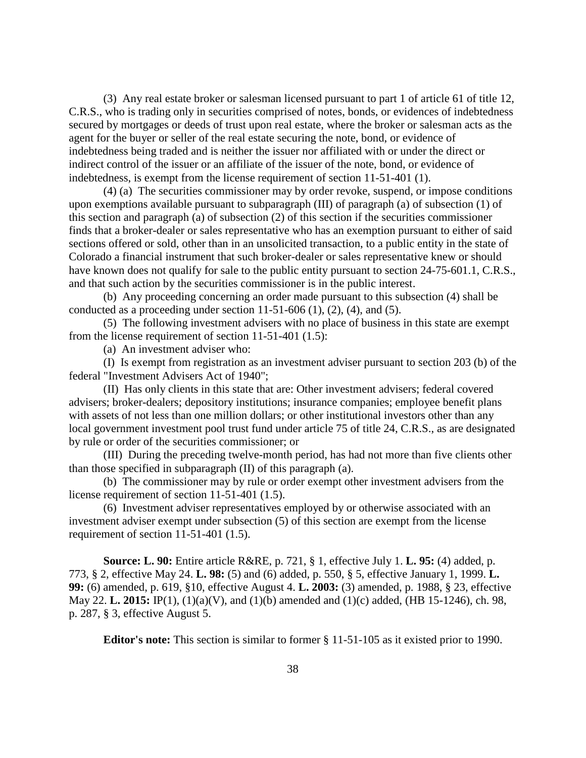(3) Any real estate broker or salesman licensed pursuant to part 1 of article 61 of title 12, C.R.S., who is trading only in securities comprised of notes, bonds, or evidences of indebtedness secured by mortgages or deeds of trust upon real estate, where the broker or salesman acts as the agent for the buyer or seller of the real estate securing the note, bond, or evidence of indebtedness being traded and is neither the issuer nor affiliated with or under the direct or indirect control of the issuer or an affiliate of the issuer of the note, bond, or evidence of indebtedness, is exempt from the license requirement of section 11-51-401 (1).

(4) (a) The securities commissioner may by order revoke, suspend, or impose conditions upon exemptions available pursuant to subparagraph (III) of paragraph (a) of subsection (1) of this section and paragraph (a) of subsection (2) of this section if the securities commissioner finds that a broker-dealer or sales representative who has an exemption pursuant to either of said sections offered or sold, other than in an unsolicited transaction, to a public entity in the state of Colorado a financial instrument that such broker-dealer or sales representative knew or should have known does not qualify for sale to the public entity pursuant to section 24-75-601.1, C.R.S., and that such action by the securities commissioner is in the public interest.

(b) Any proceeding concerning an order made pursuant to this subsection (4) shall be conducted as a proceeding under section 11-51-606 (1), (2), (4), and (5).

(5) The following investment advisers with no place of business in this state are exempt from the license requirement of section 11-51-401 (1.5):

(a) An investment adviser who:

(I) Is exempt from registration as an investment adviser pursuant to section 203 (b) of the federal "Investment Advisers Act of 1940";

(II) Has only clients in this state that are: Other investment advisers; federal covered advisers; broker-dealers; depository institutions; insurance companies; employee benefit plans with assets of not less than one million dollars; or other institutional investors other than any local government investment pool trust fund under article 75 of title 24, C.R.S., as are designated by rule or order of the securities commissioner; or

(III) During the preceding twelve-month period, has had not more than five clients other than those specified in subparagraph (II) of this paragraph (a).

(b) The commissioner may by rule or order exempt other investment advisers from the license requirement of section 11-51-401 (1.5).

(6) Investment adviser representatives employed by or otherwise associated with an investment adviser exempt under subsection (5) of this section are exempt from the license requirement of section 11-51-401 (1.5).

**Source: L. 90:** Entire article R&RE, p. 721, § 1, effective July 1. **L. 95:** (4) added, p. 773, § 2, effective May 24. **L. 98:** (5) and (6) added, p. 550, § 5, effective January 1, 1999. **L. 99:** (6) amended, p. 619, §10, effective August 4. **L. 2003:** (3) amended, p. 1988, § 23, effective May 22. **L. 2015:** IP(1), (1)(a)(V), and (1)(b) amended and (1)(c) added, (HB 15-1246), ch. 98, p. 287, § 3, effective August 5.

**Editor's note:** This section is similar to former § 11-51-105 as it existed prior to 1990.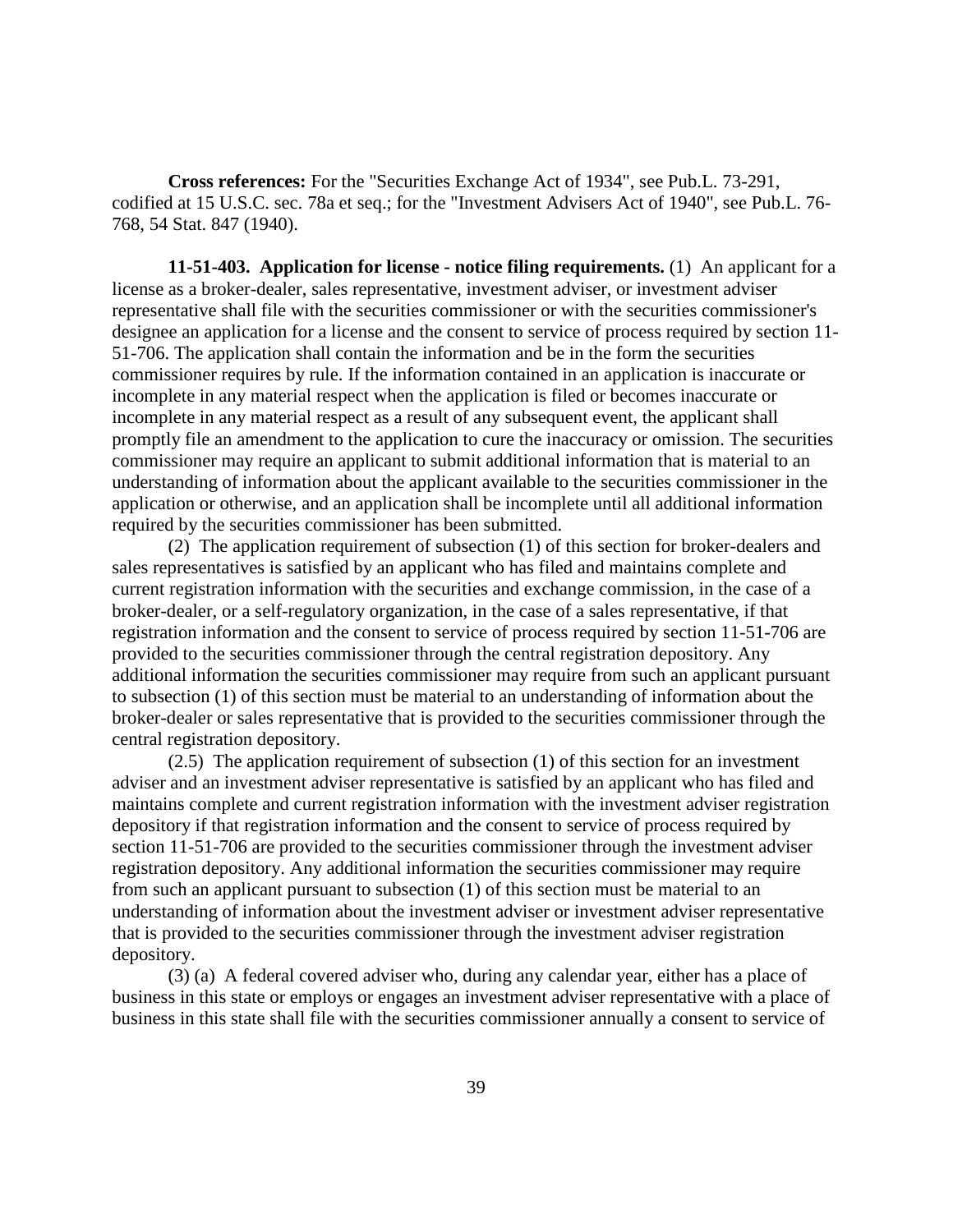**Cross references:** For the "Securities Exchange Act of 1934", see Pub.L. 73-291, codified at 15 U.S.C. sec. 78a et seq.; for the "Investment Advisers Act of 1940", see Pub.L. 76-768, 54 Stat. 847 (1940).

**11-51-403. Application for license - notice filing requirements.** (1) An applicant for a license as a broker-dealer, sales representative, investment adviser, or investment adviser representative shall file with the securities commissioner or with the securities commissioner's designee an application for a license and the consent to service of process required by section 11-51-706. The application shall contain the information and be in the form the securities commissioner requires by rule. If the information contained in an application is inaccurate or incomplete in any material respect when the application is filed or becomes inaccurate or incomplete in any material respect as a result of any subsequent event, the applicant shall promptly file an amendment to the application to cure the inaccuracy or omission. The securities commissioner may require an applicant to submit additional information that is material to an understanding of information about the applicant available to the securities commissioner in the application or otherwise, and an application shall be incomplete until all additional information required by the securities commissioner has been submitted.

(2) The application requirement of subsection (1) of this section for broker-dealers and sales representatives is satisfied by an applicant who has filed and maintains complete and current registration information with the securities and exchange commission, in the case of a broker-dealer, or a self-regulatory organization, in the case of a sales representative, if that registration information and the consent to service of process required by section 11-51-706 are provided to the securities commissioner through the central registration depository. Any additional information the securities commissioner may require from such an applicant pursuant to subsection (1) of this section must be material to an understanding of information about the broker-dealer or sales representative that is provided to the securities commissioner through the central registration depository.

(2.5) The application requirement of subsection (1) of this section for an investment adviser and an investment adviser representative is satisfied by an applicant who has filed and maintains complete and current registration information with the investment adviser registration depository if that registration information and the consent to service of process required by section 11-51-706 are provided to the securities commissioner through the investment adviser registration depository. Any additional information the securities commissioner may require from such an applicant pursuant to subsection (1) of this section must be material to an understanding of information about the investment adviser or investment adviser representative that is provided to the securities commissioner through the investment adviser registration depository.

(3) (a) A federal covered adviser who, during any calendar year, either has a place of business in this state or employs or engages an investment adviser representative with a place of business in this state shall file with the securities commissioner annually a consent to service of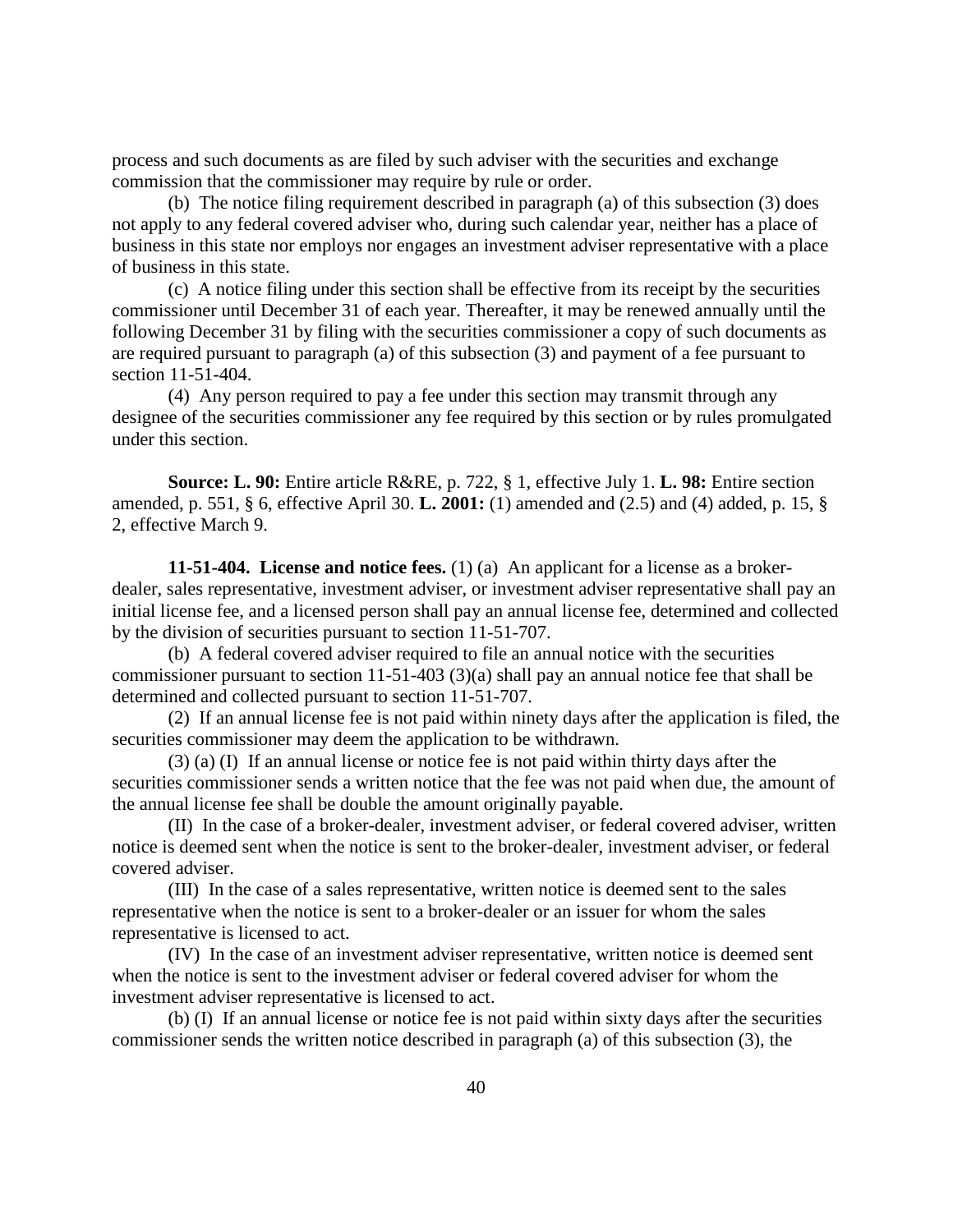process and such documents as are filed by such adviser with the securities and exchange commission that the commissioner may require by rule or order.

(b) The notice filing requirement described in paragraph (a) of this subsection (3) does not apply to any federal covered adviser who, during such calendar year, neither has a place of business in this state nor employs nor engages an investment adviser representative with a place of business in this state.

(c) A notice filing under this section shall be effective from its receipt by the securities commissioner until December 31 of each year. Thereafter, it may be renewed annually until the following December 31 by filing with the securities commissioner a copy of such documents as are required pursuant to paragraph (a) of this subsection (3) and payment of a fee pursuant to section 11-51-404.

(4) Any person required to pay a fee under this section may transmit through any designee of the securities commissioner any fee required by this section or by rules promulgated under this section.

**Source: L. 90:** Entire article R&RE, p. 722, § 1, effective July 1. **L. 98:** Entire section amended, p. 551, § 6, effective April 30. **L. 2001:** (1) amended and (2.5) and (4) added, p. 15, § 2, effective March 9.

**11-51-404. License and notice fees.** (1) (a) An applicant for a license as a broker-dealer, sales representative, investment adviser, or investment adviser representative shall pay an initial license fee, and a licensed person shall pay an annual license fee, determined and collected by the division of securities pursuant to section 11-51-707.

(b) A federal covered adviser required to file an annual notice with the securities commissioner pursuant to section 11-51-403 (3)(a) shall pay an annual notice fee that shall be determined and collected pursuant to section 11-51-707.

(2) If an annual license fee is not paid within ninety days after the application is filed, the securities commissioner may deem the application to be withdrawn.

(3) (a) (I) If an annual license or notice fee is not paid within thirty days after the securities commissioner sends a written notice that the fee was not paid when due, the amount of the annual license fee shall be double the amount originally payable.

(II) In the case of a broker-dealer, investment adviser, or federal covered adviser, written notice is deemed sent when the notice is sent to the broker-dealer, investment adviser, or federal covered adviser.

(III) In the case of a sales representative, written notice is deemed sent to the sales representative when the notice is sent to a broker-dealer or an issuer for whom the sales representative is licensed to act.

(IV) In the case of an investment adviser representative, written notice is deemed sent when the notice is sent to the investment adviser or federal covered adviser for whom the investment adviser representative is licensed to act.

(b) (I) If an annual license or notice fee is not paid within sixty days after the securities commissioner sends the written notice described in paragraph (a) of this subsection (3), the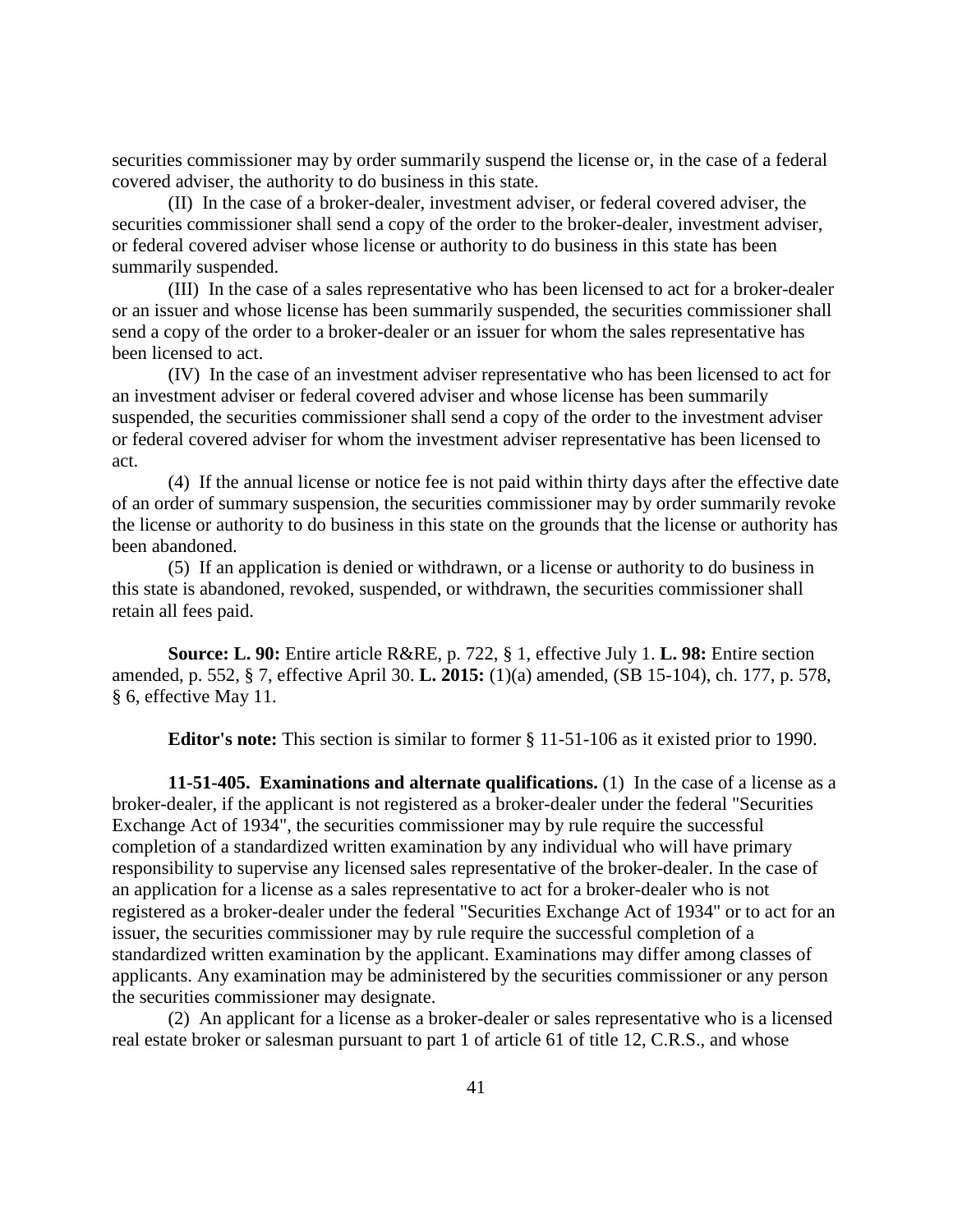securities commissioner may by order summarily suspend the license or, in the case of a federal covered adviser, the authority to do business in this state.

(II) In the case of a broker-dealer, investment adviser, or federal covered adviser, the securities commissioner shall send a copy of the order to the broker-dealer, investment adviser, or federal covered adviser whose license or authority to do business in this state has been summarily suspended.

(III) In the case of a sales representative who has been licensed to act for a broker-dealer or an issuer and whose license has been summarily suspended, the securities commissioner shall send a copy of the order to a broker-dealer or an issuer for whom the sales representative has been licensed to act.

(IV) In the case of an investment adviser representative who has been licensed to act for an investment adviser or federal covered adviser and whose license has been summarily suspended, the securities commissioner shall send a copy of the order to the investment adviser or federal covered adviser for whom the investment adviser representative has been licensed to act.

(4) If the annual license or notice fee is not paid within thirty days after the effective date of an order of summary suspension, the securities commissioner may by order summarily revoke the license or authority to do business in this state on the grounds that the license or authority has been abandoned.

(5) If an application is denied or withdrawn, or a license or authority to do business in this state is abandoned, revoked, suspended, or withdrawn, the securities commissioner shall retain all fees paid.

**Source: L. 90:** Entire article R&RE, p. 722, § 1, effective July 1. **L. 98:** Entire section amended, p. 552, § 7, effective April 30. **L. 2015:** (1)(a) amended, (SB 15-104), ch. 177, p. 578, § 6, effective May 11.

**Editor's note:** This section is similar to former § 11-51-106 as it existed prior to 1990.

**11-51-405. Examinations and alternate qualifications.** (1) In the case of a license as a broker-dealer, if the applicant is not registered as a broker-dealer under the federal "Securities Exchange Act of 1934", the securities commissioner may by rule require the successful completion of a standardized written examination by any individual who will have primary responsibility to supervise any licensed sales representative of the broker-dealer. In the case of an application for a license as a sales representative to act for a broker-dealer who is not registered as a broker-dealer under the federal "Securities Exchange Act of 1934" or to act for an issuer, the securities commissioner may by rule require the successful completion of a standardized written examination by the applicant. Examinations may differ among classes of applicants. Any examination may be administered by the securities commissioner or any person the securities commissioner may designate.

(2) An applicant for a license as a broker-dealer or sales representative who is a licensed real estate broker or salesman pursuant to part 1 of article 61 of title 12, C.R.S., and whose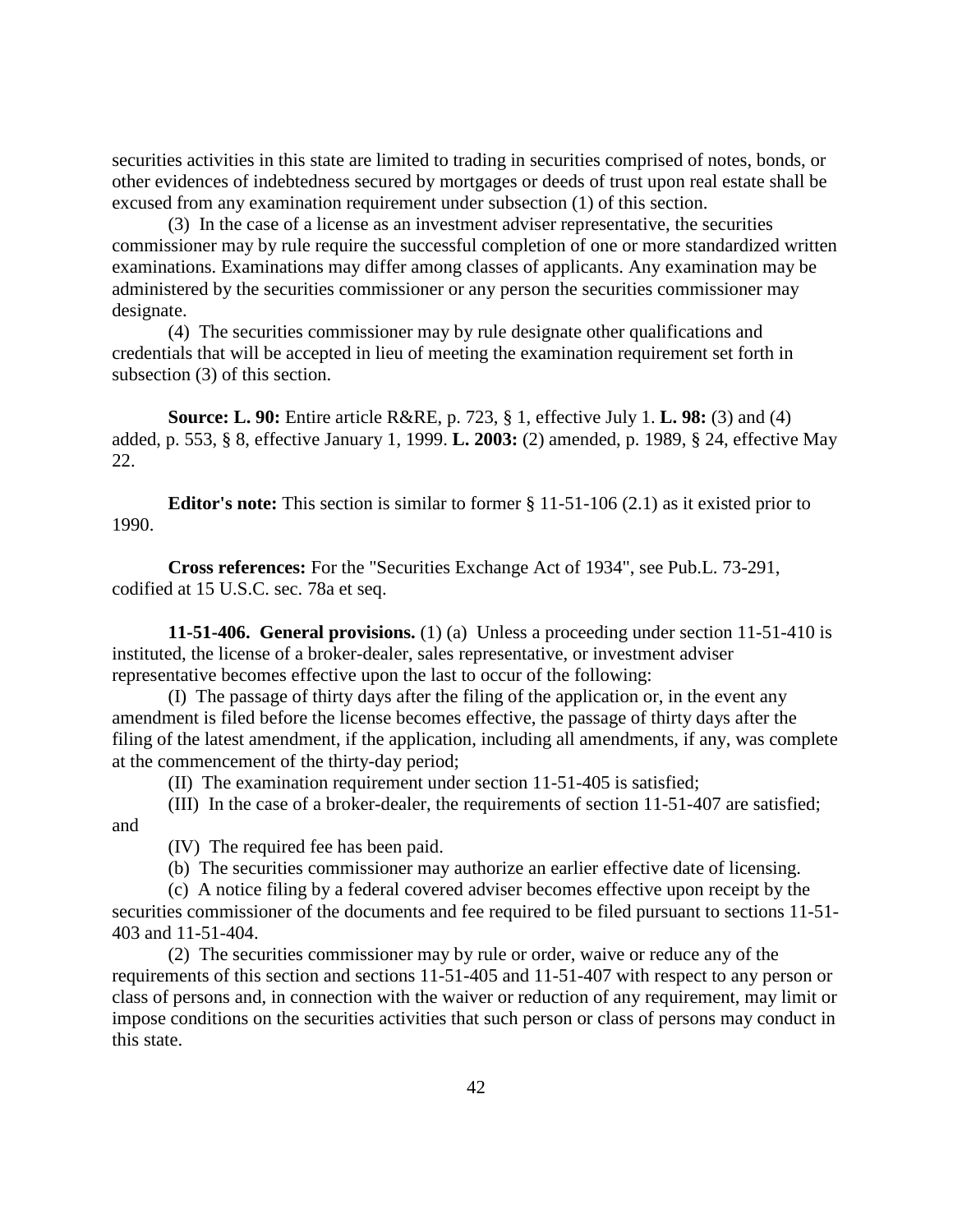securities activities in this state are limited to trading in securities comprised of notes, bonds, or other evidences of indebtedness secured by mortgages or deeds of trust upon real estate shall be excused from any examination requirement under subsection (1) of this section.

(3) In the case of a license as an investment adviser representative, the securities commissioner may by rule require the successful completion of one or more standardized written examinations. Examinations may differ among classes of applicants. Any examination may be administered by the securities commissioner or any person the securities commissioner may designate.

(4) The securities commissioner may by rule designate other qualifications and credentials that will be accepted in lieu of meeting the examination requirement set forth in subsection (3) of this section.

**Source: L. 90:** Entire article R&RE, p. 723, § 1, effective July 1. **L. 98:** (3) and (4) added, p. 553, § 8, effective January 1, 1999. **L. 2003:** (2) amended, p. 1989, § 24, effective May 22.

**Editor's note:** This section is similar to former § 11-51-106 (2.1) as it existed prior to 1990.

**Cross references:** For the "Securities Exchange Act of 1934", see Pub.L. 73-291, codified at 15 U.S.C. sec. 78a et seq.

**11-51-406. General provisions.** (1) (a) Unless a proceeding under section 11-51-410 is instituted, the license of a broker-dealer, sales representative, or investment adviser representative becomes effective upon the last to occur of the following:

(I) The passage of thirty days after the filing of the application or, in the event any amendment is filed before the license becomes effective, the passage of thirty days after the filing of the latest amendment, if the application, including all amendments, if any, was complete at the commencement of the thirty-day period;

(II) The examination requirement under section 11-51-405 is satisfied;

(III) In the case of a broker-dealer, the requirements of section 11-51-407 are satisfied; and

(IV) The required fee has been paid.

(b) The securities commissioner may authorize an earlier effective date of licensing.

(c) A notice filing by a federal covered adviser becomes effective upon receipt by the securities commissioner of the documents and fee required to be filed pursuant to sections 11-51-403 and 11-51-404.

(2) The securities commissioner may by rule or order, waive or reduce any of the requirements of this section and sections 11-51-405 and 11-51-407 with respect to any person or class of persons and, in connection with the waiver or reduction of any requirement, may limit or impose conditions on the securities activities that such person or class of persons may conduct in this state.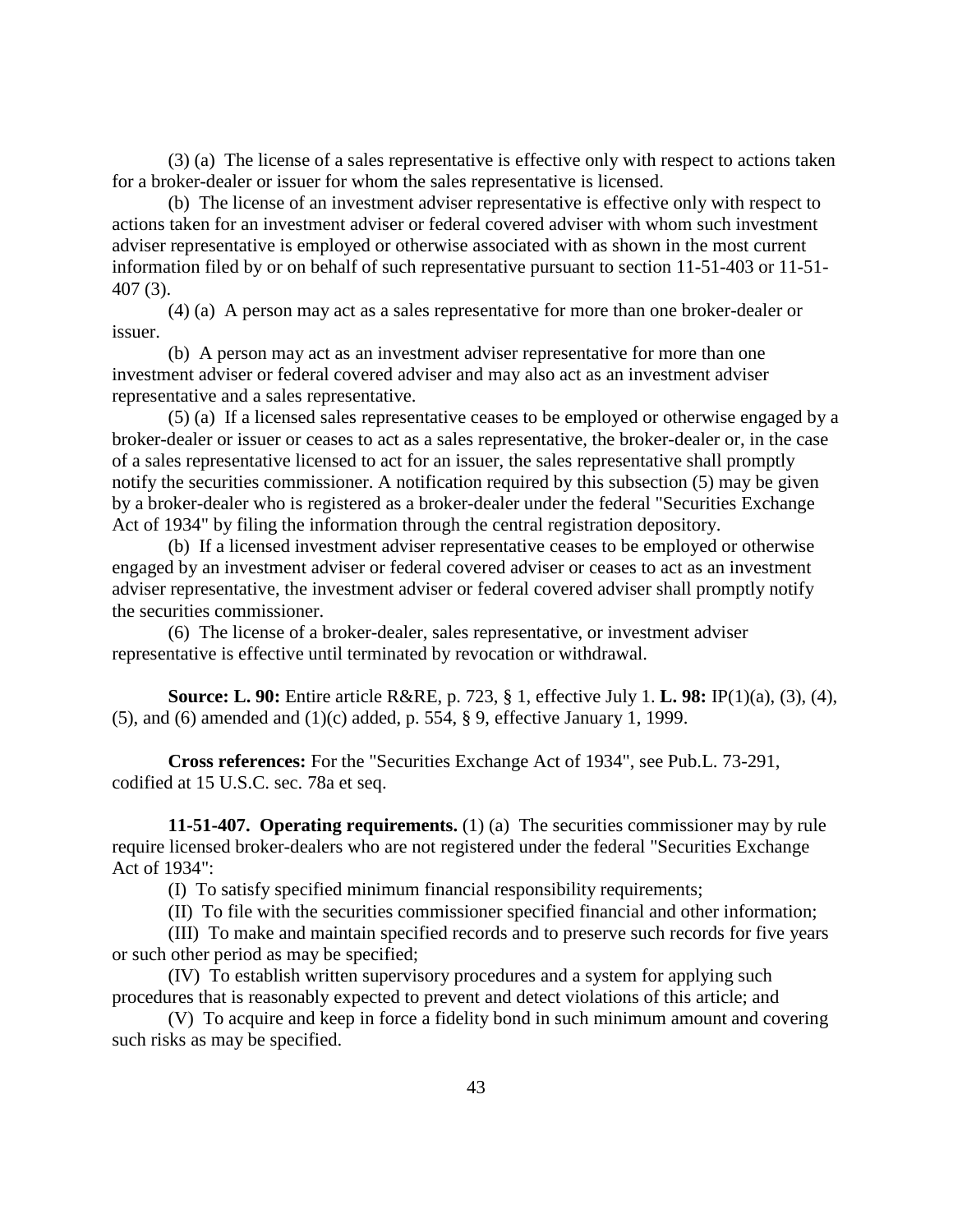(3) (a) The license of a sales representative is effective only with respect to actions taken for a broker-dealer or issuer for whom the sales representative is licensed.

(b) The license of an investment adviser representative is effective only with respect to actions taken for an investment adviser or federal covered adviser with whom such investment adviser representative is employed or otherwise associated with as shown in the most current information filed by or on behalf of such representative pursuant to section 11-51-403 or 11-51-407 (3).

(4) (a) A person may act as a sales representative for more than one broker-dealer or issuer.

(b) A person may act as an investment adviser representative for more than one investment adviser or federal covered adviser and may also act as an investment adviser representative and a sales representative.

(5) (a) If a licensed sales representative ceases to be employed or otherwise engaged by a broker-dealer or issuer or ceases to act as a sales representative, the broker-dealer or, in the case of a sales representative licensed to act for an issuer, the sales representative shall promptly notify the securities commissioner. A notification required by this subsection (5) may be given by a broker-dealer who is registered as a broker-dealer under the federal "Securities Exchange Act of 1934" by filing the information through the central registration depository.

(b) If a licensed investment adviser representative ceases to be employed or otherwise engaged by an investment adviser or federal covered adviser or ceases to act as an investment adviser representative, the investment adviser or federal covered adviser shall promptly notify the securities commissioner.

(6) The license of a broker-dealer, sales representative, or investment adviser representative is effective until terminated by revocation or withdrawal.

**Source: L. 90:** Entire article R&RE, p. 723, § 1, effective July 1. **L. 98:** IP(1)(a), (3), (4), (5), and (6) amended and (1)(c) added, p. 554, § 9, effective January 1, 1999.

**Cross references:** For the "Securities Exchange Act of 1934", see Pub.L. 73-291, codified at 15 U.S.C. sec. 78a et seq.

**11-51-407. Operating requirements.** (1) (a) The securities commissioner may by rule require licensed broker-dealers who are not registered under the federal "Securities Exchange Act of 1934":

(I) To satisfy specified minimum financial responsibility requirements;

(II) To file with the securities commissioner specified financial and other information;

(III) To make and maintain specified records and to preserve such records for five years or such other period as may be specified;

(IV) To establish written supervisory procedures and a system for applying such procedures that is reasonably expected to prevent and detect violations of this article; and

(V) To acquire and keep in force a fidelity bond in such minimum amount and covering such risks as may be specified.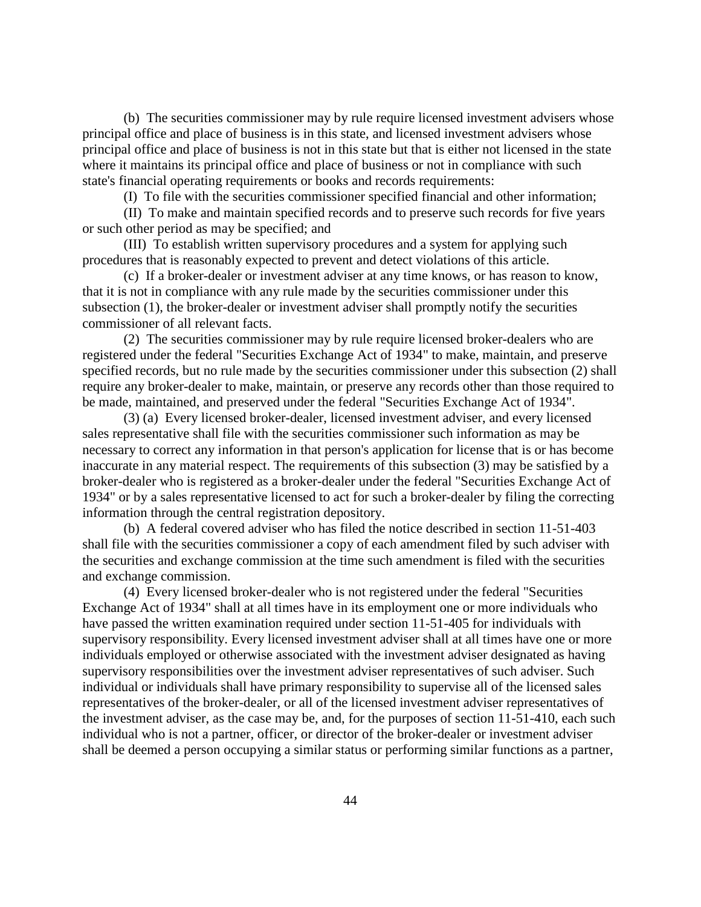(b) The securities commissioner may by rule require licensed investment advisers whose principal office and place of business is in this state, and licensed investment advisers whose principal office and place of business is not in this state but that is either not licensed in the state where it maintains its principal office and place of business or not in compliance with such state's financial operating requirements or books and records requirements:

(I) To file with the securities commissioner specified financial and other information;

(II) To make and maintain specified records and to preserve such records for five years or such other period as may be specified; and

(III) To establish written supervisory procedures and a system for applying such procedures that is reasonably expected to prevent and detect violations of this article.

(c) If a broker-dealer or investment adviser at any time knows, or has reason to know, that it is not in compliance with any rule made by the securities commissioner under this subsection (1), the broker-dealer or investment adviser shall promptly notify the securities commissioner of all relevant facts.

(2) The securities commissioner may by rule require licensed broker-dealers who are registered under the federal "Securities Exchange Act of 1934" to make, maintain, and preserve specified records, but no rule made by the securities commissioner under this subsection (2) shall require any broker-dealer to make, maintain, or preserve any records other than those required to be made, maintained, and preserved under the federal "Securities Exchange Act of 1934".

(3) (a) Every licensed broker-dealer, licensed investment adviser, and every licensed sales representative shall file with the securities commissioner such information as may be necessary to correct any information in that person's application for license that is or has become inaccurate in any material respect. The requirements of this subsection (3) may be satisfied by a broker-dealer who is registered as a broker-dealer under the federal "Securities Exchange Act of 1934" or by a sales representative licensed to act for such a broker-dealer by filing the correcting information through the central registration depository.

(b) A federal covered adviser who has filed the notice described in section 11-51-403 shall file with the securities commissioner a copy of each amendment filed by such adviser with the securities and exchange commission at the time such amendment is filed with the securities and exchange commission.

(4) Every licensed broker-dealer who is not registered under the federal "Securities Exchange Act of 1934" shall at all times have in its employment one or more individuals who have passed the written examination required under section 11-51-405 for individuals with supervisory responsibility. Every licensed investment adviser shall at all times have one or more individuals employed or otherwise associated with the investment adviser designated as having supervisory responsibilities over the investment adviser representatives of such adviser. Such individual or individuals shall have primary responsibility to supervise all of the licensed sales representatives of the broker-dealer, or all of the licensed investment adviser representatives of the investment adviser, as the case may be, and, for the purposes of section 11-51-410, each such individual who is not a partner, officer, or director of the broker-dealer or investment adviser shall be deemed a person occupying a similar status or performing similar functions as a partner,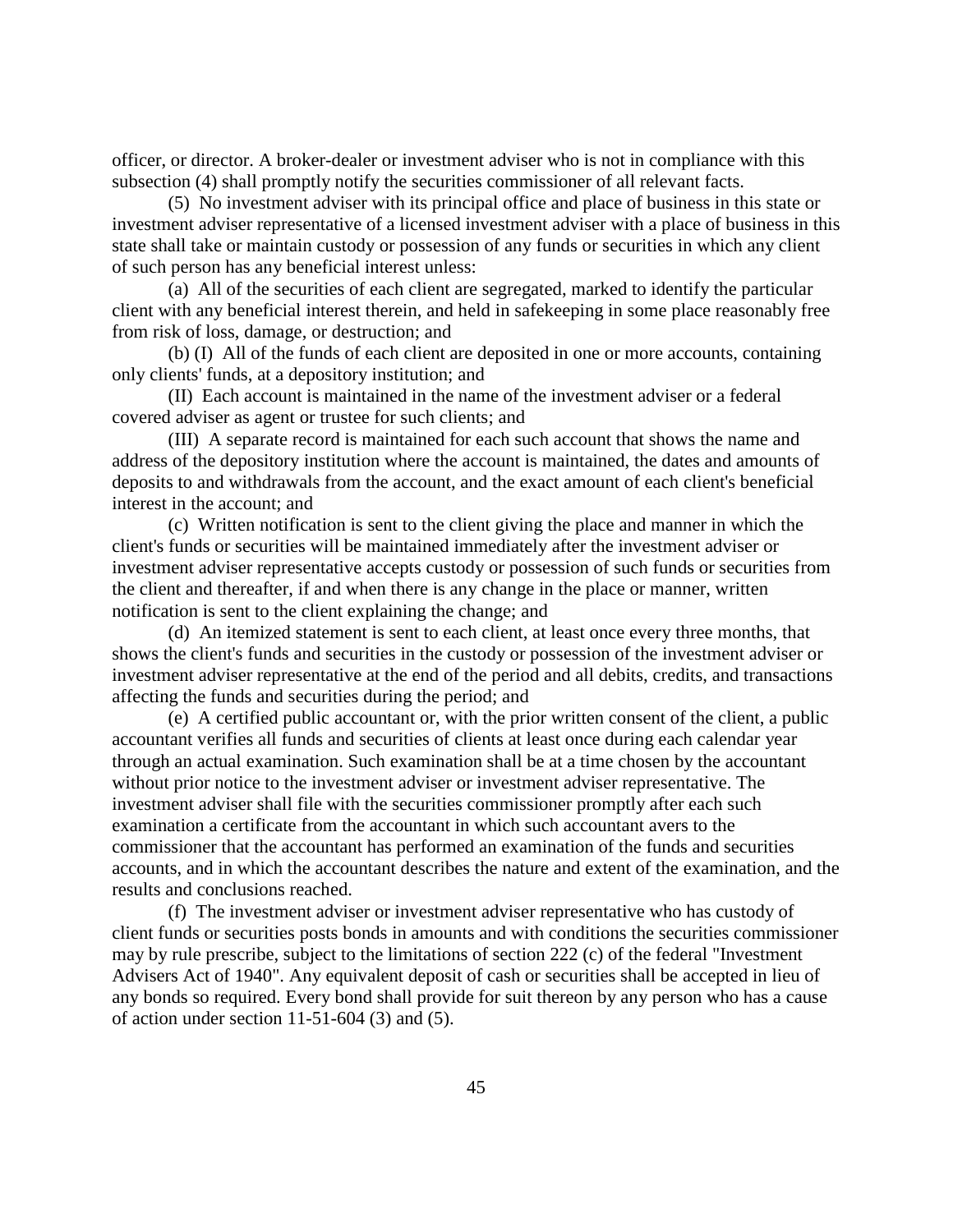officer, or director. A broker-dealer or investment adviser who is not in compliance with this subsection (4) shall promptly notify the securities commissioner of all relevant facts.

(5) No investment adviser with its principal office and place of business in this state or investment adviser representative of a licensed investment adviser with a place of business in this state shall take or maintain custody or possession of any funds or securities in which any client of such person has any beneficial interest unless:

(a) All of the securities of each client are segregated, marked to identify the particular client with any beneficial interest therein, and held in safekeeping in some place reasonably free from risk of loss, damage, or destruction; and

(b) (I) All of the funds of each client are deposited in one or more accounts, containing only clients' funds, at a depository institution; and

(II) Each account is maintained in the name of the investment adviser or a federal covered adviser as agent or trustee for such clients; and

(III) A separate record is maintained for each such account that shows the name and address of the depository institution where the account is maintained, the dates and amounts of deposits to and withdrawals from the account, and the exact amount of each client's beneficial interest in the account; and

(c) Written notification is sent to the client giving the place and manner in which the client's funds or securities will be maintained immediately after the investment adviser or investment adviser representative accepts custody or possession of such funds or securities from the client and thereafter, if and when there is any change in the place or manner, written notification is sent to the client explaining the change; and

(d) An itemized statement is sent to each client, at least once every three months, that shows the client's funds and securities in the custody or possession of the investment adviser or investment adviser representative at the end of the period and all debits, credits, and transactions affecting the funds and securities during the period; and

(e) A certified public accountant or, with the prior written consent of the client, a public accountant verifies all funds and securities of clients at least once during each calendar year through an actual examination. Such examination shall be at a time chosen by the accountant without prior notice to the investment adviser or investment adviser representative. The investment adviser shall file with the securities commissioner promptly after each such examination a certificate from the accountant in which such accountant avers to the commissioner that the accountant has performed an examination of the funds and securities accounts, and in which the accountant describes the nature and extent of the examination, and the results and conclusions reached.

(f) The investment adviser or investment adviser representative who has custody of client funds or securities posts bonds in amounts and with conditions the securities commissioner may by rule prescribe, subject to the limitations of section 222 (c) of the federal "Investment Advisers Act of 1940". Any equivalent deposit of cash or securities shall be accepted in lieu of any bonds so required. Every bond shall provide for suit thereon by any person who has a cause of action under section 11-51-604 (3) and (5).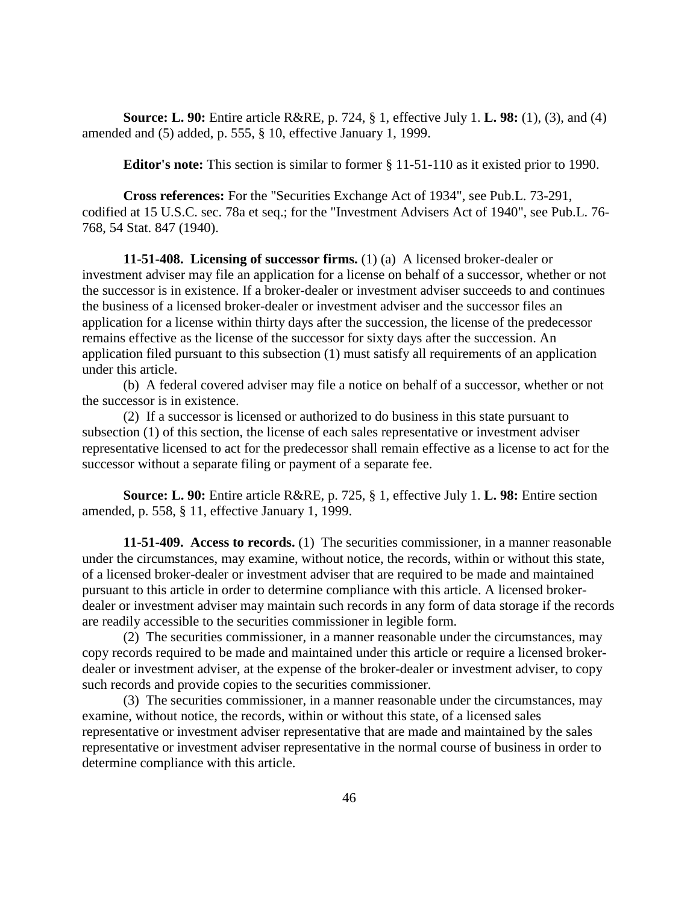**Source: L. 90:** Entire article R&RE, p. 724, § 1, effective July 1. **L. 98:** (1), (3), and (4) amended and (5) added, p. 555, § 10, effective January 1, 1999.

**Editor's note:** This section is similar to former § 11-51-110 as it existed prior to 1990.

**Cross references:** For the "Securities Exchange Act of 1934", see Pub.L. 73-291, codified at 15 U.S.C. sec. 78a et seq.; for the "Investment Advisers Act of 1940", see Pub.L. 76-768, 54 Stat. 847 (1940).

**11-51-408. Licensing of successor firms.** (1) (a) A licensed broker-dealer or investment adviser may file an application for a license on behalf of a successor, whether or not the successor is in existence. If a broker-dealer or investment adviser succeeds to and continues the business of a licensed broker-dealer or investment adviser and the successor files an application for a license within thirty days after the succession, the license of the predecessor remains effective as the license of the successor for sixty days after the succession. An application filed pursuant to this subsection (1) must satisfy all requirements of an application under this article.

(b) A federal covered adviser may file a notice on behalf of a successor, whether or not the successor is in existence.

(2) If a successor is licensed or authorized to do business in this state pursuant to subsection (1) of this section, the license of each sales representative or investment adviser representative licensed to act for the predecessor shall remain effective as a license to act for the successor without a separate filing or payment of a separate fee.

**Source: L. 90:** Entire article R&RE, p. 725, § 1, effective July 1. **L. 98:** Entire section amended, p. 558, § 11, effective January 1, 1999.

**11-51-409. Access to records.** (1) The securities commissioner, in a manner reasonable under the circumstances, may examine, without notice, the records, within or without this state, of a licensed broker-dealer or investment adviser that are required to be made and maintained pursuant to this article in order to determine compliance with this article. A licensed broker-dealer or investment adviser may maintain such records in any form of data storage if the records are readily accessible to the securities commissioner in legible form.

(2) The securities commissioner, in a manner reasonable under the circumstances, may copy records required to be made and maintained under this article or require a licensed broker-dealer or investment adviser, at the expense of the broker-dealer or investment adviser, to copy such records and provide copies to the securities commissioner.

(3) The securities commissioner, in a manner reasonable under the circumstances, may examine, without notice, the records, within or without this state, of a licensed sales representative or investment adviser representative that are made and maintained by the sales representative or investment adviser representative in the normal course of business in order to determine compliance with this article.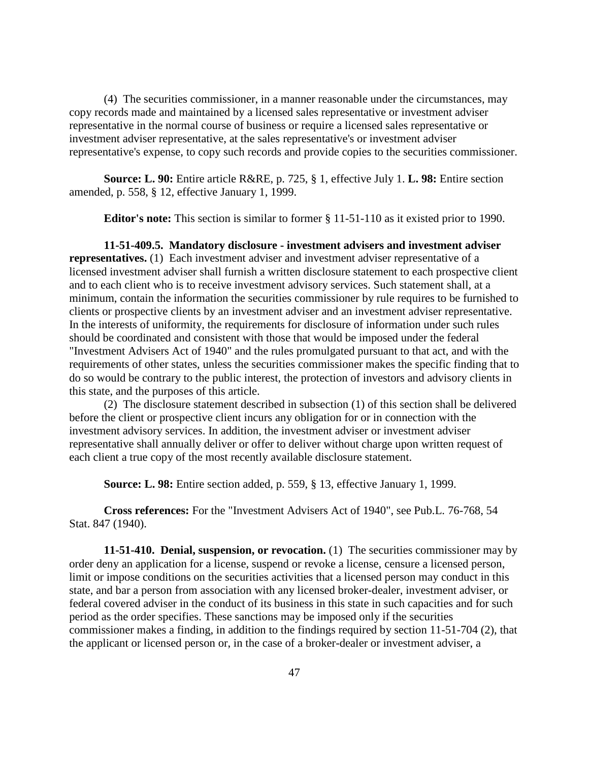(4) The securities commissioner, in a manner reasonable under the circumstances, may copy records made and maintained by a licensed sales representative or investment adviser representative in the normal course of business or require a licensed sales representative or investment adviser representative, at the sales representative's or investment adviser representative's expense, to copy such records and provide copies to the securities commissioner.

**Source: L. 90:** Entire article R&RE, p. 725, § 1, effective July 1. **L. 98:** Entire section amended, p. 558, § 12, effective January 1, 1999.

**Editor's note:** This section is similar to former § 11-51-110 as it existed prior to 1990.

**11-51-409.5. Mandatory disclosure - investment advisers and investment adviser representatives.** (1) Each investment adviser and investment adviser representative of a licensed investment adviser shall furnish a written disclosure statement to each prospective client and to each client who is to receive investment advisory services. Such statement shall, at a minimum, contain the information the securities commissioner by rule requires to be furnished to clients or prospective clients by an investment adviser and an investment adviser representative. In the interests of uniformity, the requirements for disclosure of information under such rules should be coordinated and consistent with those that would be imposed under the federal "Investment Advisers Act of 1940" and the rules promulgated pursuant to that act, and with the requirements of other states, unless the securities commissioner makes the specific finding that to do so would be contrary to the public interest, the protection of investors and advisory clients in this state, and the purposes of this article.

(2) The disclosure statement described in subsection (1) of this section shall be delivered before the client or prospective client incurs any obligation for or in connection with the investment advisory services. In addition, the investment adviser or investment adviser representative shall annually deliver or offer to deliver without charge upon written request of each client a true copy of the most recently available disclosure statement.

**Source: L. 98:** Entire section added, p. 559, § 13, effective January 1, 1999.

**Cross references:** For the "Investment Advisers Act of 1940", see Pub.L. 76-768, 54 Stat. 847 (1940).

**11-51-410. Denial, suspension, or revocation.** (1) The securities commissioner may by order deny an application for a license, suspend or revoke a license, censure a licensed person, limit or impose conditions on the securities activities that a licensed person may conduct in this state, and bar a person from association with any licensed broker-dealer, investment adviser, or federal covered adviser in the conduct of its business in this state in such capacities and for such period as the order specifies. These sanctions may be imposed only if the securities commissioner makes a finding, in addition to the findings required by section 11-51-704 (2), that the applicant or licensed person or, in the case of a broker-dealer or investment adviser, a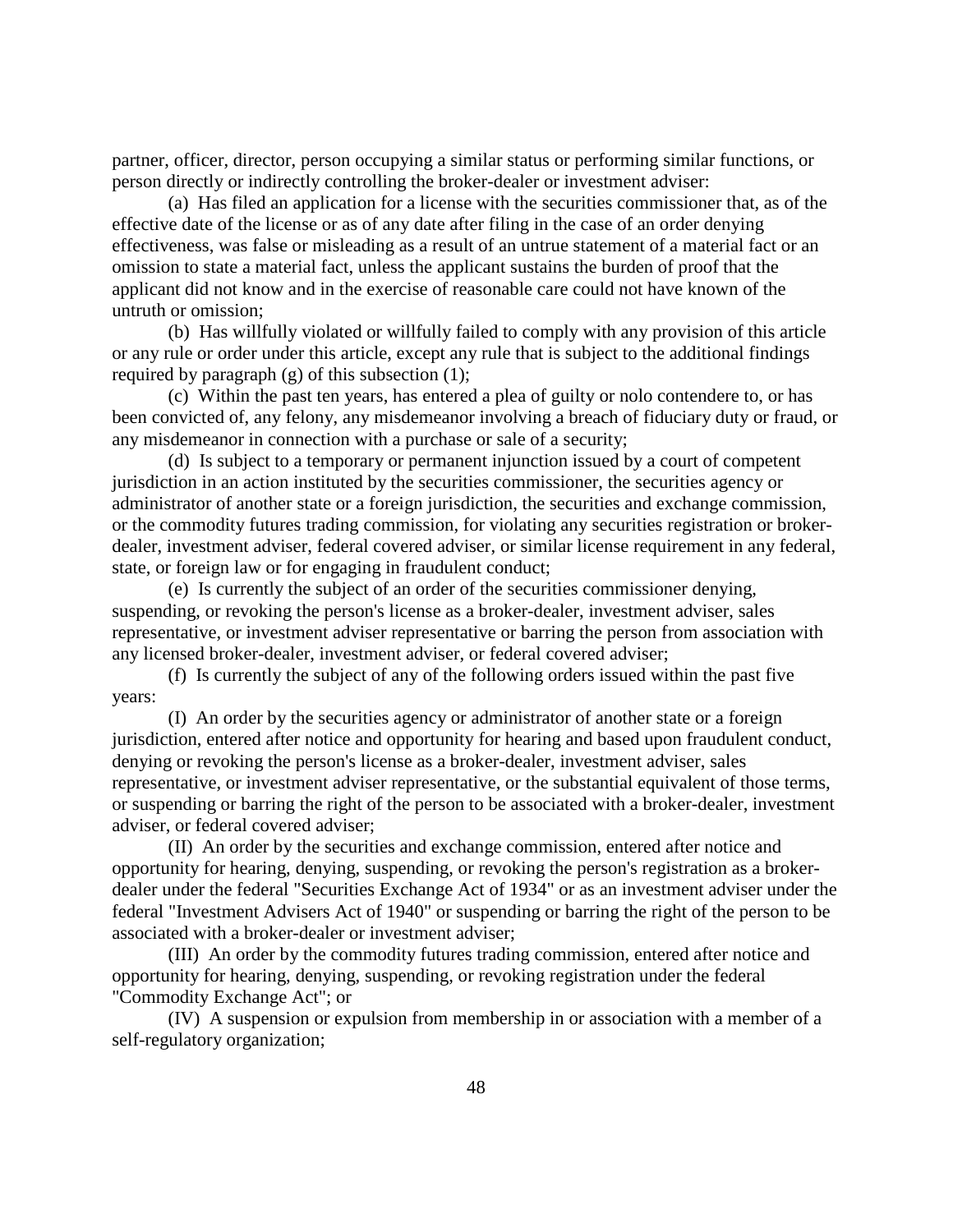partner, officer, director, person occupying a similar status or performing similar functions, or person directly or indirectly controlling the broker-dealer or investment adviser:

(a) Has filed an application for a license with the securities commissioner that, as of the effective date of the license or as of any date after filing in the case of an order denying effectiveness, was false or misleading as a result of an untrue statement of a material fact or an omission to state a material fact, unless the applicant sustains the burden of proof that the applicant did not know and in the exercise of reasonable care could not have known of the untruth or omission;

(b) Has willfully violated or willfully failed to comply with any provision of this article or any rule or order under this article, except any rule that is subject to the additional findings required by paragraph (g) of this subsection (1);

(c) Within the past ten years, has entered a plea of guilty or nolo contendere to, or has been convicted of, any felony, any misdemeanor involving a breach of fiduciary duty or fraud, or any misdemeanor in connection with a purchase or sale of a security;

(d) Is subject to a temporary or permanent injunction issued by a court of competent jurisdiction in an action instituted by the securities commissioner, the securities agency or administrator of another state or a foreign jurisdiction, the securities and exchange commission, or the commodity futures trading commission, for violating any securities registration or broker-dealer, investment adviser, federal covered adviser, or similar license requirement in any federal, state, or foreign law or for engaging in fraudulent conduct;

(e) Is currently the subject of an order of the securities commissioner denying, suspending, or revoking the person's license as a broker-dealer, investment adviser, sales representative, or investment adviser representative or barring the person from association with any licensed broker-dealer, investment adviser, or federal covered adviser;

(f) Is currently the subject of any of the following orders issued within the past five years:

(I) An order by the securities agency or administrator of another state or a foreign jurisdiction, entered after notice and opportunity for hearing and based upon fraudulent conduct, denying or revoking the person's license as a broker-dealer, investment adviser, sales representative, or investment adviser representative, or the substantial equivalent of those terms, or suspending or barring the right of the person to be associated with a broker-dealer, investment adviser, or federal covered adviser;

(II) An order by the securities and exchange commission, entered after notice and opportunity for hearing, denying, suspending, or revoking the person's registration as a broker-dealer under the federal "Securities Exchange Act of 1934" or as an investment adviser under the federal "Investment Advisers Act of 1940" or suspending or barring the right of the person to be associated with a broker-dealer or investment adviser;

(III) An order by the commodity futures trading commission, entered after notice and opportunity for hearing, denying, suspending, or revoking registration under the federal "Commodity Exchange Act"; or

(IV) A suspension or expulsion from membership in or association with a member of a self-regulatory organization;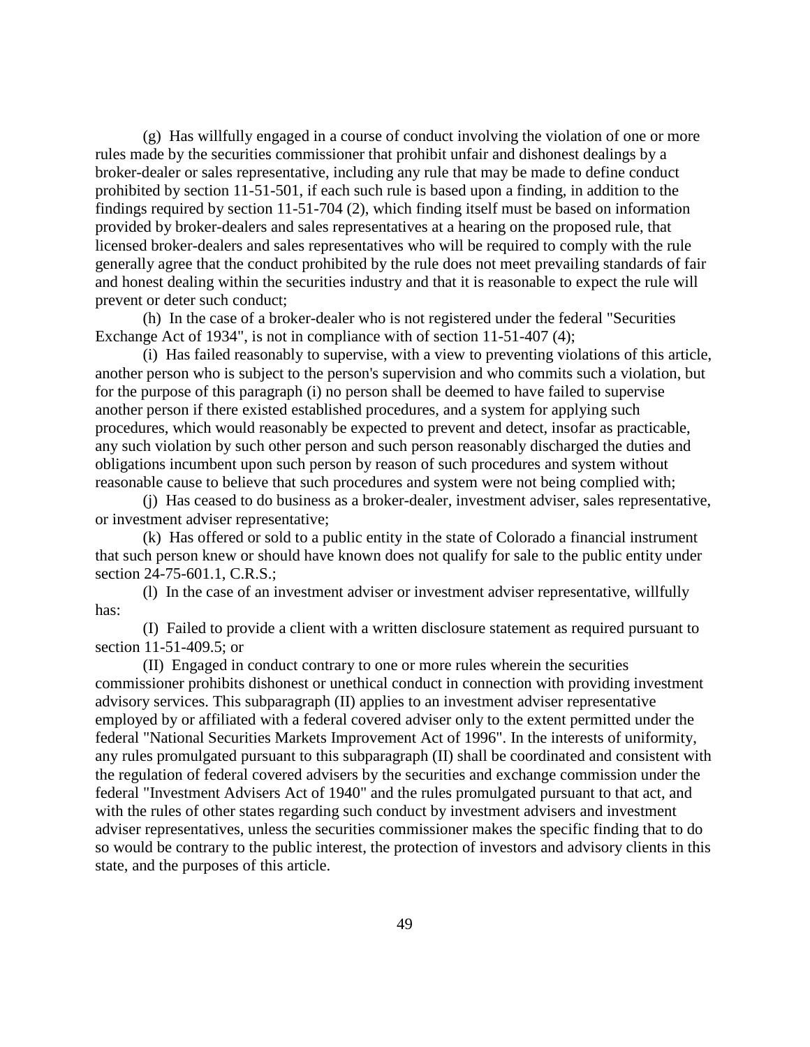(g) Has willfully engaged in a course of conduct involving the violation of one or more rules made by the securities commissioner that prohibit unfair and dishonest dealings by a broker-dealer or sales representative, including any rule that may be made to define conduct prohibited by section 11-51-501, if each such rule is based upon a finding, in addition to the findings required by section 11-51-704 (2), which finding itself must be based on information provided by broker-dealers and sales representatives at a hearing on the proposed rule, that licensed broker-dealers and sales representatives who will be required to comply with the rule generally agree that the conduct prohibited by the rule does not meet prevailing standards of fair and honest dealing within the securities industry and that it is reasonable to expect the rule will prevent or deter such conduct;

(h) In the case of a broker-dealer who is not registered under the federal "Securities Exchange Act of 1934", is not in compliance with of section 11-51-407 (4);

(i) Has failed reasonably to supervise, with a view to preventing violations of this article, another person who is subject to the person's supervision and who commits such a violation, but for the purpose of this paragraph (i) no person shall be deemed to have failed to supervise another person if there existed established procedures, and a system for applying such procedures, which would reasonably be expected to prevent and detect, insofar as practicable, any such violation by such other person and such person reasonably discharged the duties and obligations incumbent upon such person by reason of such procedures and system without reasonable cause to believe that such procedures and system were not being complied with;

(j) Has ceased to do business as a broker-dealer, investment adviser, sales representative, or investment adviser representative;

(k) Has offered or sold to a public entity in the state of Colorado a financial instrument that such person knew or should have known does not qualify for sale to the public entity under section 24-75-601.1, C.R.S.;

(l) In the case of an investment adviser or investment adviser representative, willfully has:

(I) Failed to provide a client with a written disclosure statement as required pursuant to section 11-51-409.5; or

(II) Engaged in conduct contrary to one or more rules wherein the securities commissioner prohibits dishonest or unethical conduct in connection with providing investment advisory services. This subparagraph (II) applies to an investment adviser representative employed by or affiliated with a federal covered adviser only to the extent permitted under the federal "National Securities Markets Improvement Act of 1996". In the interests of uniformity, any rules promulgated pursuant to this subparagraph (II) shall be coordinated and consistent with the regulation of federal covered advisers by the securities and exchange commission under the federal "Investment Advisers Act of 1940" and the rules promulgated pursuant to that act, and with the rules of other states regarding such conduct by investment advisers and investment adviser representatives, unless the securities commissioner makes the specific finding that to do so would be contrary to the public interest, the protection of investors and advisory clients in this state, and the purposes of this article.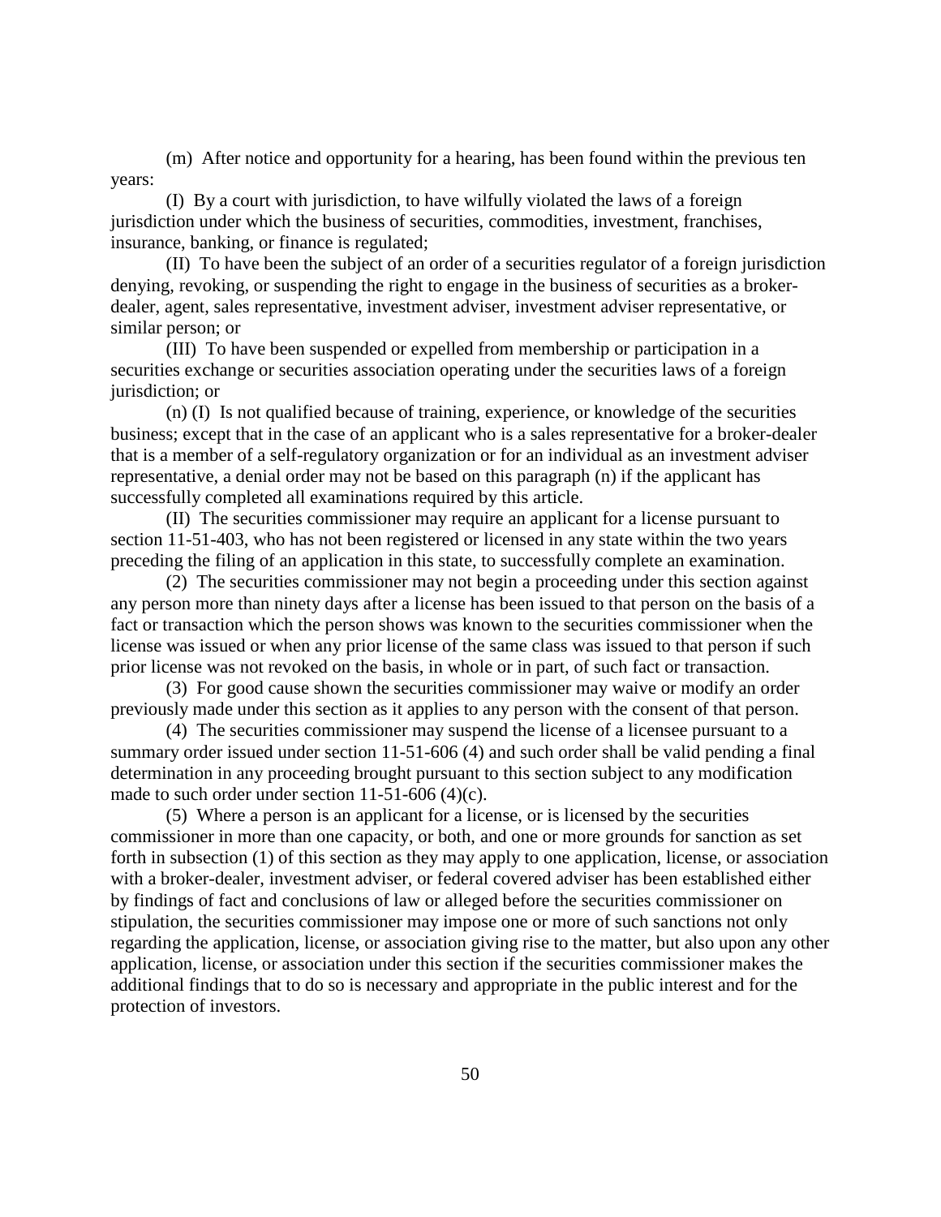(m) After notice and opportunity for a hearing, has been found within the previous ten years:

(I) By a court with jurisdiction, to have wilfully violated the laws of a foreign jurisdiction under which the business of securities, commodities, investment, franchises, insurance, banking, or finance is regulated;

(II) To have been the subject of an order of a securities regulator of a foreign jurisdiction denying, revoking, or suspending the right to engage in the business of securities as a broker-dealer, agent, sales representative, investment adviser, investment adviser representative, or similar person; or

(III) To have been suspended or expelled from membership or participation in a securities exchange or securities association operating under the securities laws of a foreign jurisdiction; or

(n) (I) Is not qualified because of training, experience, or knowledge of the securities business; except that in the case of an applicant who is a sales representative for a broker-dealer that is a member of a self-regulatory organization or for an individual as an investment adviser representative, a denial order may not be based on this paragraph (n) if the applicant has successfully completed all examinations required by this article.

(II) The securities commissioner may require an applicant for a license pursuant to section 11-51-403, who has not been registered or licensed in any state within the two years preceding the filing of an application in this state, to successfully complete an examination.

(2) The securities commissioner may not begin a proceeding under this section against any person more than ninety days after a license has been issued to that person on the basis of a fact or transaction which the person shows was known to the securities commissioner when the license was issued or when any prior license of the same class was issued to that person if such prior license was not revoked on the basis, in whole or in part, of such fact or transaction.

(3) For good cause shown the securities commissioner may waive or modify an order previously made under this section as it applies to any person with the consent of that person.

(4) The securities commissioner may suspend the license of a licensee pursuant to a summary order issued under section 11-51-606 (4) and such order shall be valid pending a final determination in any proceeding brought pursuant to this section subject to any modification made to such order under section 11-51-606 (4)(c).

(5) Where a person is an applicant for a license, or is licensed by the securities commissioner in more than one capacity, or both, and one or more grounds for sanction as set forth in subsection (1) of this section as they may apply to one application, license, or association with a broker-dealer, investment adviser, or federal covered adviser has been established either by findings of fact and conclusions of law or alleged before the securities commissioner on stipulation, the securities commissioner may impose one or more of such sanctions not only regarding the application, license, or association giving rise to the matter, but also upon any other application, license, or association under this section if the securities commissioner makes the additional findings that to do so is necessary and appropriate in the public interest and for the protection of investors.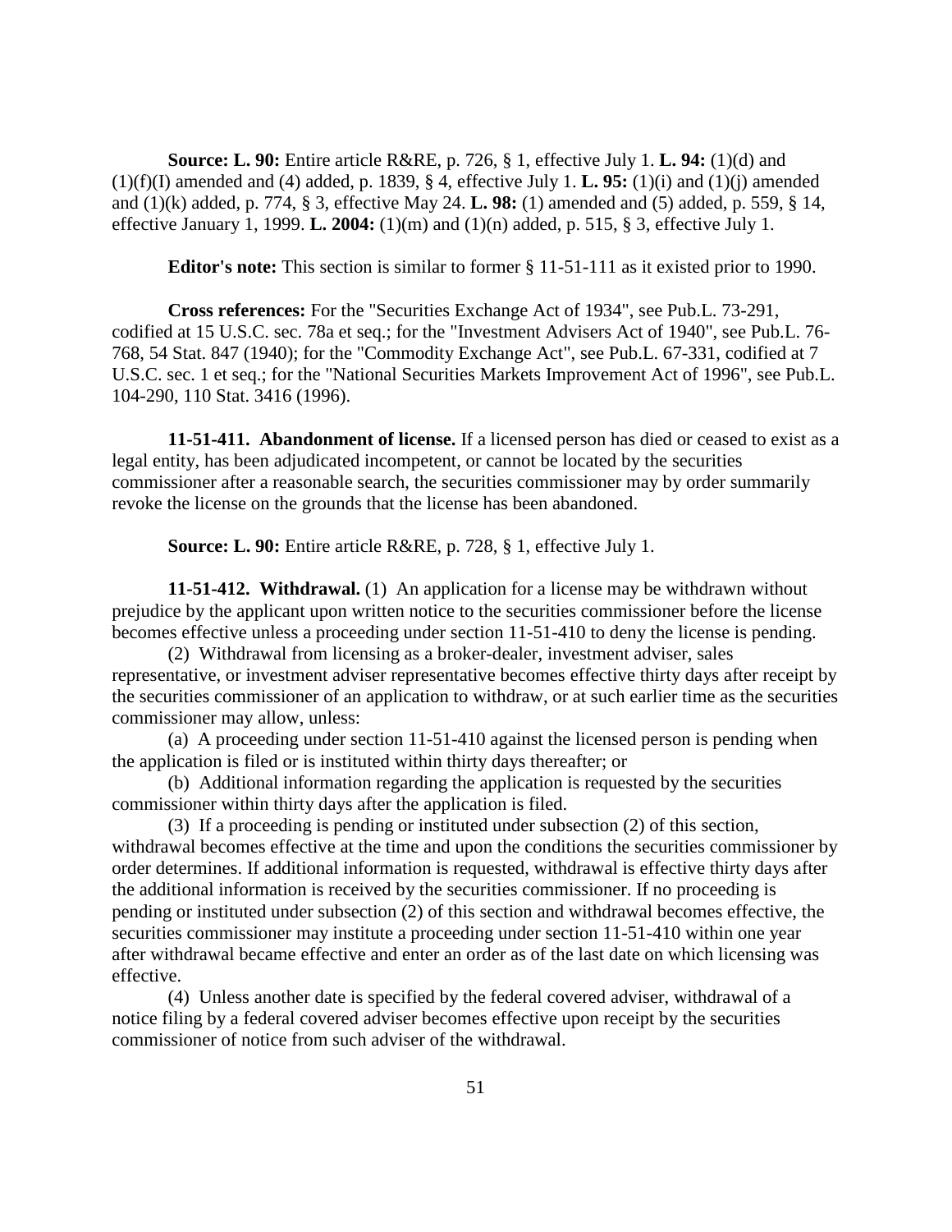**Source: L. 90:** Entire article R&RE, p. 726, § 1, effective July 1. **L. 94:** (1)(d) and (1)(f)(I) amended and (4) added, p. 1839, § 4, effective July 1. **L. 95:** (1)(i) and (1)(j) amended and (1)(k) added, p. 774, § 3, effective May 24. **L. 98:** (1) amended and (5) added, p. 559, § 14, effective January 1, 1999. **L. 2004:** (1)(m) and (1)(n) added, p. 515, § 3, effective July 1.

**Editor's note:** This section is similar to former § 11-51-111 as it existed prior to 1990.

**Cross references:** For the "Securities Exchange Act of 1934", see Pub.L. 73-291, codified at 15 U.S.C. sec. 78a et seq.; for the "Investment Advisers Act of 1940", see Pub.L. 76-768, 54 Stat. 847 (1940); for the "Commodity Exchange Act", see Pub.L. 67-331, codified at 7 U.S.C. sec. 1 et seq.; for the "National Securities Markets Improvement Act of 1996", see Pub.L. 104-290, 110 Stat. 3416 (1996).

**11-51-411. Abandonment of license.** If a licensed person has died or ceased to exist as a legal entity, has been adjudicated incompetent, or cannot be located by the securities commissioner after a reasonable search, the securities commissioner may by order summarily revoke the license on the grounds that the license has been abandoned.

**Source: L. 90:** Entire article R&RE, p. 728, § 1, effective July 1.

**11-51-412. Withdrawal.** (1) An application for a license may be withdrawn without prejudice by the applicant upon written notice to the securities commissioner before the license becomes effective unless a proceeding under section 11-51-410 to deny the license is pending.

(2) Withdrawal from licensing as a broker-dealer, investment adviser, sales representative, or investment adviser representative becomes effective thirty days after receipt by the securities commissioner of an application to withdraw, or at such earlier time as the securities commissioner may allow, unless:

(a) A proceeding under section 11-51-410 against the licensed person is pending when the application is filed or is instituted within thirty days thereafter; or

(b) Additional information regarding the application is requested by the securities commissioner within thirty days after the application is filed.

(3) If a proceeding is pending or instituted under subsection (2) of this section, withdrawal becomes effective at the time and upon the conditions the securities commissioner by order determines. If additional information is requested, withdrawal is effective thirty days after the additional information is received by the securities commissioner. If no proceeding is pending or instituted under subsection (2) of this section and withdrawal becomes effective, the securities commissioner may institute a proceeding under section 11-51-410 within one year after withdrawal became effective and enter an order as of the last date on which licensing was effective.

(4) Unless another date is specified by the federal covered adviser, withdrawal of a notice filing by a federal covered adviser becomes effective upon receipt by the securities commissioner of notice from such adviser of the withdrawal.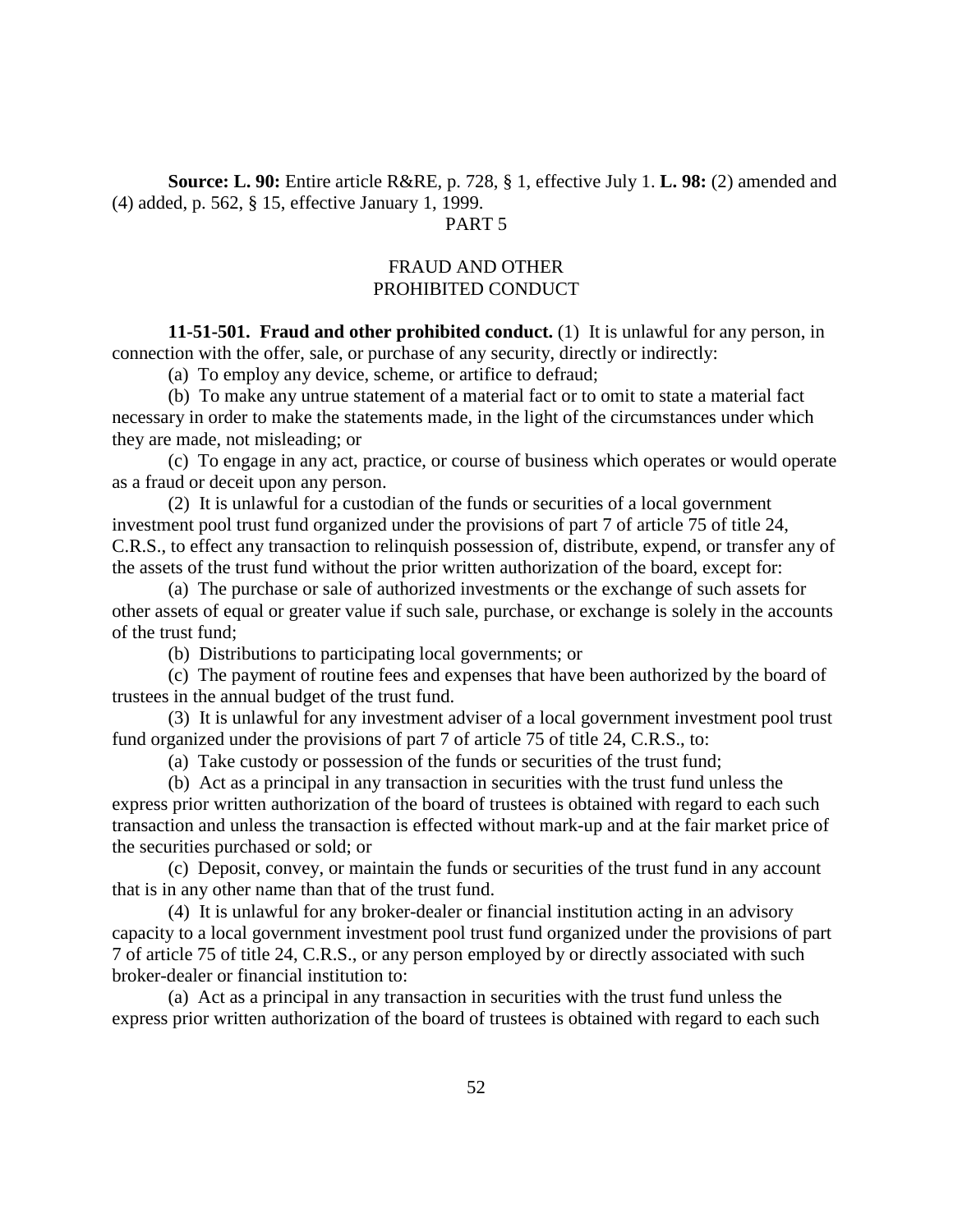**Source: L. 90:** Entire article R&RE, p. 728, § 1, effective July 1. **L. 98:** (2) amended and (4) added, p. 562, § 15, effective January 1, 1999.

# PART 5

## FRAUD AND OTHER PROHIBITED CONDUCT

**11-51-501. Fraud and other prohibited conduct.** (1) It is unlawful for any person, in connection with the offer, sale, or purchase of any security, directly or indirectly:

(a) To employ any device, scheme, or artifice to defraud;

(b) To make any untrue statement of a material fact or to omit to state a material fact necessary in order to make the statements made, in the light of the circumstances under which they are made, not misleading; or

(c) To engage in any act, practice, or course of business which operates or would operate as a fraud or deceit upon any person.

(2) It is unlawful for a custodian of the funds or securities of a local government investment pool trust fund organized under the provisions of part 7 of article 75 of title 24, C.R.S., to effect any transaction to relinquish possession of, distribute, expend, or transfer any of the assets of the trust fund without the prior written authorization of the board, except for:

(a) The purchase or sale of authorized investments or the exchange of such assets for other assets of equal or greater value if such sale, purchase, or exchange is solely in the accounts of the trust fund;

(b) Distributions to participating local governments; or

(c) The payment of routine fees and expenses that have been authorized by the board of trustees in the annual budget of the trust fund.

(3) It is unlawful for any investment adviser of a local government investment pool trust fund organized under the provisions of part 7 of article 75 of title 24, C.R.S., to:

(a) Take custody or possession of the funds or securities of the trust fund;

(b) Act as a principal in any transaction in securities with the trust fund unless the express prior written authorization of the board of trustees is obtained with regard to each such transaction and unless the transaction is effected without mark-up and at the fair market price of the securities purchased or sold; or

(c) Deposit, convey, or maintain the funds or securities of the trust fund in any account that is in any other name than that of the trust fund.

(4) It is unlawful for any broker-dealer or financial institution acting in an advisory capacity to a local government investment pool trust fund organized under the provisions of part 7 of article 75 of title 24, C.R.S., or any person employed by or directly associated with such broker-dealer or financial institution to:

(a) Act as a principal in any transaction in securities with the trust fund unless the express prior written authorization of the board of trustees is obtained with regard to each such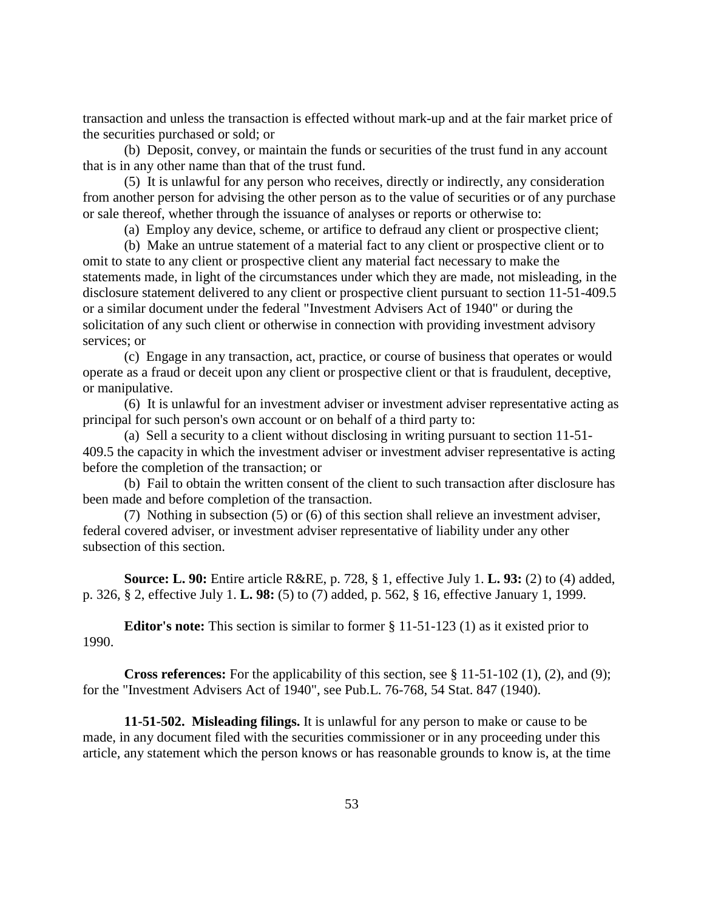transaction and unless the transaction is effected without mark-up and at the fair market price of the securities purchased or sold; or

(b) Deposit, convey, or maintain the funds or securities of the trust fund in any account that is in any other name than that of the trust fund.

(5) It is unlawful for any person who receives, directly or indirectly, any consideration from another person for advising the other person as to the value of securities or of any purchase or sale thereof, whether through the issuance of analyses or reports or otherwise to:

(a) Employ any device, scheme, or artifice to defraud any client or prospective client;

(b) Make an untrue statement of a material fact to any client or prospective client or to omit to state to any client or prospective client any material fact necessary to make the statements made, in light of the circumstances under which they are made, not misleading, in the disclosure statement delivered to any client or prospective client pursuant to section 11-51-409.5 or a similar document under the federal "Investment Advisers Act of 1940" or during the solicitation of any such client or otherwise in connection with providing investment advisory services; or

(c) Engage in any transaction, act, practice, or course of business that operates or would operate as a fraud or deceit upon any client or prospective client or that is fraudulent, deceptive, or manipulative.

(6) It is unlawful for an investment adviser or investment adviser representative acting as principal for such person's own account or on behalf of a third party to:

(a) Sell a security to a client without disclosing in writing pursuant to section 11-51-409.5 the capacity in which the investment adviser or investment adviser representative is acting before the completion of the transaction; or

(b) Fail to obtain the written consent of the client to such transaction after disclosure has been made and before completion of the transaction.

(7) Nothing in subsection (5) or (6) of this section shall relieve an investment adviser, federal covered adviser, or investment adviser representative of liability under any other subsection of this section.

**Source: L. 90:** Entire article R&RE, p. 728, § 1, effective July 1. **L. 93:** (2) to (4) added, p. 326, § 2, effective July 1. **L. 98:** (5) to (7) added, p. 562, § 16, effective January 1, 1999.

**Editor's note:** This section is similar to former § 11-51-123 (1) as it existed prior to 1990.

**Cross references:** For the applicability of this section, see § 11-51-102 (1), (2), and (9); for the "Investment Advisers Act of 1940", see Pub.L. 76-768, 54 Stat. 847 (1940).

**11-51-502. Misleading filings.** It is unlawful for any person to make or cause to be made, in any document filed with the securities commissioner or in any proceeding under this article, any statement which the person knows or has reasonable grounds to know is, at the time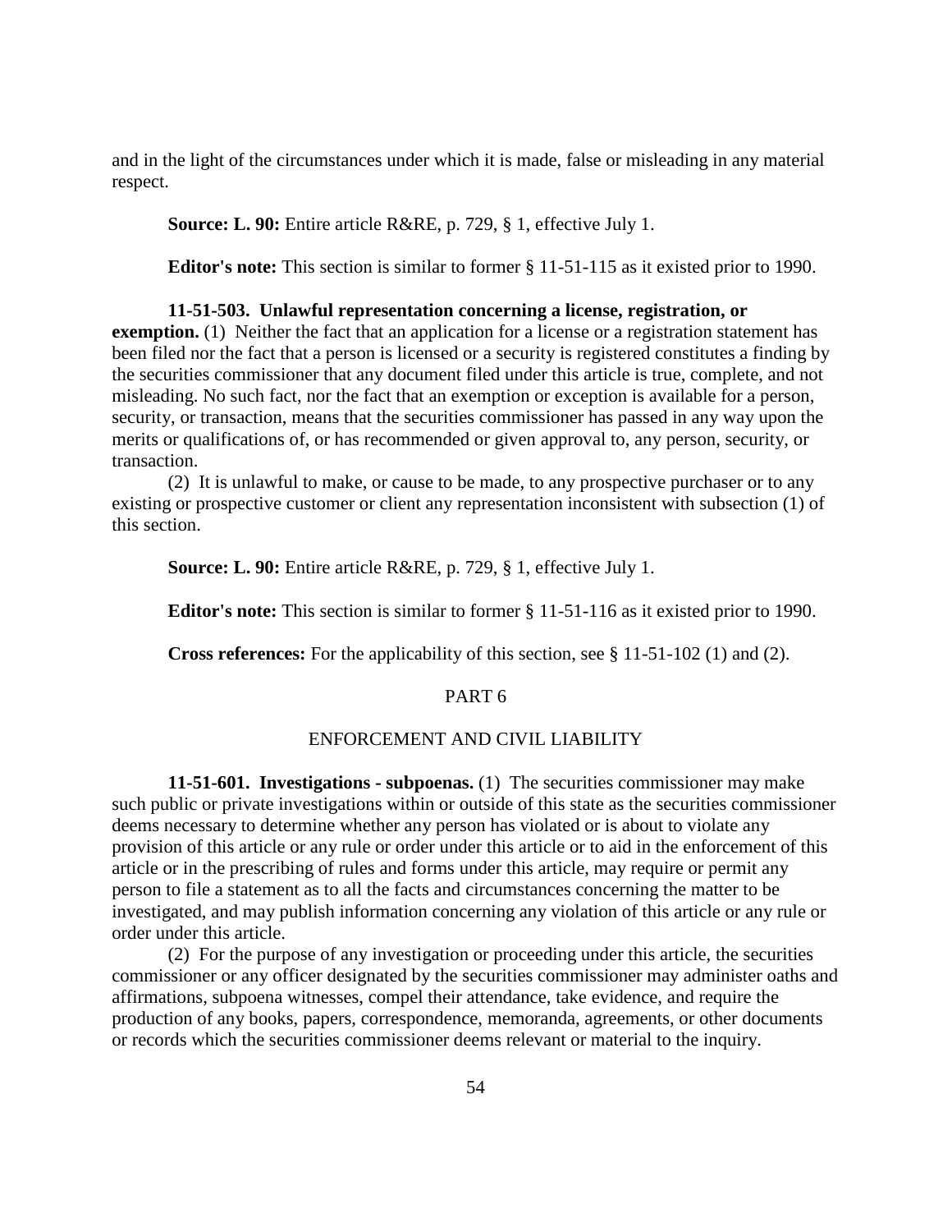and in the light of the circumstances under which it is made, false or misleading in any material respect.

**Source: L. 90:** Entire article R&RE, p. 729, § 1, effective July 1.

**Editor's note:** This section is similar to former § 11-51-115 as it existed prior to 1990.

**11-51-503. Unlawful representation concerning a license, registration, or exemption.** (1) Neither the fact that an application for a license or a registration statement has been filed nor the fact that a person is licensed or a security is registered constitutes a finding by the securities commissioner that any document filed under this article is true, complete, and not misleading. No such fact, nor the fact that an exemption or exception is available for a person, security, or transaction, means that the securities commissioner has passed in any way upon the merits or qualifications of, or has recommended or given approval to, any person, security, or transaction.

(2) It is unlawful to make, or cause to be made, to any prospective purchaser or to any existing or prospective customer or client any representation inconsistent with subsection (1) of this section.

**Source: L. 90:** Entire article R&RE, p. 729, § 1, effective July 1.

**Editor's note:** This section is similar to former § 11-51-116 as it existed prior to 1990.

**Cross references:** For the applicability of this section, see § 11-51-102 (1) and (2).

## PART 6

## ENFORCEMENT AND CIVIL LIABILITY

**11-51-601. Investigations - subpoenas.** (1) The securities commissioner may make such public or private investigations within or outside of this state as the securities commissioner deems necessary to determine whether any person has violated or is about to violate any provision of this article or any rule or order under this article or to aid in the enforcement of this article or in the prescribing of rules and forms under this article, may require or permit any person to file a statement as to all the facts and circumstances concerning the matter to be investigated, and may publish information concerning any violation of this article or any rule or order under this article.

(2) For the purpose of any investigation or proceeding under this article, the securities commissioner or any officer designated by the securities commissioner may administer oaths and affirmations, subpoena witnesses, compel their attendance, take evidence, and require the production of any books, papers, correspondence, memoranda, agreements, or other documents or records which the securities commissioner deems relevant or material to the inquiry.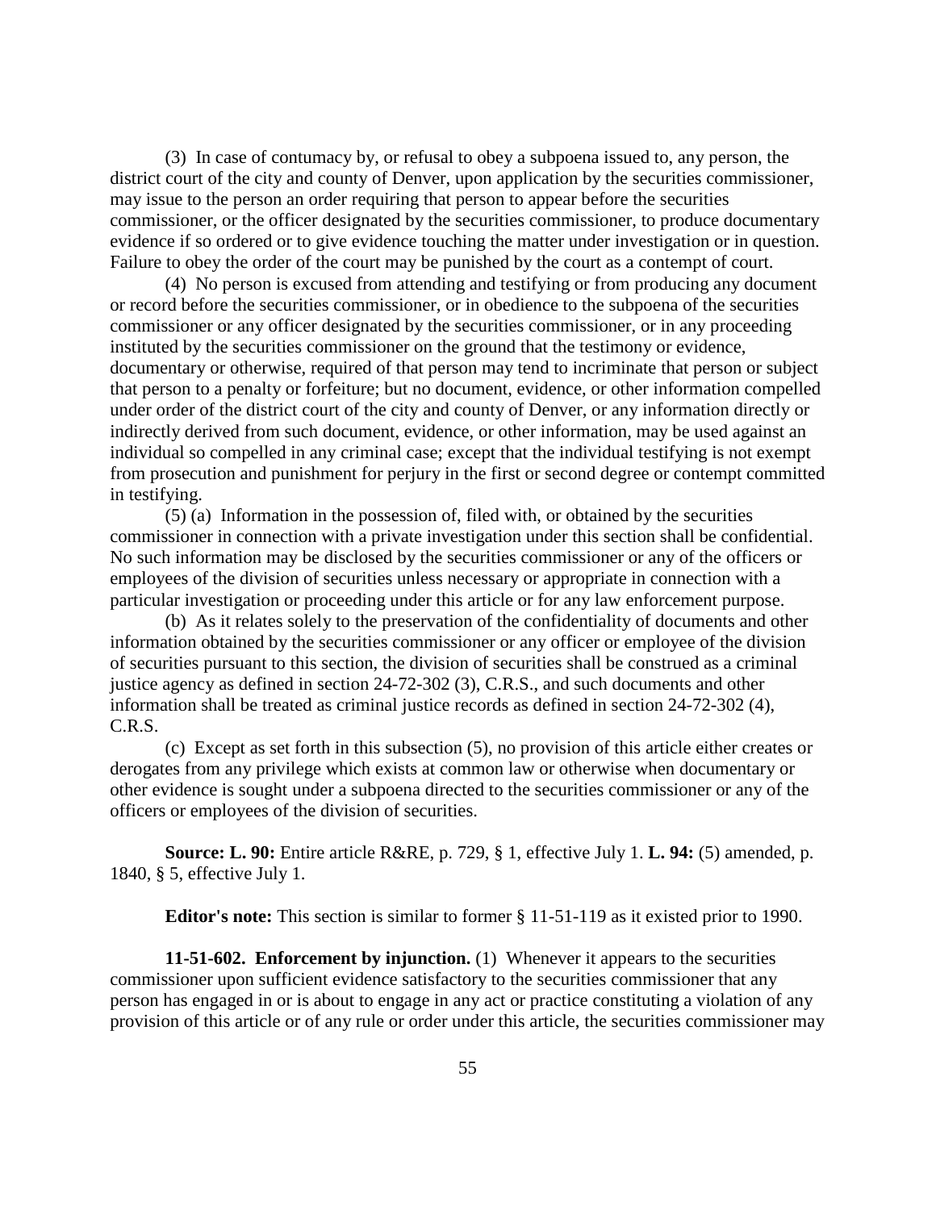(3) In case of contumacy by, or refusal to obey a subpoena issued to, any person, the district court of the city and county of Denver, upon application by the securities commissioner, may issue to the person an order requiring that person to appear before the securities commissioner, or the officer designated by the securities commissioner, to produce documentary evidence if so ordered or to give evidence touching the matter under investigation or in question. Failure to obey the order of the court may be punished by the court as a contempt of court.

(4) No person is excused from attending and testifying or from producing any document or record before the securities commissioner, or in obedience to the subpoena of the securities commissioner or any officer designated by the securities commissioner, or in any proceeding instituted by the securities commissioner on the ground that the testimony or evidence, documentary or otherwise, required of that person may tend to incriminate that person or subject that person to a penalty or forfeiture; but no document, evidence, or other information compelled under order of the district court of the city and county of Denver, or any information directly or indirectly derived from such document, evidence, or other information, may be used against an individual so compelled in any criminal case; except that the individual testifying is not exempt from prosecution and punishment for perjury in the first or second degree or contempt committed in testifying.

(5) (a) Information in the possession of, filed with, or obtained by the securities commissioner in connection with a private investigation under this section shall be confidential. No such information may be disclosed by the securities commissioner or any of the officers or employees of the division of securities unless necessary or appropriate in connection with a particular investigation or proceeding under this article or for any law enforcement purpose.

(b) As it relates solely to the preservation of the confidentiality of documents and other information obtained by the securities commissioner or any officer or employee of the division of securities pursuant to this section, the division of securities shall be construed as a criminal justice agency as defined in section 24-72-302 (3), C.R.S., and such documents and other information shall be treated as criminal justice records as defined in section 24-72-302 (4), C.R.S.

(c) Except as set forth in this subsection (5), no provision of this article either creates or derogates from any privilege which exists at common law or otherwise when documentary or other evidence is sought under a subpoena directed to the securities commissioner or any of the officers or employees of the division of securities.

**Source: L. 90:** Entire article R&RE, p. 729, § 1, effective July 1. **L. 94:** (5) amended, p. 1840, § 5, effective July 1.

**Editor's note:** This section is similar to former § 11-51-119 as it existed prior to 1990.

**11-51-602. Enforcement by injunction.** (1) Whenever it appears to the securities commissioner upon sufficient evidence satisfactory to the securities commissioner that any person has engaged in or is about to engage in any act or practice constituting a violation of any provision of this article or of any rule or order under this article, the securities commissioner may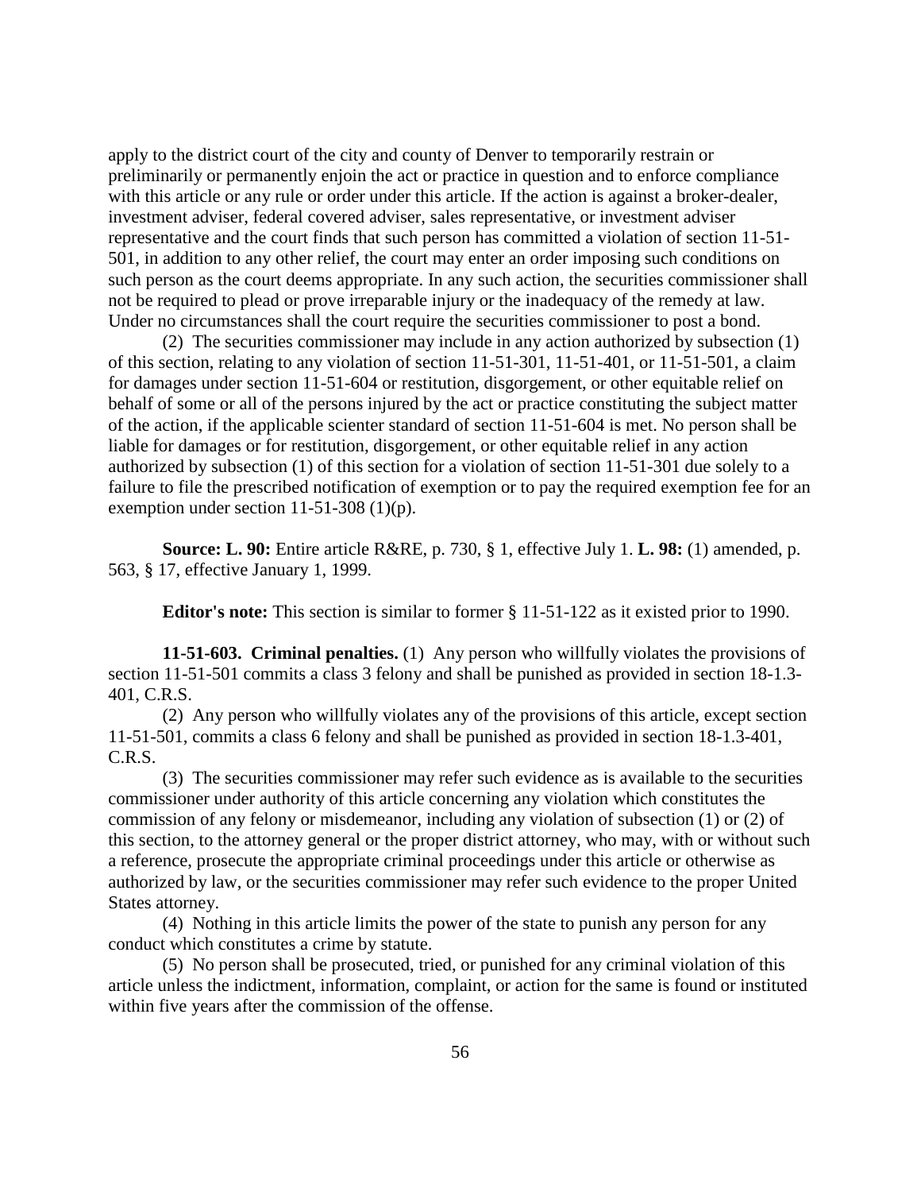apply to the district court of the city and county of Denver to temporarily restrain or preliminarily or permanently enjoin the act or practice in question and to enforce compliance with this article or any rule or order under this article. If the action is against a broker-dealer, investment adviser, federal covered adviser, sales representative, or investment adviser representative and the court finds that such person has committed a violation of section 11-51-501, in addition to any other relief, the court may enter an order imposing such conditions on such person as the court deems appropriate. In any such action, the securities commissioner shall not be required to plead or prove irreparable injury or the inadequacy of the remedy at law. Under no circumstances shall the court require the securities commissioner to post a bond.

(2) The securities commissioner may include in any action authorized by subsection (1) of this section, relating to any violation of section 11-51-301, 11-51-401, or 11-51-501, a claim for damages under section 11-51-604 or restitution, disgorgement, or other equitable relief on behalf of some or all of the persons injured by the act or practice constituting the subject matter of the action, if the applicable scienter standard of section 11-51-604 is met. No person shall be liable for damages or for restitution, disgorgement, or other equitable relief in any action authorized by subsection (1) of this section for a violation of section 11-51-301 due solely to a failure to file the prescribed notification of exemption or to pay the required exemption fee for an exemption under section 11-51-308 (1)(p).

**Source: L. 90:** Entire article R&RE, p. 730, § 1, effective July 1. **L. 98:** (1) amended, p. 563, § 17, effective January 1, 1999.

**Editor's note:** This section is similar to former § 11-51-122 as it existed prior to 1990.

**11-51-603. Criminal penalties.** (1) Any person who willfully violates the provisions of section 11-51-501 commits a class 3 felony and shall be punished as provided in section 18-1.3-401, C.R.S.

(2) Any person who willfully violates any of the provisions of this article, except section 11-51-501, commits a class 6 felony and shall be punished as provided in section 18-1.3-401, C.R.S.

(3) The securities commissioner may refer such evidence as is available to the securities commissioner under authority of this article concerning any violation which constitutes the commission of any felony or misdemeanor, including any violation of subsection (1) or (2) of this section, to the attorney general or the proper district attorney, who may, with or without such a reference, prosecute the appropriate criminal proceedings under this article or otherwise as authorized by law, or the securities commissioner may refer such evidence to the proper United States attorney.

(4) Nothing in this article limits the power of the state to punish any person for any conduct which constitutes a crime by statute.

(5) No person shall be prosecuted, tried, or punished for any criminal violation of this article unless the indictment, information, complaint, or action for the same is found or instituted within five years after the commission of the offense.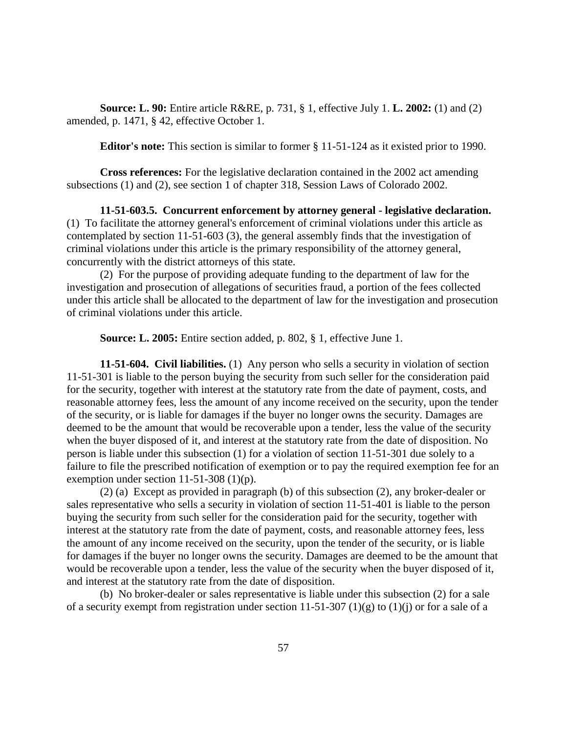**Source: L. 90:** Entire article R&RE, p. 731, § 1, effective July 1. **L. 2002:** (1) and (2) amended, p. 1471, § 42, effective October 1.

**Editor's note:** This section is similar to former § 11-51-124 as it existed prior to 1990.

**Cross references:** For the legislative declaration contained in the 2002 act amending subsections (1) and (2), see section 1 of chapter 318, Session Laws of Colorado 2002.

**11-51-603.5. Concurrent enforcement by attorney general - legislative declaration.** (1) To facilitate the attorney general's enforcement of criminal violations under this article as contemplated by section 11-51-603 (3), the general assembly finds that the investigation of criminal violations under this article is the primary responsibility of the attorney general, concurrently with the district attorneys of this state.

(2) For the purpose of providing adequate funding to the department of law for the investigation and prosecution of allegations of securities fraud, a portion of the fees collected under this article shall be allocated to the department of law for the investigation and prosecution of criminal violations under this article.

**Source: L. 2005:** Entire section added, p. 802, § 1, effective June 1.

**11-51-604. Civil liabilities.** (1) Any person who sells a security in violation of section 11-51-301 is liable to the person buying the security from such seller for the consideration paid for the security, together with interest at the statutory rate from the date of payment, costs, and reasonable attorney fees, less the amount of any income received on the security, upon the tender of the security, or is liable for damages if the buyer no longer owns the security. Damages are deemed to be the amount that would be recoverable upon a tender, less the value of the security when the buyer disposed of it, and interest at the statutory rate from the date of disposition. No person is liable under this subsection (1) for a violation of section 11-51-301 due solely to a failure to file the prescribed notification of exemption or to pay the required exemption fee for an exemption under section 11-51-308 (1)(p).

(2) (a) Except as provided in paragraph (b) of this subsection (2), any broker-dealer or sales representative who sells a security in violation of section 11-51-401 is liable to the person buying the security from such seller for the consideration paid for the security, together with interest at the statutory rate from the date of payment, costs, and reasonable attorney fees, less the amount of any income received on the security, upon the tender of the security, or is liable for damages if the buyer no longer owns the security. Damages are deemed to be the amount that would be recoverable upon a tender, less the value of the security when the buyer disposed of it, and interest at the statutory rate from the date of disposition.

(b) No broker-dealer or sales representative is liable under this subsection (2) for a sale of a security exempt from registration under section 11-51-307 (1)(g) to (1)(j) or for a sale of a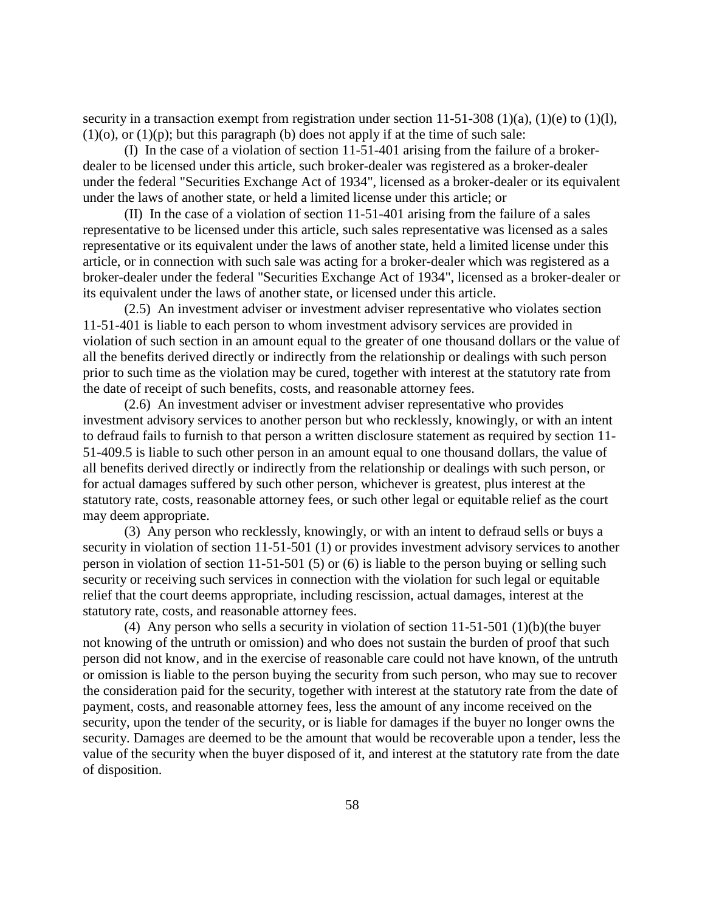security in a transaction exempt from registration under section 11-51-308 (1)(a), (1)(e) to (1)(l), (1)(o), or (1)(p); but this paragraph (b) does not apply if at the time of such sale:

(I) In the case of a violation of section 11-51-401 arising from the failure of a broker-dealer to be licensed under this article, such broker-dealer was registered as a broker-dealer under the federal "Securities Exchange Act of 1934", licensed as a broker-dealer or its equivalent under the laws of another state, or held a limited license under this article; or

(II) In the case of a violation of section 11-51-401 arising from the failure of a sales representative to be licensed under this article, such sales representative was licensed as a sales representative or its equivalent under the laws of another state, held a limited license under this article, or in connection with such sale was acting for a broker-dealer which was registered as a broker-dealer under the federal "Securities Exchange Act of 1934", licensed as a broker-dealer or its equivalent under the laws of another state, or licensed under this article.

(2.5) An investment adviser or investment adviser representative who violates section 11-51-401 is liable to each person to whom investment advisory services are provided in violation of such section in an amount equal to the greater of one thousand dollars or the value of all the benefits derived directly or indirectly from the relationship or dealings with such person prior to such time as the violation may be cured, together with interest at the statutory rate from the date of receipt of such benefits, costs, and reasonable attorney fees.

(2.6) An investment adviser or investment adviser representative who provides investment advisory services to another person but who recklessly, knowingly, or with an intent to defraud fails to furnish to that person a written disclosure statement as required by section 11-51-409.5 is liable to such other person in an amount equal to one thousand dollars, the value of all benefits derived directly or indirectly from the relationship or dealings with such person, or for actual damages suffered by such other person, whichever is greatest, plus interest at the statutory rate, costs, reasonable attorney fees, or such other legal or equitable relief as the court may deem appropriate.

(3) Any person who recklessly, knowingly, or with an intent to defraud sells or buys a security in violation of section 11-51-501 (1) or provides investment advisory services to another person in violation of section 11-51-501 (5) or (6) is liable to the person buying or selling such security or receiving such services in connection with the violation for such legal or equitable relief that the court deems appropriate, including rescission, actual damages, interest at the statutory rate, costs, and reasonable attorney fees.

(4) Any person who sells a security in violation of section 11-51-501 (1)(b)(the buyer not knowing of the untruth or omission) and who does not sustain the burden of proof that such person did not know, and in the exercise of reasonable care could not have known, of the untruth or omission is liable to the person buying the security from such person, who may sue to recover the consideration paid for the security, together with interest at the statutory rate from the date of payment, costs, and reasonable attorney fees, less the amount of any income received on the security, upon the tender of the security, or is liable for damages if the buyer no longer owns the security. Damages are deemed to be the amount that would be recoverable upon a tender, less the value of the security when the buyer disposed of it, and interest at the statutory rate from the date of disposition.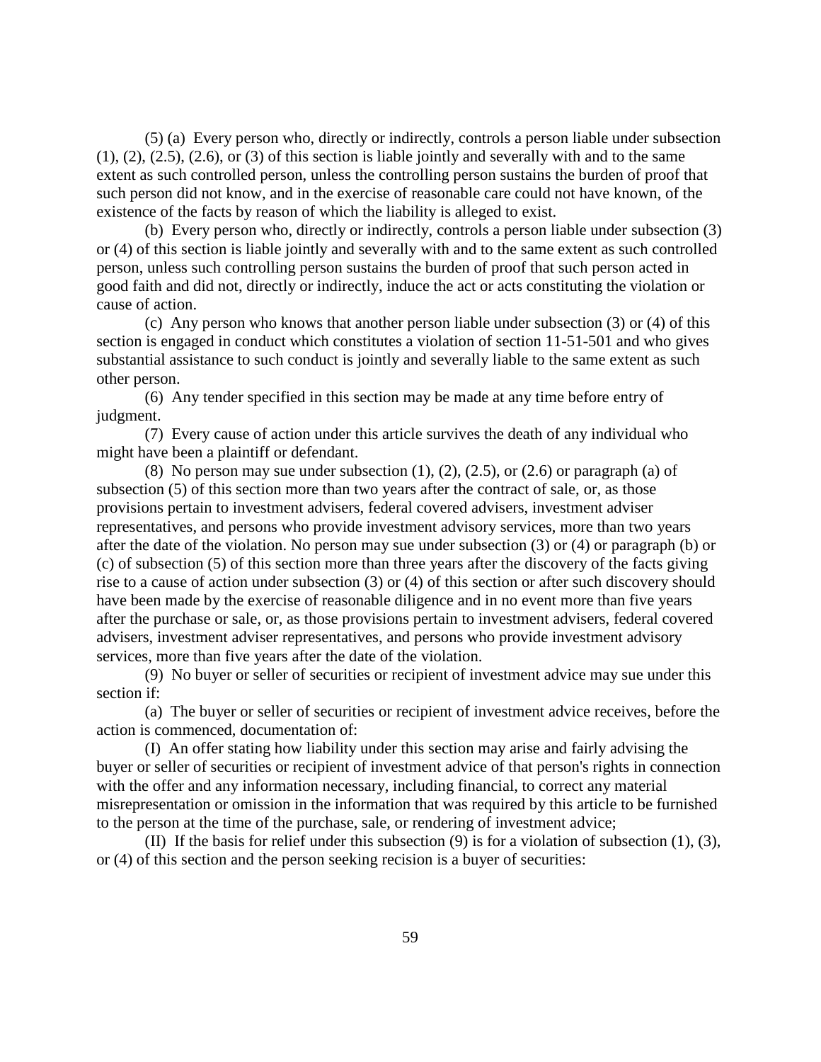(5) (a) Every person who, directly or indirectly, controls a person liable under subsection (1), (2), (2.5), (2.6), or (3) of this section is liable jointly and severally with and to the same extent as such controlled person, unless the controlling person sustains the burden of proof that such person did not know, and in the exercise of reasonable care could not have known, of the existence of the facts by reason of which the liability is alleged to exist.

(b) Every person who, directly or indirectly, controls a person liable under subsection (3) or (4) of this section is liable jointly and severally with and to the same extent as such controlled person, unless such controlling person sustains the burden of proof that such person acted in good faith and did not, directly or indirectly, induce the act or acts constituting the violation or cause of action.

(c) Any person who knows that another person liable under subsection (3) or (4) of this section is engaged in conduct which constitutes a violation of section 11-51-501 and who gives substantial assistance to such conduct is jointly and severally liable to the same extent as such other person.

(6) Any tender specified in this section may be made at any time before entry of judgment.

(7) Every cause of action under this article survives the death of any individual who might have been a plaintiff or defendant.

(8) No person may sue under subsection (1), (2), (2.5), or (2.6) or paragraph (a) of subsection (5) of this section more than two years after the contract of sale, or, as those provisions pertain to investment advisers, federal covered advisers, investment adviser representatives, and persons who provide investment advisory services, more than two years after the date of the violation. No person may sue under subsection (3) or (4) or paragraph (b) or (c) of subsection (5) of this section more than three years after the discovery of the facts giving rise to a cause of action under subsection (3) or (4) of this section or after such discovery should have been made by the exercise of reasonable diligence and in no event more than five years after the purchase or sale, or, as those provisions pertain to investment advisers, federal covered advisers, investment adviser representatives, and persons who provide investment advisory services, more than five years after the date of the violation.

(9) No buyer or seller of securities or recipient of investment advice may sue under this section if:

(a) The buyer or seller of securities or recipient of investment advice receives, before the action is commenced, documentation of:

(I) An offer stating how liability under this section may arise and fairly advising the buyer or seller of securities or recipient of investment advice of that person's rights in connection with the offer and any information necessary, including financial, to correct any material misrepresentation or omission in the information that was required by this article to be furnished to the person at the time of the purchase, sale, or rendering of investment advice;

(II) If the basis for relief under this subsection (9) is for a violation of subsection (1), (3), or (4) of this section and the person seeking recision is a buyer of securities: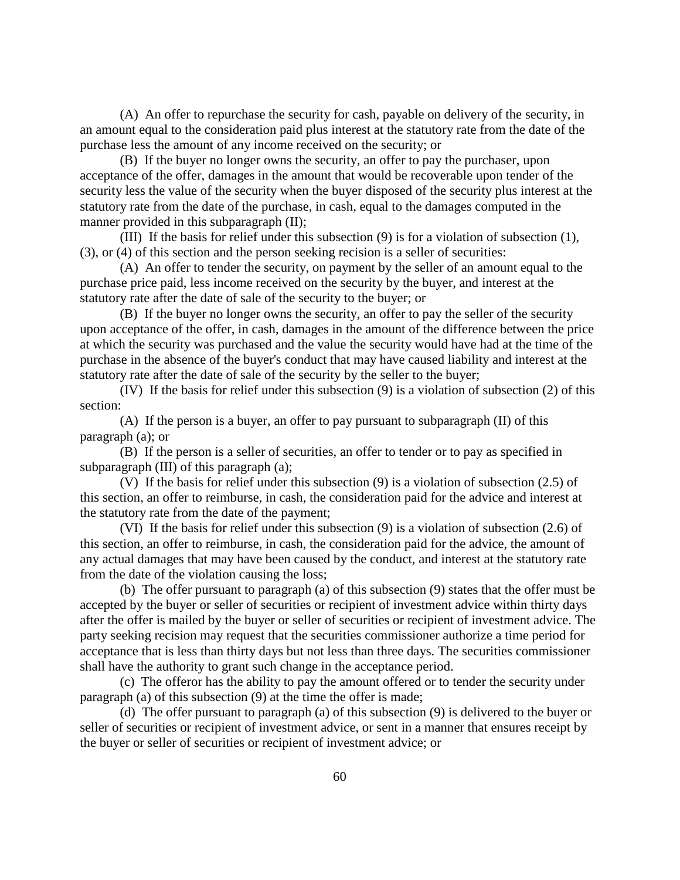(A) An offer to repurchase the security for cash, payable on delivery of the security, in an amount equal to the consideration paid plus interest at the statutory rate from the date of the purchase less the amount of any income received on the security; or

(B) If the buyer no longer owns the security, an offer to pay the purchaser, upon acceptance of the offer, damages in the amount that would be recoverable upon tender of the security less the value of the security when the buyer disposed of the security plus interest at the statutory rate from the date of the purchase, in cash, equal to the damages computed in the manner provided in this subparagraph (II);

(III) If the basis for relief under this subsection (9) is for a violation of subsection (1), (3), or (4) of this section and the person seeking recision is a seller of securities:

(A) An offer to tender the security, on payment by the seller of an amount equal to the purchase price paid, less income received on the security by the buyer, and interest at the statutory rate after the date of sale of the security to the buyer; or

(B) If the buyer no longer owns the security, an offer to pay the seller of the security upon acceptance of the offer, in cash, damages in the amount of the difference between the price at which the security was purchased and the value the security would have had at the time of the purchase in the absence of the buyer's conduct that may have caused liability and interest at the statutory rate after the date of sale of the security by the seller to the buyer;

(IV) If the basis for relief under this subsection (9) is a violation of subsection (2) of this section:

(A) If the person is a buyer, an offer to pay pursuant to subparagraph (II) of this paragraph (a); or

(B) If the person is a seller of securities, an offer to tender or to pay as specified in subparagraph (III) of this paragraph (a);

(V) If the basis for relief under this subsection (9) is a violation of subsection (2.5) of this section, an offer to reimburse, in cash, the consideration paid for the advice and interest at the statutory rate from the date of the payment;

(VI) If the basis for relief under this subsection (9) is a violation of subsection (2.6) of this section, an offer to reimburse, in cash, the consideration paid for the advice, the amount of any actual damages that may have been caused by the conduct, and interest at the statutory rate from the date of the violation causing the loss;

(b) The offer pursuant to paragraph (a) of this subsection (9) states that the offer must be accepted by the buyer or seller of securities or recipient of investment advice within thirty days after the offer is mailed by the buyer or seller of securities or recipient of investment advice. The party seeking recision may request that the securities commissioner authorize a time period for acceptance that is less than thirty days but not less than three days. The securities commissioner shall have the authority to grant such change in the acceptance period.

(c) The offeror has the ability to pay the amount offered or to tender the security under paragraph (a) of this subsection (9) at the time the offer is made;

(d) The offer pursuant to paragraph (a) of this subsection (9) is delivered to the buyer or seller of securities or recipient of investment advice, or sent in a manner that ensures receipt by the buyer or seller of securities or recipient of investment advice; or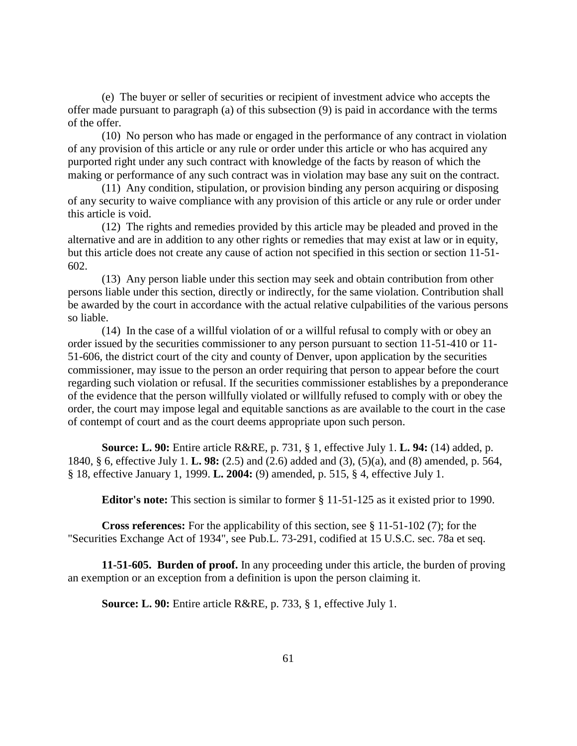(e) The buyer or seller of securities or recipient of investment advice who accepts the offer made pursuant to paragraph (a) of this subsection (9) is paid in accordance with the terms of the offer.

(10) No person who has made or engaged in the performance of any contract in violation of any provision of this article or any rule or order under this article or who has acquired any purported right under any such contract with knowledge of the facts by reason of which the making or performance of any such contract was in violation may base any suit on the contract.

(11) Any condition, stipulation, or provision binding any person acquiring or disposing of any security to waive compliance with any provision of this article or any rule or order under this article is void.

(12) The rights and remedies provided by this article may be pleaded and proved in the alternative and are in addition to any other rights or remedies that may exist at law or in equity, but this article does not create any cause of action not specified in this section or section 11-51-602.

(13) Any person liable under this section may seek and obtain contribution from other persons liable under this section, directly or indirectly, for the same violation. Contribution shall be awarded by the court in accordance with the actual relative culpabilities of the various persons so liable.

(14) In the case of a willful violation of or a willful refusal to comply with or obey an order issued by the securities commissioner to any person pursuant to section 11-51-410 or 11-51-606, the district court of the city and county of Denver, upon application by the securities commissioner, may issue to the person an order requiring that person to appear before the court regarding such violation or refusal. If the securities commissioner establishes by a preponderance of the evidence that the person willfully violated or willfully refused to comply with or obey the order, the court may impose legal and equitable sanctions as are available to the court in the case of contempt of court and as the court deems appropriate upon such person.

**Source: L. 90:** Entire article R&RE, p. 731, § 1, effective July 1. **L. 94:** (14) added, p. 1840, § 6, effective July 1. **L. 98:** (2.5) and (2.6) added and (3), (5)(a), and (8) amended, p. 564, § 18, effective January 1, 1999. **L. 2004:** (9) amended, p. 515, § 4, effective July 1.

**Editor's note:** This section is similar to former § 11-51-125 as it existed prior to 1990.

**Cross references:** For the applicability of this section, see § 11-51-102 (7); for the "Securities Exchange Act of 1934", see Pub.L. 73-291, codified at 15 U.S.C. sec. 78a et seq.

**11-51-605. Burden of proof.** In any proceeding under this article, the burden of proving an exemption or an exception from a definition is upon the person claiming it.

**Source: L. 90:** Entire article R&RE, p. 733, § 1, effective July 1.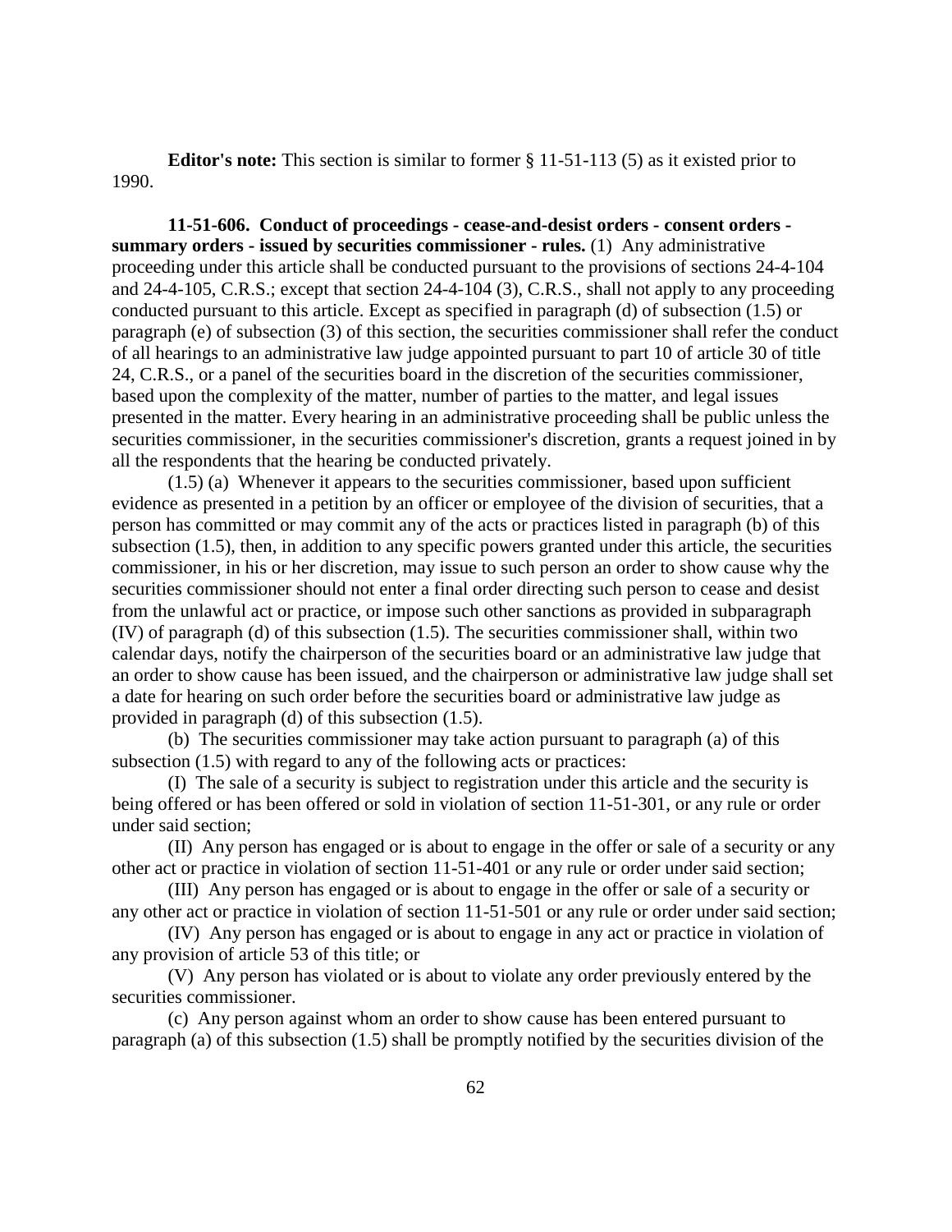**Editor's note:** This section is similar to former § 11-51-113 (5) as it existed prior to 1990.

**11-51-606. Conduct of proceedings - cease-and-desist orders - consent orders - summary orders - issued by securities commissioner - rules.** (1) Any administrative proceeding under this article shall be conducted pursuant to the provisions of sections 24-4-104 and 24-4-105, C.R.S.; except that section 24-4-104 (3), C.R.S., shall not apply to any proceeding conducted pursuant to this article. Except as specified in paragraph (d) of subsection (1.5) or paragraph (e) of subsection (3) of this section, the securities commissioner shall refer the conduct of all hearings to an administrative law judge appointed pursuant to part 10 of article 30 of title 24, C.R.S., or a panel of the securities board in the discretion of the securities commissioner, based upon the complexity of the matter, number of parties to the matter, and legal issues presented in the matter. Every hearing in an administrative proceeding shall be public unless the securities commissioner, in the securities commissioner's discretion, grants a request joined in by all the respondents that the hearing be conducted privately.

(1.5) (a) Whenever it appears to the securities commissioner, based upon sufficient evidence as presented in a petition by an officer or employee of the division of securities, that a person has committed or may commit any of the acts or practices listed in paragraph (b) of this subsection (1.5), then, in addition to any specific powers granted under this article, the securities commissioner, in his or her discretion, may issue to such person an order to show cause why the securities commissioner should not enter a final order directing such person to cease and desist from the unlawful act or practice, or impose such other sanctions as provided in subparagraph (IV) of paragraph (d) of this subsection (1.5). The securities commissioner shall, within two calendar days, notify the chairperson of the securities board or an administrative law judge that an order to show cause has been issued, and the chairperson or administrative law judge shall set a date for hearing on such order before the securities board or administrative law judge as provided in paragraph (d) of this subsection (1.5).

(b) The securities commissioner may take action pursuant to paragraph (a) of this subsection (1.5) with regard to any of the following acts or practices:

(I) The sale of a security is subject to registration under this article and the security is being offered or has been offered or sold in violation of section 11-51-301, or any rule or order under said section;

(II) Any person has engaged or is about to engage in the offer or sale of a security or any other act or practice in violation of section 11-51-401 or any rule or order under said section;

(III) Any person has engaged or is about to engage in the offer or sale of a security or any other act or practice in violation of section 11-51-501 or any rule or order under said section;

(IV) Any person has engaged or is about to engage in any act or practice in violation of any provision of article 53 of this title; or

(V) Any person has violated or is about to violate any order previously entered by the securities commissioner.

(c) Any person against whom an order to show cause has been entered pursuant to paragraph (a) of this subsection (1.5) shall be promptly notified by the securities division of the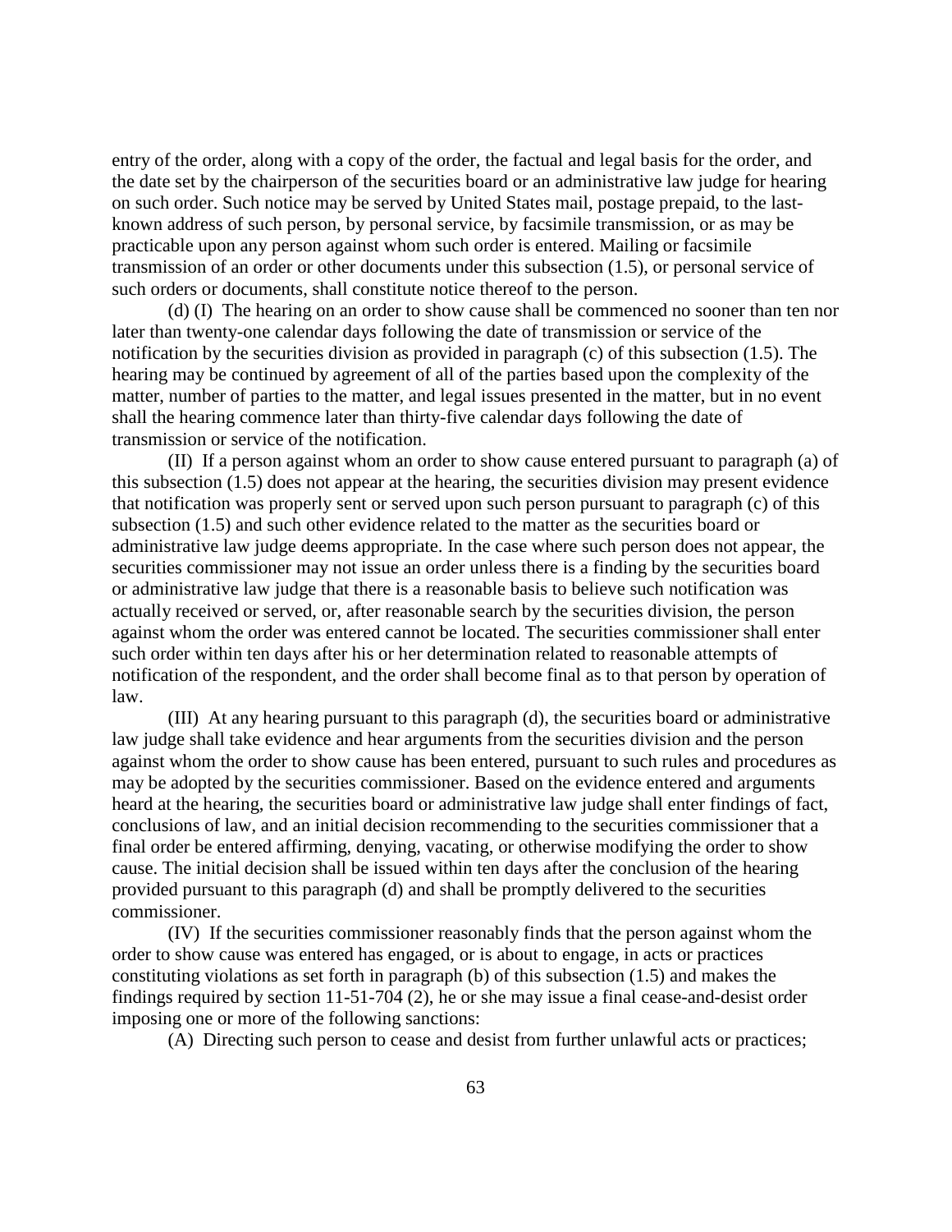entry of the order, along with a copy of the order, the factual and legal basis for the order, and the date set by the chairperson of the securities board or an administrative law judge for hearing on such order. Such notice may be served by United States mail, postage prepaid, to the last-known address of such person, by personal service, by facsimile transmission, or as may be practicable upon any person against whom such order is entered. Mailing or facsimile transmission of an order or other documents under this subsection (1.5), or personal service of such orders or documents, shall constitute notice thereof to the person.

(d) (I) The hearing on an order to show cause shall be commenced no sooner than ten nor later than twenty-one calendar days following the date of transmission or service of the notification by the securities division as provided in paragraph (c) of this subsection (1.5). The hearing may be continued by agreement of all of the parties based upon the complexity of the matter, number of parties to the matter, and legal issues presented in the matter, but in no event shall the hearing commence later than thirty-five calendar days following the date of transmission or service of the notification.

(II) If a person against whom an order to show cause entered pursuant to paragraph (a) of this subsection (1.5) does not appear at the hearing, the securities division may present evidence that notification was properly sent or served upon such person pursuant to paragraph (c) of this subsection (1.5) and such other evidence related to the matter as the securities board or administrative law judge deems appropriate. In the case where such person does not appear, the securities commissioner may not issue an order unless there is a finding by the securities board or administrative law judge that there is a reasonable basis to believe such notification was actually received or served, or, after reasonable search by the securities division, the person against whom the order was entered cannot be located. The securities commissioner shall enter such order within ten days after his or her determination related to reasonable attempts of notification of the respondent, and the order shall become final as to that person by operation of law.

(III) At any hearing pursuant to this paragraph (d), the securities board or administrative law judge shall take evidence and hear arguments from the securities division and the person against whom the order to show cause has been entered, pursuant to such rules and procedures as may be adopted by the securities commissioner. Based on the evidence entered and arguments heard at the hearing, the securities board or administrative law judge shall enter findings of fact, conclusions of law, and an initial decision recommending to the securities commissioner that a final order be entered affirming, denying, vacating, or otherwise modifying the order to show cause. The initial decision shall be issued within ten days after the conclusion of the hearing provided pursuant to this paragraph (d) and shall be promptly delivered to the securities commissioner.

(IV) If the securities commissioner reasonably finds that the person against whom the order to show cause was entered has engaged, or is about to engage, in acts or practices constituting violations as set forth in paragraph (b) of this subsection (1.5) and makes the findings required by section 11-51-704 (2), he or she may issue a final cease-and-desist order imposing one or more of the following sanctions:

(A) Directing such person to cease and desist from further unlawful acts or practices;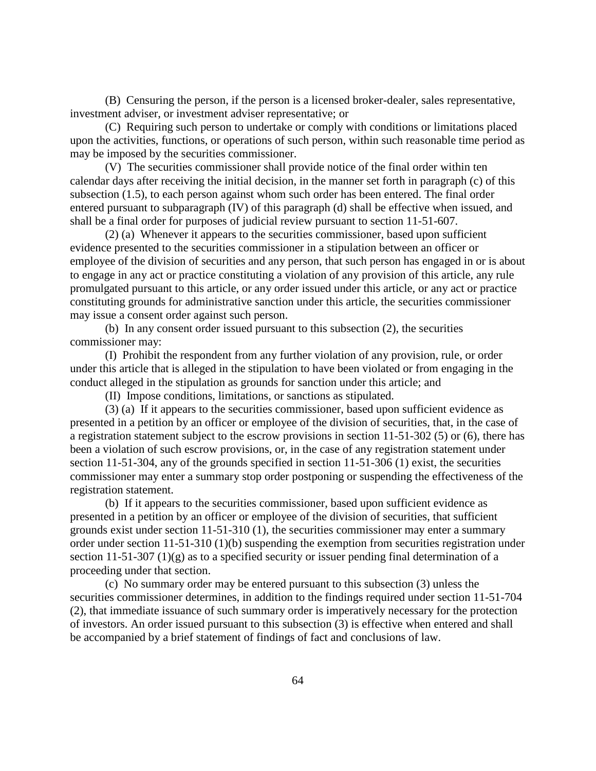(B) Censuring the person, if the person is a licensed broker-dealer, sales representative, investment adviser, or investment adviser representative; or

(C) Requiring such person to undertake or comply with conditions or limitations placed upon the activities, functions, or operations of such person, within such reasonable time period as may be imposed by the securities commissioner.

(V) The securities commissioner shall provide notice of the final order within ten calendar days after receiving the initial decision, in the manner set forth in paragraph (c) of this subsection (1.5), to each person against whom such order has been entered. The final order entered pursuant to subparagraph (IV) of this paragraph (d) shall be effective when issued, and shall be a final order for purposes of judicial review pursuant to section 11-51-607.

(2) (a) Whenever it appears to the securities commissioner, based upon sufficient evidence presented to the securities commissioner in a stipulation between an officer or employee of the division of securities and any person, that such person has engaged in or is about to engage in any act or practice constituting a violation of any provision of this article, any rule promulgated pursuant to this article, or any order issued under this article, or any act or practice constituting grounds for administrative sanction under this article, the securities commissioner may issue a consent order against such person.

(b) In any consent order issued pursuant to this subsection (2), the securities commissioner may:

(I) Prohibit the respondent from any further violation of any provision, rule, or order under this article that is alleged in the stipulation to have been violated or from engaging in the conduct alleged in the stipulation as grounds for sanction under this article; and

(II) Impose conditions, limitations, or sanctions as stipulated.

(3) (a) If it appears to the securities commissioner, based upon sufficient evidence as presented in a petition by an officer or employee of the division of securities, that, in the case of a registration statement subject to the escrow provisions in section 11-51-302 (5) or (6), there has been a violation of such escrow provisions, or, in the case of any registration statement under section 11-51-304, any of the grounds specified in section 11-51-306 (1) exist, the securities commissioner may enter a summary stop order postponing or suspending the effectiveness of the registration statement.

(b) If it appears to the securities commissioner, based upon sufficient evidence as presented in a petition by an officer or employee of the division of securities, that sufficient grounds exist under section 11-51-310 (1), the securities commissioner may enter a summary order under section 11-51-310 (1)(b) suspending the exemption from securities registration under section 11-51-307 (1)(g) as to a specified security or issuer pending final determination of a proceeding under that section.

(c) No summary order may be entered pursuant to this subsection (3) unless the securities commissioner determines, in addition to the findings required under section 11-51-704 (2), that immediate issuance of such summary order is imperatively necessary for the protection of investors. An order issued pursuant to this subsection (3) is effective when entered and shall be accompanied by a brief statement of findings of fact and conclusions of law.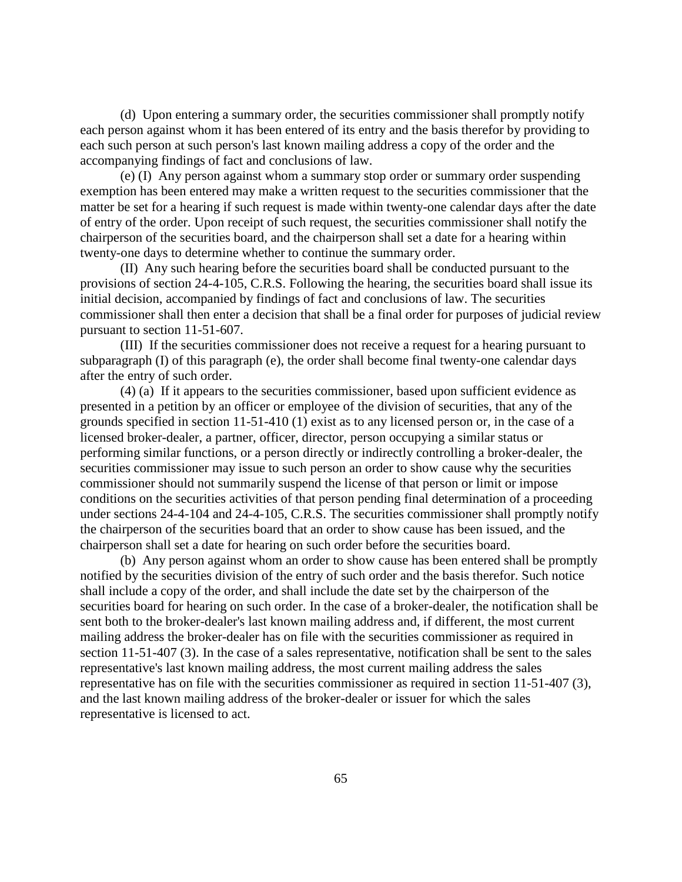(d) Upon entering a summary order, the securities commissioner shall promptly notify each person against whom it has been entered of its entry and the basis therefor by providing to each such person at such person's last known mailing address a copy of the order and the accompanying findings of fact and conclusions of law.

(e) (I) Any person against whom a summary stop order or summary order suspending exemption has been entered may make a written request to the securities commissioner that the matter be set for a hearing if such request is made within twenty-one calendar days after the date of entry of the order. Upon receipt of such request, the securities commissioner shall notify the chairperson of the securities board, and the chairperson shall set a date for a hearing within twenty-one days to determine whether to continue the summary order.

(II) Any such hearing before the securities board shall be conducted pursuant to the provisions of section 24-4-105, C.R.S. Following the hearing, the securities board shall issue its initial decision, accompanied by findings of fact and conclusions of law. The securities commissioner shall then enter a decision that shall be a final order for purposes of judicial review pursuant to section 11-51-607.

(III) If the securities commissioner does not receive a request for a hearing pursuant to subparagraph (I) of this paragraph (e), the order shall become final twenty-one calendar days after the entry of such order.

(4) (a) If it appears to the securities commissioner, based upon sufficient evidence as presented in a petition by an officer or employee of the division of securities, that any of the grounds specified in section 11-51-410 (1) exist as to any licensed person or, in the case of a licensed broker-dealer, a partner, officer, director, person occupying a similar status or performing similar functions, or a person directly or indirectly controlling a broker-dealer, the securities commissioner may issue to such person an order to show cause why the securities commissioner should not summarily suspend the license of that person or limit or impose conditions on the securities activities of that person pending final determination of a proceeding under sections 24-4-104 and 24-4-105, C.R.S. The securities commissioner shall promptly notify the chairperson of the securities board that an order to show cause has been issued, and the chairperson shall set a date for hearing on such order before the securities board.

(b) Any person against whom an order to show cause has been entered shall be promptly notified by the securities division of the entry of such order and the basis therefor. Such notice shall include a copy of the order, and shall include the date set by the chairperson of the securities board for hearing on such order. In the case of a broker-dealer, the notification shall be sent both to the broker-dealer's last known mailing address and, if different, the most current mailing address the broker-dealer has on file with the securities commissioner as required in section 11-51-407 (3). In the case of a sales representative, notification shall be sent to the sales representative's last known mailing address, the most current mailing address the sales representative has on file with the securities commissioner as required in section 11-51-407 (3), and the last known mailing address of the broker-dealer or issuer for which the sales representative is licensed to act.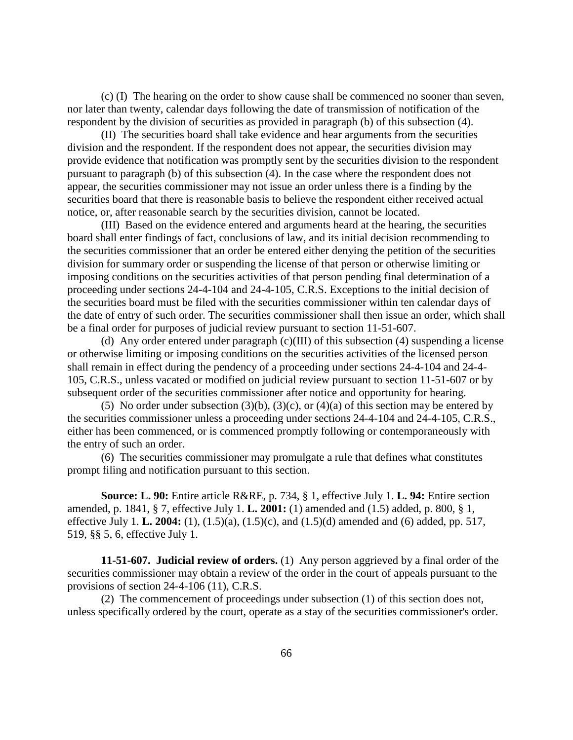(c) (I) The hearing on the order to show cause shall be commenced no sooner than seven, nor later than twenty, calendar days following the date of transmission of notification of the respondent by the division of securities as provided in paragraph (b) of this subsection (4).

(II) The securities board shall take evidence and hear arguments from the securities division and the respondent. If the respondent does not appear, the securities division may provide evidence that notification was promptly sent by the securities division to the respondent pursuant to paragraph (b) of this subsection (4). In the case where the respondent does not appear, the securities commissioner may not issue an order unless there is a finding by the securities board that there is reasonable basis to believe the respondent either received actual notice, or, after reasonable search by the securities division, cannot be located.

(III) Based on the evidence entered and arguments heard at the hearing, the securities board shall enter findings of fact, conclusions of law, and its initial decision recommending to the securities commissioner that an order be entered either denying the petition of the securities division for summary order or suspending the license of that person or otherwise limiting or imposing conditions on the securities activities of that person pending final determination of a proceeding under sections 24-4-104 and 24-4-105, C.R.S. Exceptions to the initial decision of the securities board must be filed with the securities commissioner within ten calendar days of the date of entry of such order. The securities commissioner shall then issue an order, which shall be a final order for purposes of judicial review pursuant to section 11-51-607.

(d) Any order entered under paragraph (c)(III) of this subsection (4) suspending a license or otherwise limiting or imposing conditions on the securities activities of the licensed person shall remain in effect during the pendency of a proceeding under sections 24-4-104 and 24-4-105, C.R.S., unless vacated or modified on judicial review pursuant to section 11-51-607 or by subsequent order of the securities commissioner after notice and opportunity for hearing.

(5) No order under subsection (3)(b), (3)(c), or (4)(a) of this section may be entered by the securities commissioner unless a proceeding under sections 24-4-104 and 24-4-105, C.R.S., either has been commenced, or is commenced promptly following or contemporaneously with the entry of such an order.

(6) The securities commissioner may promulgate a rule that defines what constitutes prompt filing and notification pursuant to this section.

**Source: L. 90:** Entire article R&RE, p. 734, § 1, effective July 1. **L. 94:** Entire section amended, p. 1841, § 7, effective July 1. **L. 2001:** (1) amended and (1.5) added, p. 800, § 1, effective July 1. **L. 2004:** (1), (1.5)(a), (1.5)(c), and (1.5)(d) amended and (6) added, pp. 517, 519, §§ 5, 6, effective July 1.

**11-51-607. Judicial review of orders.** (1) Any person aggrieved by a final order of the securities commissioner may obtain a review of the order in the court of appeals pursuant to the provisions of section 24-4-106 (11), C.R.S.

(2) The commencement of proceedings under subsection (1) of this section does not, unless specifically ordered by the court, operate as a stay of the securities commissioner's order.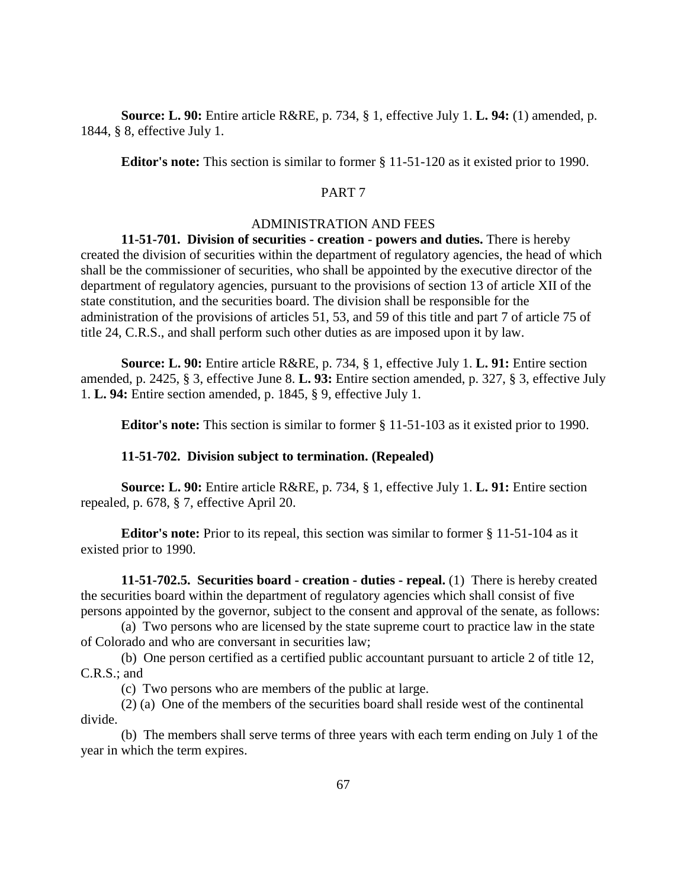**Source: L. 90:** Entire article R&RE, p. 734, § 1, effective July 1. **L. 94:** (1) amended, p. 1844, § 8, effective July 1.

**Editor's note:** This section is similar to former § 11-51-120 as it existed prior to 1990.

## PART 7

## ADMINISTRATION AND FEES

**11-51-701. Division of securities - creation - powers and duties.** There is hereby created the division of securities within the department of regulatory agencies, the head of which shall be the commissioner of securities, who shall be appointed by the executive director of the department of regulatory agencies, pursuant to the provisions of section 13 of article XII of the state constitution, and the securities board. The division shall be responsible for the administration of the provisions of articles 51, 53, and 59 of this title and part 7 of article 75 of title 24, C.R.S., and shall perform such other duties as are imposed upon it by law.

**Source: L. 90:** Entire article R&RE, p. 734, § 1, effective July 1. **L. 91:** Entire section amended, p. 2425, § 3, effective June 8. **L. 93:** Entire section amended, p. 327, § 3, effective July 1. **L. 94:** Entire section amended, p. 1845, § 9, effective July 1.

**Editor's note:** This section is similar to former § 11-51-103 as it existed prior to 1990.

**11-51-702. Division subject to termination. (Repealed)**

**Source: L. 90:** Entire article R&RE, p. 734, § 1, effective July 1. **L. 91:** Entire section repealed, p. 678, § 7, effective April 20.

**Editor's note:** Prior to its repeal, this section was similar to former § 11-51-104 as it existed prior to 1990.

**11-51-702.5. Securities board - creation - duties - repeal.** (1) There is hereby created the securities board within the department of regulatory agencies which shall consist of five persons appointed by the governor, subject to the consent and approval of the senate, as follows:

(a) Two persons who are licensed by the state supreme court to practice law in the state of Colorado and who are conversant in securities law;

(b) One person certified as a certified public accountant pursuant to article 2 of title 12, C.R.S.; and

(c) Two persons who are members of the public at large.

(2) (a) One of the members of the securities board shall reside west of the continental divide.

(b) The members shall serve terms of three years with each term ending on July 1 of the year in which the term expires.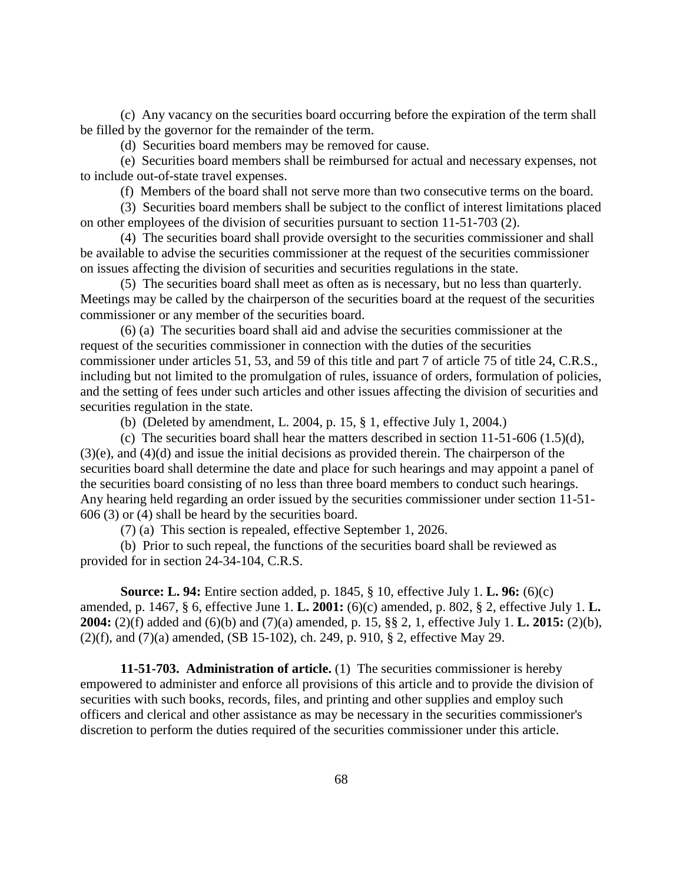(c) Any vacancy on the securities board occurring before the expiration of the term shall be filled by the governor for the remainder of the term.

(d) Securities board members may be removed for cause.

(e) Securities board members shall be reimbursed for actual and necessary expenses, not to include out-of-state travel expenses.

(f) Members of the board shall not serve more than two consecutive terms on the board.

(3) Securities board members shall be subject to the conflict of interest limitations placed on other employees of the division of securities pursuant to section 11-51-703 (2).

(4) The securities board shall provide oversight to the securities commissioner and shall be available to advise the securities commissioner at the request of the securities commissioner on issues affecting the division of securities and securities regulations in the state.

(5) The securities board shall meet as often as is necessary, but no less than quarterly. Meetings may be called by the chairperson of the securities board at the request of the securities commissioner or any member of the securities board.

(6) (a) The securities board shall aid and advise the securities commissioner at the request of the securities commissioner in connection with the duties of the securities commissioner under articles 51, 53, and 59 of this title and part 7 of article 75 of title 24, C.R.S., including but not limited to the promulgation of rules, issuance of orders, formulation of policies, and the setting of fees under such articles and other issues affecting the division of securities and securities regulation in the state.

(b) (Deleted by amendment, L. 2004, p. 15, § 1, effective July 1, 2004.)

(c) The securities board shall hear the matters described in section 11-51-606 (1.5)(d), (3)(e), and (4)(d) and issue the initial decisions as provided therein. The chairperson of the securities board shall determine the date and place for such hearings and may appoint a panel of the securities board consisting of no less than three board members to conduct such hearings. Any hearing held regarding an order issued by the securities commissioner under section 11-51-606 (3) or (4) shall be heard by the securities board.

(7) (a) This section is repealed, effective September 1, 2026.

(b) Prior to such repeal, the functions of the securities board shall be reviewed as provided for in section 24-34-104, C.R.S.

**Source: L. 94:** Entire section added, p. 1845, § 10, effective July 1. **L. 96:** (6)(c) amended, p. 1467, § 6, effective June 1. **L. 2001:** (6)(c) amended, p. 802, § 2, effective July 1. **L. 2004:** (2)(f) added and (6)(b) and (7)(a) amended, p. 15, §§ 2, 1, effective July 1. **L. 2015:** (2)(b), (2)(f), and (7)(a) amended, (SB 15-102), ch. 249, p. 910, § 2, effective May 29.

**11-51-703. Administration of article.** (1) The securities commissioner is hereby empowered to administer and enforce all provisions of this article and to provide the division of securities with such books, records, files, and printing and other supplies and employ such officers and clerical and other assistance as may be necessary in the securities commissioner's discretion to perform the duties required of the securities commissioner under this article.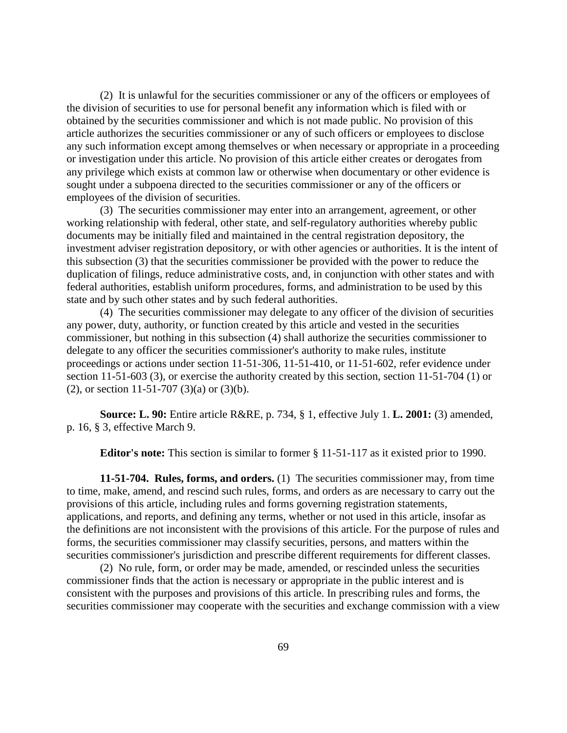(2) It is unlawful for the securities commissioner or any of the officers or employees of the division of securities to use for personal benefit any information which is filed with or obtained by the securities commissioner and which is not made public. No provision of this article authorizes the securities commissioner or any of such officers or employees to disclose any such information except among themselves or when necessary or appropriate in a proceeding or investigation under this article. No provision of this article either creates or derogates from any privilege which exists at common law or otherwise when documentary or other evidence is sought under a subpoena directed to the securities commissioner or any of the officers or employees of the division of securities.

(3) The securities commissioner may enter into an arrangement, agreement, or other working relationship with federal, other state, and self-regulatory authorities whereby public documents may be initially filed and maintained in the central registration depository, the investment adviser registration depository, or with other agencies or authorities. It is the intent of this subsection (3) that the securities commissioner be provided with the power to reduce the duplication of filings, reduce administrative costs, and, in conjunction with other states and with federal authorities, establish uniform procedures, forms, and administration to be used by this state and by such other states and by such federal authorities.

(4) The securities commissioner may delegate to any officer of the division of securities any power, duty, authority, or function created by this article and vested in the securities commissioner, but nothing in this subsection (4) shall authorize the securities commissioner to delegate to any officer the securities commissioner's authority to make rules, institute proceedings or actions under section 11-51-306, 11-51-410, or 11-51-602, refer evidence under section 11-51-603 (3), or exercise the authority created by this section, section 11-51-704 (1) or (2), or section 11-51-707 (3)(a) or (3)(b).

**Source: L. 90:** Entire article R&RE, p. 734, § 1, effective July 1. **L. 2001:** (3) amended, p. 16, § 3, effective March 9.

**Editor's note:** This section is similar to former § 11-51-117 as it existed prior to 1990.

**11-51-704. Rules, forms, and orders.** (1) The securities commissioner may, from time to time, make, amend, and rescind such rules, forms, and orders as are necessary to carry out the provisions of this article, including rules and forms governing registration statements, applications, and reports, and defining any terms, whether or not used in this article, insofar as the definitions are not inconsistent with the provisions of this article. For the purpose of rules and forms, the securities commissioner may classify securities, persons, and matters within the securities commissioner's jurisdiction and prescribe different requirements for different classes.

(2) No rule, form, or order may be made, amended, or rescinded unless the securities commissioner finds that the action is necessary or appropriate in the public interest and is consistent with the purposes and provisions of this article. In prescribing rules and forms, the securities commissioner may cooperate with the securities and exchange commission with a view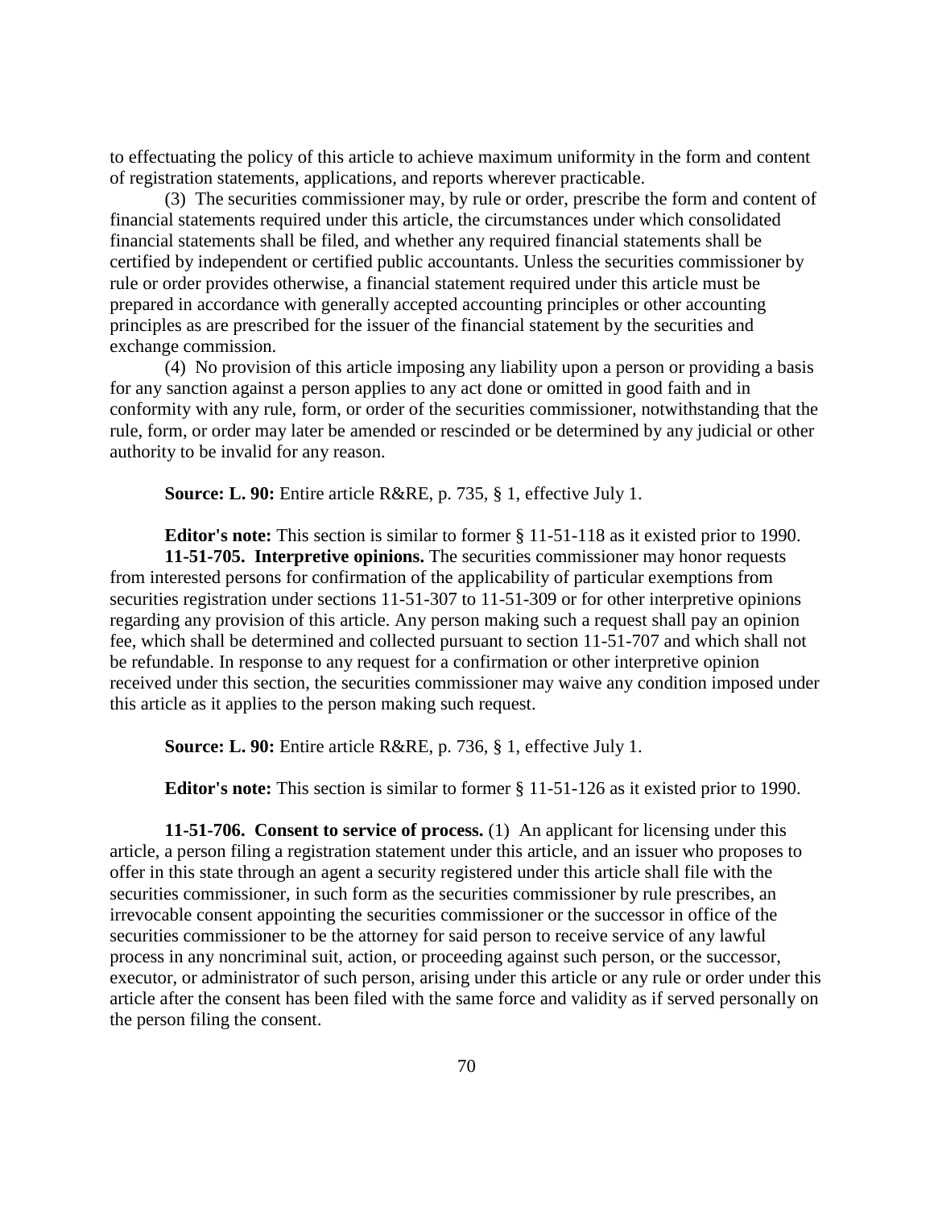to effectuating the policy of this article to achieve maximum uniformity in the form and content of registration statements, applications, and reports wherever practicable.

(3) The securities commissioner may, by rule or order, prescribe the form and content of financial statements required under this article, the circumstances under which consolidated financial statements shall be filed, and whether any required financial statements shall be certified by independent or certified public accountants. Unless the securities commissioner by rule or order provides otherwise, a financial statement required under this article must be prepared in accordance with generally accepted accounting principles or other accounting principles as are prescribed for the issuer of the financial statement by the securities and exchange commission.

(4) No provision of this article imposing any liability upon a person or providing a basis for any sanction against a person applies to any act done or omitted in good faith and in conformity with any rule, form, or order of the securities commissioner, notwithstanding that the rule, form, or order may later be amended or rescinded or be determined by any judicial or other authority to be invalid for any reason.

**Source: L. 90:** Entire article R&RE, p. 735, § 1, effective July 1.

**Editor's note:** This section is similar to former § 11-51-118 as it existed prior to 1990.

**11-51-705. Interpretive opinions.** The securities commissioner may honor requests from interested persons for confirmation of the applicability of particular exemptions from securities registration under sections 11-51-307 to 11-51-309 or for other interpretive opinions regarding any provision of this article. Any person making such a request shall pay an opinion fee, which shall be determined and collected pursuant to section 11-51-707 and which shall not be refundable. In response to any request for a confirmation or other interpretive opinion received under this section, the securities commissioner may waive any condition imposed under this article as it applies to the person making such request.

**Source: L. 90:** Entire article R&RE, p. 736, § 1, effective July 1.

**Editor's note:** This section is similar to former § 11-51-126 as it existed prior to 1990.

**11-51-706. Consent to service of process.** (1) An applicant for licensing under this article, a person filing a registration statement under this article, and an issuer who proposes to offer in this state through an agent a security registered under this article shall file with the securities commissioner, in such form as the securities commissioner by rule prescribes, an irrevocable consent appointing the securities commissioner or the successor in office of the securities commissioner to be the attorney for said person to receive service of any lawful process in any noncriminal suit, action, or proceeding against such person, or the successor, executor, or administrator of such person, arising under this article or any rule or order under this article after the consent has been filed with the same force and validity as if served personally on the person filing the consent.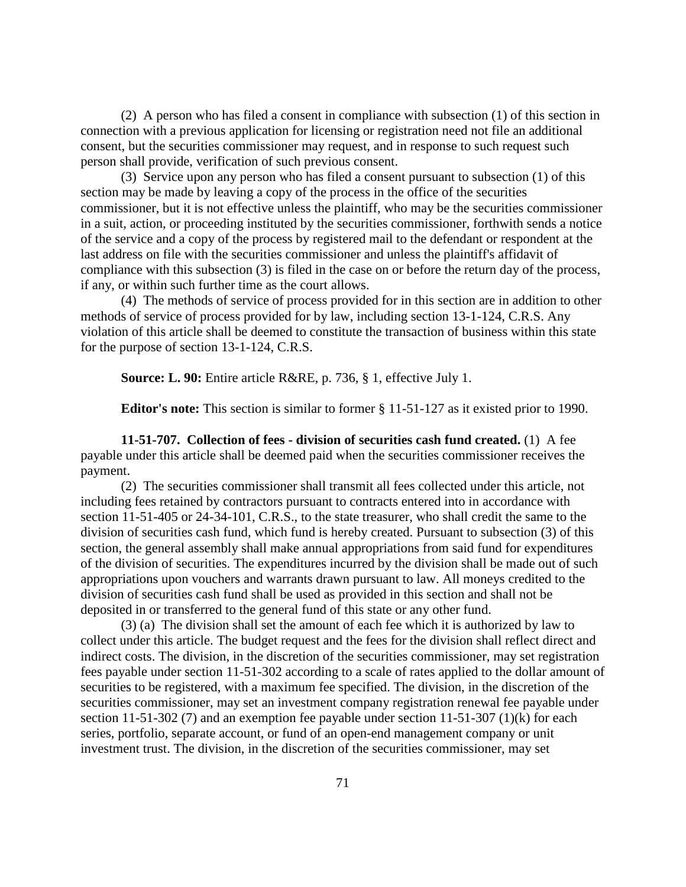(2) A person who has filed a consent in compliance with subsection (1) of this section in connection with a previous application for licensing or registration need not file an additional consent, but the securities commissioner may request, and in response to such request such person shall provide, verification of such previous consent.

(3) Service upon any person who has filed a consent pursuant to subsection (1) of this section may be made by leaving a copy of the process in the office of the securities commissioner, but it is not effective unless the plaintiff, who may be the securities commissioner in a suit, action, or proceeding instituted by the securities commissioner, forthwith sends a notice of the service and a copy of the process by registered mail to the defendant or respondent at the last address on file with the securities commissioner and unless the plaintiff's affidavit of compliance with this subsection (3) is filed in the case on or before the return day of the process, if any, or within such further time as the court allows.

(4) The methods of service of process provided for in this section are in addition to other methods of service of process provided for by law, including section 13-1-124, C.R.S. Any violation of this article shall be deemed to constitute the transaction of business within this state for the purpose of section 13-1-124, C.R.S.

**Source: L. 90:** Entire article R&RE, p. 736, § 1, effective July 1.

**Editor's note:** This section is similar to former § 11-51-127 as it existed prior to 1990.

**11-51-707. Collection of fees - division of securities cash fund created.** (1) A fee payable under this article shall be deemed paid when the securities commissioner receives the payment.

(2) The securities commissioner shall transmit all fees collected under this article, not including fees retained by contractors pursuant to contracts entered into in accordance with section 11-51-405 or 24-34-101, C.R.S., to the state treasurer, who shall credit the same to the division of securities cash fund, which fund is hereby created. Pursuant to subsection (3) of this section, the general assembly shall make annual appropriations from said fund for expenditures of the division of securities. The expenditures incurred by the division shall be made out of such appropriations upon vouchers and warrants drawn pursuant to law. All moneys credited to the division of securities cash fund shall be used as provided in this section and shall not be deposited in or transferred to the general fund of this state or any other fund.

(3) (a) The division shall set the amount of each fee which it is authorized by law to collect under this article. The budget request and the fees for the division shall reflect direct and indirect costs. The division, in the discretion of the securities commissioner, may set registration fees payable under section 11-51-302 according to a scale of rates applied to the dollar amount of securities to be registered, with a maximum fee specified. The division, in the discretion of the securities commissioner, may set an investment company registration renewal fee payable under section 11-51-302 (7) and an exemption fee payable under section 11-51-307 (1)(k) for each series, portfolio, separate account, or fund of an open-end management company or unit investment trust. The division, in the discretion of the securities commissioner, may set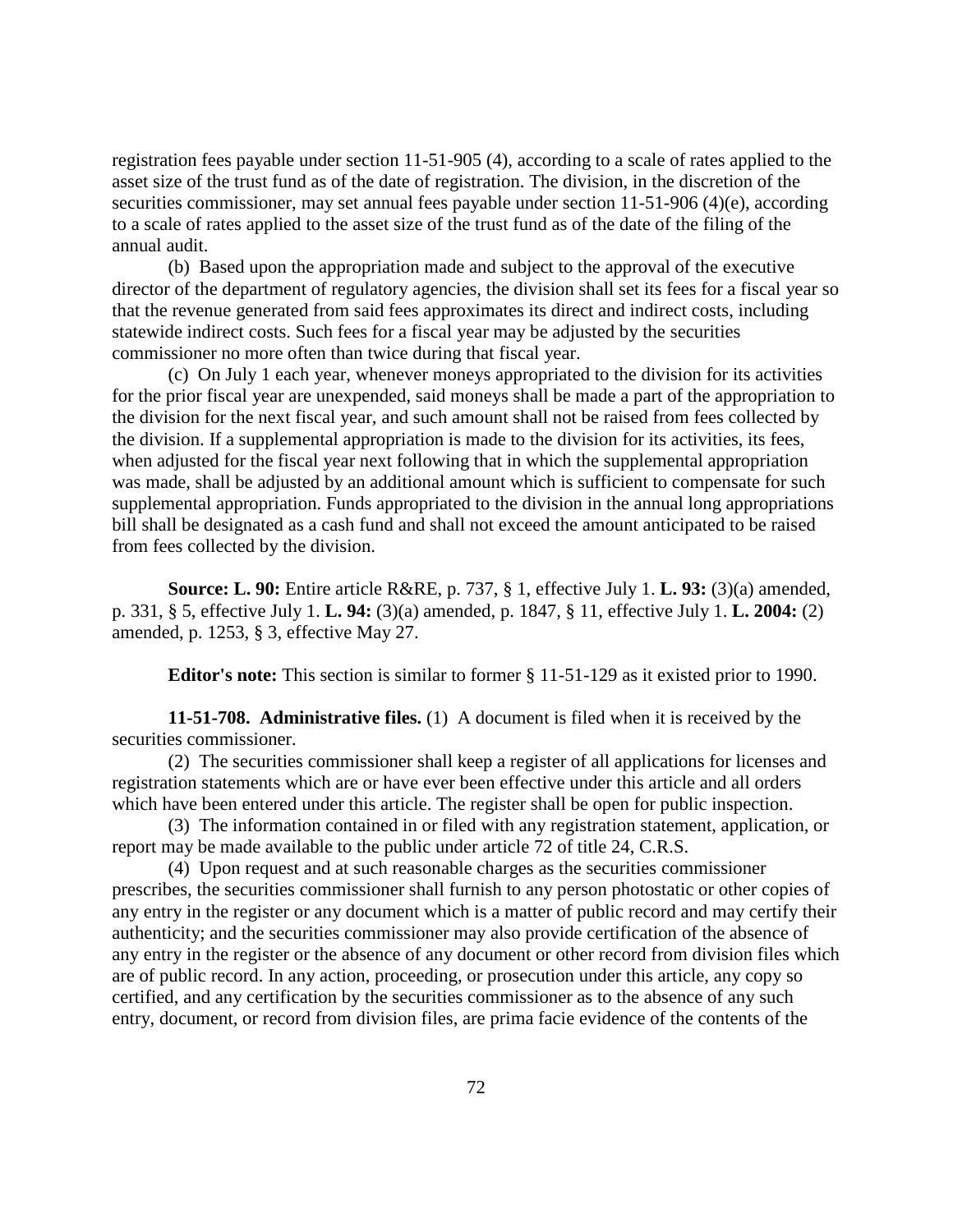registration fees payable under section 11-51-905 (4), according to a scale of rates applied to the asset size of the trust fund as of the date of registration. The division, in the discretion of the securities commissioner, may set annual fees payable under section 11-51-906 (4)(e), according to a scale of rates applied to the asset size of the trust fund as of the date of the filing of the annual audit.

(b) Based upon the appropriation made and subject to the approval of the executive director of the department of regulatory agencies, the division shall set its fees for a fiscal year so that the revenue generated from said fees approximates its direct and indirect costs, including statewide indirect costs. Such fees for a fiscal year may be adjusted by the securities commissioner no more often than twice during that fiscal year.

(c) On July 1 each year, whenever moneys appropriated to the division for its activities for the prior fiscal year are unexpended, said moneys shall be made a part of the appropriation to the division for the next fiscal year, and such amount shall not be raised from fees collected by the division. If a supplemental appropriation is made to the division for its activities, its fees, when adjusted for the fiscal year next following that in which the supplemental appropriation was made, shall be adjusted by an additional amount which is sufficient to compensate for such supplemental appropriation. Funds appropriated to the division in the annual long appropriations bill shall be designated as a cash fund and shall not exceed the amount anticipated to be raised from fees collected by the division.

**Source: L. 90:** Entire article R&RE, p. 737, § 1, effective July 1. **L. 93:** (3)(a) amended, p. 331, § 5, effective July 1. **L. 94:** (3)(a) amended, p. 1847, § 11, effective July 1. **L. 2004:** (2) amended, p. 1253, § 3, effective May 27.

**Editor's note:** This section is similar to former § 11-51-129 as it existed prior to 1990.

**11-51-708. Administrative files.** (1) A document is filed when it is received by the securities commissioner.

(2) The securities commissioner shall keep a register of all applications for licenses and registration statements which are or have ever been effective under this article and all orders which have been entered under this article. The register shall be open for public inspection.

(3) The information contained in or filed with any registration statement, application, or report may be made available to the public under article 72 of title 24, C.R.S.

(4) Upon request and at such reasonable charges as the securities commissioner prescribes, the securities commissioner shall furnish to any person photostatic or other copies of any entry in the register or any document which is a matter of public record and may certify their authenticity; and the securities commissioner may also provide certification of the absence of any entry in the register or the absence of any document or other record from division files which are of public record. In any action, proceeding, or prosecution under this article, any copy so certified, and any certification by the securities commissioner as to the absence of any such entry, document, or record from division files, are prima facie evidence of the contents of the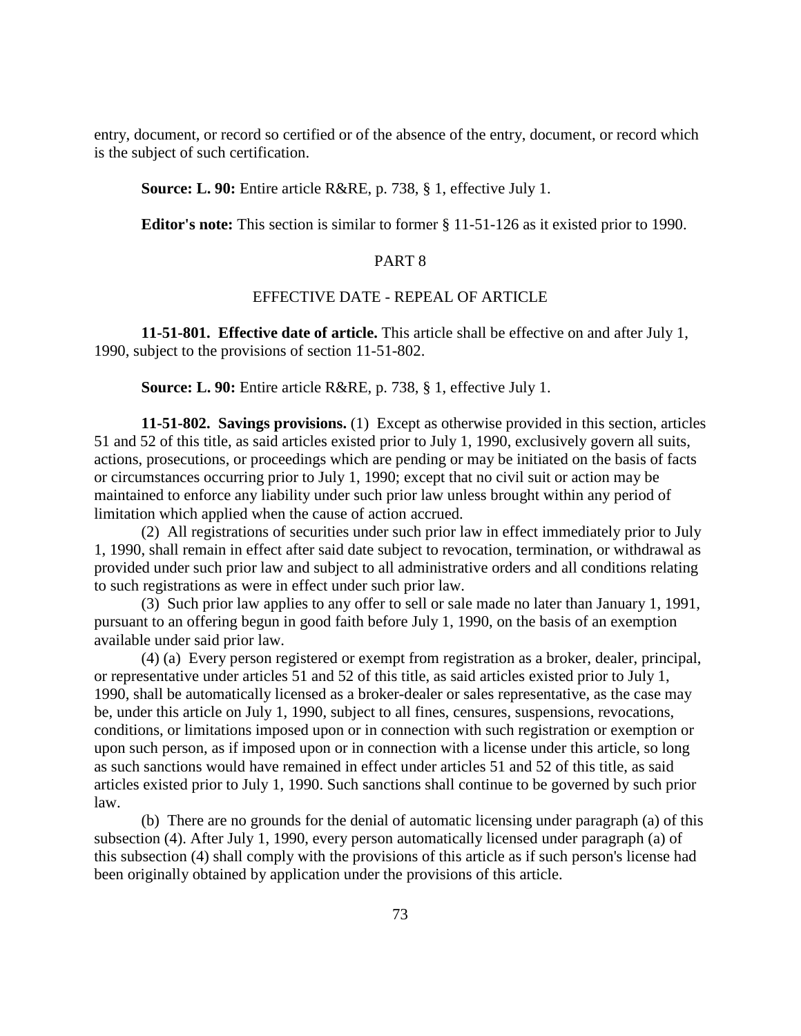entry, document, or record so certified or of the absence of the entry, document, or record which is the subject of such certification.

**Source: L. 90:** Entire article R&RE, p. 738, § 1, effective July 1.

**Editor's note:** This section is similar to former § 11-51-126 as it existed prior to 1990.

## PART 8

## EFFECTIVE DATE - REPEAL OF ARTICLE

**11-51-801. Effective date of article.** This article shall be effective on and after July 1, 1990, subject to the provisions of section 11-51-802.

**Source: L. 90:** Entire article R&RE, p. 738, § 1, effective July 1.

**11-51-802. Savings provisions.** (1) Except as otherwise provided in this section, articles 51 and 52 of this title, as said articles existed prior to July 1, 1990, exclusively govern all suits, actions, prosecutions, or proceedings which are pending or may be initiated on the basis of facts or circumstances occurring prior to July 1, 1990; except that no civil suit or action may be maintained to enforce any liability under such prior law unless brought within any period of limitation which applied when the cause of action accrued.

(2) All registrations of securities under such prior law in effect immediately prior to July 1, 1990, shall remain in effect after said date subject to revocation, termination, or withdrawal as provided under such prior law and subject to all administrative orders and all conditions relating to such registrations as were in effect under such prior law.

(3) Such prior law applies to any offer to sell or sale made no later than January 1, 1991, pursuant to an offering begun in good faith before July 1, 1990, on the basis of an exemption available under said prior law.

(4) (a) Every person registered or exempt from registration as a broker, dealer, principal, or representative under articles 51 and 52 of this title, as said articles existed prior to July 1, 1990, shall be automatically licensed as a broker-dealer or sales representative, as the case may be, under this article on July 1, 1990, subject to all fines, censures, suspensions, revocations, conditions, or limitations imposed upon or in connection with such registration or exemption or upon such person, as if imposed upon or in connection with a license under this article, so long as such sanctions would have remained in effect under articles 51 and 52 of this title, as said articles existed prior to July 1, 1990. Such sanctions shall continue to be governed by such prior law.

(b) There are no grounds for the denial of automatic licensing under paragraph (a) of this subsection (4). After July 1, 1990, every person automatically licensed under paragraph (a) of this subsection (4) shall comply with the provisions of this article as if such person's license had been originally obtained by application under the provisions of this article.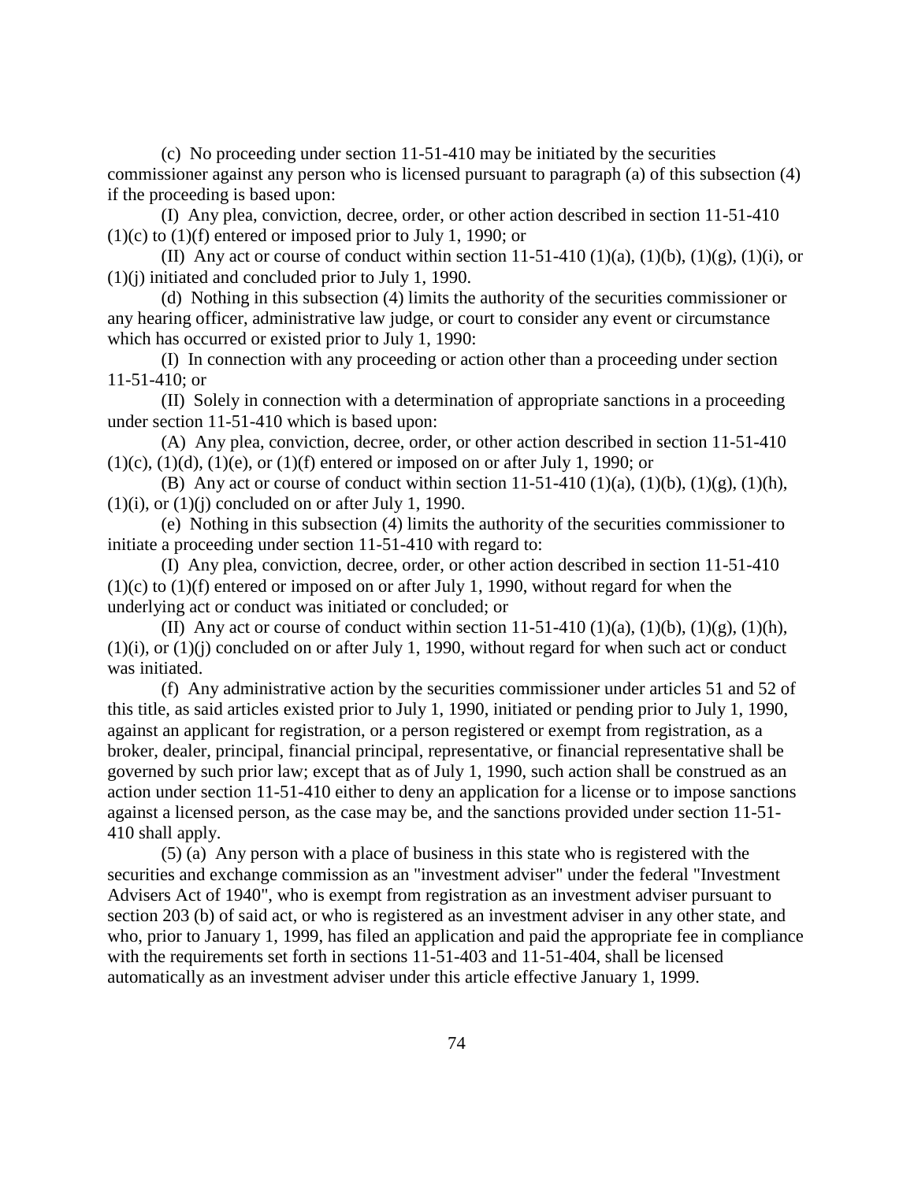(c) No proceeding under section 11-51-410 may be initiated by the securities commissioner against any person who is licensed pursuant to paragraph (a) of this subsection (4) if the proceeding is based upon:

(I) Any plea, conviction, decree, order, or other action described in section 11-51-410 (1)(c) to (1)(f) entered or imposed prior to July 1, 1990; or

(II) Any act or course of conduct within section 11-51-410 (1)(a), (1)(b), (1)(g), (1)(i), or (1)(j) initiated and concluded prior to July 1, 1990.

(d) Nothing in this subsection (4) limits the authority of the securities commissioner or any hearing officer, administrative law judge, or court to consider any event or circumstance which has occurred or existed prior to July 1, 1990:

(I) In connection with any proceeding or action other than a proceeding under section 11-51-410; or

(II) Solely in connection with a determination of appropriate sanctions in a proceeding under section 11-51-410 which is based upon:

(A) Any plea, conviction, decree, order, or other action described in section 11-51-410 (1)(c), (1)(d), (1)(e), or (1)(f) entered or imposed on or after July 1, 1990; or

(B) Any act or course of conduct within section 11-51-410 (1)(a), (1)(b), (1)(g), (1)(h), (1)(i), or (1)(j) concluded on or after July 1, 1990.

(e) Nothing in this subsection (4) limits the authority of the securities commissioner to initiate a proceeding under section 11-51-410 with regard to:

(I) Any plea, conviction, decree, order, or other action described in section 11-51-410 (1)(c) to (1)(f) entered or imposed on or after July 1, 1990, without regard for when the underlying act or conduct was initiated or concluded; or

(II) Any act or course of conduct within section 11-51-410 (1)(a), (1)(b), (1)(g), (1)(h), (1)(i), or (1)(j) concluded on or after July 1, 1990, without regard for when such act or conduct was initiated.

(f) Any administrative action by the securities commissioner under articles 51 and 52 of this title, as said articles existed prior to July 1, 1990, initiated or pending prior to July 1, 1990, against an applicant for registration, or a person registered or exempt from registration, as a broker, dealer, principal, financial principal, representative, or financial representative shall be governed by such prior law; except that as of July 1, 1990, such action shall be construed as an action under section 11-51-410 either to deny an application for a license or to impose sanctions against a licensed person, as the case may be, and the sanctions provided under section 11-51-410 shall apply.

(5) (a) Any person with a place of business in this state who is registered with the securities and exchange commission as an "investment adviser" under the federal "Investment Advisers Act of 1940", who is exempt from registration as an investment adviser pursuant to section 203 (b) of said act, or who is registered as an investment adviser in any other state, and who, prior to January 1, 1999, has filed an application and paid the appropriate fee in compliance with the requirements set forth in sections 11-51-403 and 11-51-404, shall be licensed automatically as an investment adviser under this article effective January 1, 1999.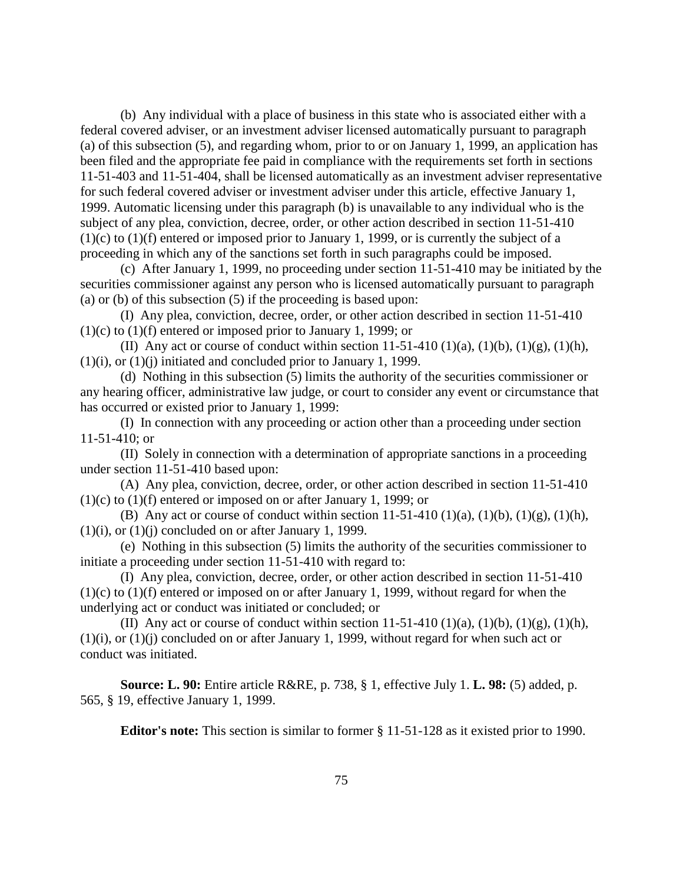(b) Any individual with a place of business in this state who is associated either with a federal covered adviser, or an investment adviser licensed automatically pursuant to paragraph (a) of this subsection (5), and regarding whom, prior to or on January 1, 1999, an application has been filed and the appropriate fee paid in compliance with the requirements set forth in sections 11-51-403 and 11-51-404, shall be licensed automatically as an investment adviser representative for such federal covered adviser or investment adviser under this article, effective January 1, 1999. Automatic licensing under this paragraph (b) is unavailable to any individual who is the subject of any plea, conviction, decree, order, or other action described in section 11-51-410 (1)(c) to (1)(f) entered or imposed prior to January 1, 1999, or is currently the subject of a proceeding in which any of the sanctions set forth in such paragraphs could be imposed.

(c) After January 1, 1999, no proceeding under section 11-51-410 may be initiated by the securities commissioner against any person who is licensed automatically pursuant to paragraph (a) or (b) of this subsection (5) if the proceeding is based upon:

(I) Any plea, conviction, decree, order, or other action described in section 11-51-410 (1)(c) to (1)(f) entered or imposed prior to January 1, 1999; or

(II) Any act or course of conduct within section 11-51-410 (1)(a), (1)(b), (1)(g), (1)(h), (1)(i), or (1)(j) initiated and concluded prior to January 1, 1999.

(d) Nothing in this subsection (5) limits the authority of the securities commissioner or any hearing officer, administrative law judge, or court to consider any event or circumstance that has occurred or existed prior to January 1, 1999:

(I) In connection with any proceeding or action other than a proceeding under section 11-51-410; or

(II) Solely in connection with a determination of appropriate sanctions in a proceeding under section 11-51-410 based upon:

(A) Any plea, conviction, decree, order, or other action described in section 11-51-410 (1)(c) to (1)(f) entered or imposed on or after January 1, 1999; or

(B) Any act or course of conduct within section 11-51-410 (1)(a), (1)(b), (1)(g), (1)(h), (1)(i), or (1)(j) concluded on or after January 1, 1999.

(e) Nothing in this subsection (5) limits the authority of the securities commissioner to initiate a proceeding under section 11-51-410 with regard to:

(I) Any plea, conviction, decree, order, or other action described in section 11-51-410 (1)(c) to (1)(f) entered or imposed on or after January 1, 1999, without regard for when the underlying act or conduct was initiated or concluded; or

(II) Any act or course of conduct within section 11-51-410 (1)(a), (1)(b), (1)(g), (1)(h), (1)(i), or (1)(j) concluded on or after January 1, 1999, without regard for when such act or conduct was initiated.

**Source: L. 90:** Entire article R&RE, p. 738, § 1, effective July 1. **L. 98:** (5) added, p. 565, § 19, effective January 1, 1999.

**Editor's note:** This section is similar to former § 11-51-128 as it existed prior to 1990.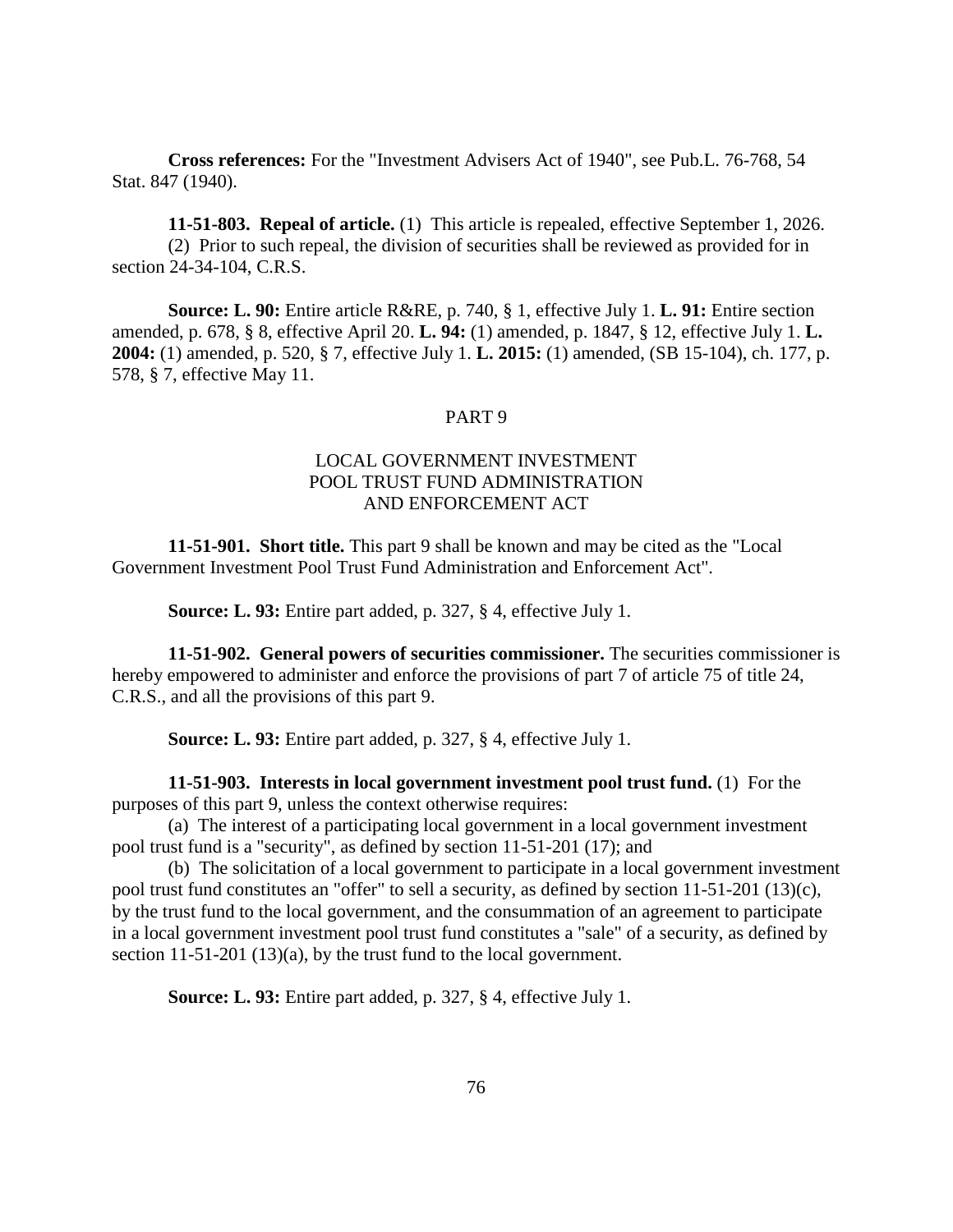**Cross references:** For the "Investment Advisers Act of 1940", see Pub.L. 76-768, 54 Stat. 847 (1940).

**11-51-803. Repeal of article.** (1) This article is repealed, effective September 1, 2026.

(2) Prior to such repeal, the division of securities shall be reviewed as provided for in section 24-34-104, C.R.S.

**Source: L. 90:** Entire article R&RE, p. 740, § 1, effective July 1. **L. 91:** Entire section amended, p. 678, § 8, effective April 20. **L. 94:** (1) amended, p. 1847, § 12, effective July 1. **L. 2004:** (1) amended, p. 520, § 7, effective July 1. **L. 2015:** (1) amended, (SB 15-104), ch. 177, p. 578, § 7, effective May 11.

## PART 9

## LOCAL GOVERNMENT INVESTMENT POOL TRUST FUND ADMINISTRATION AND ENFORCEMENT ACT

**11-51-901. Short title.** This part 9 shall be known and may be cited as the "Local Government Investment Pool Trust Fund Administration and Enforcement Act".

**Source: L. 93:** Entire part added, p. 327, § 4, effective July 1.

**11-51-902. General powers of securities commissioner.** The securities commissioner is hereby empowered to administer and enforce the provisions of part 7 of article 75 of title 24, C.R.S., and all the provisions of this part 9.

**Source: L. 93:** Entire part added, p. 327, § 4, effective July 1.

**11-51-903. Interests in local government investment pool trust fund.** (1) For the purposes of this part 9, unless the context otherwise requires:

(a) The interest of a participating local government in a local government investment pool trust fund is a "security", as defined by section 11-51-201 (17); and

(b) The solicitation of a local government to participate in a local government investment pool trust fund constitutes an "offer" to sell a security, as defined by section 11-51-201 (13)(c), by the trust fund to the local government, and the consummation of an agreement to participate in a local government investment pool trust fund constitutes a "sale" of a security, as defined by section 11-51-201 (13)(a), by the trust fund to the local government.

**Source: L. 93:** Entire part added, p. 327, § 4, effective July 1.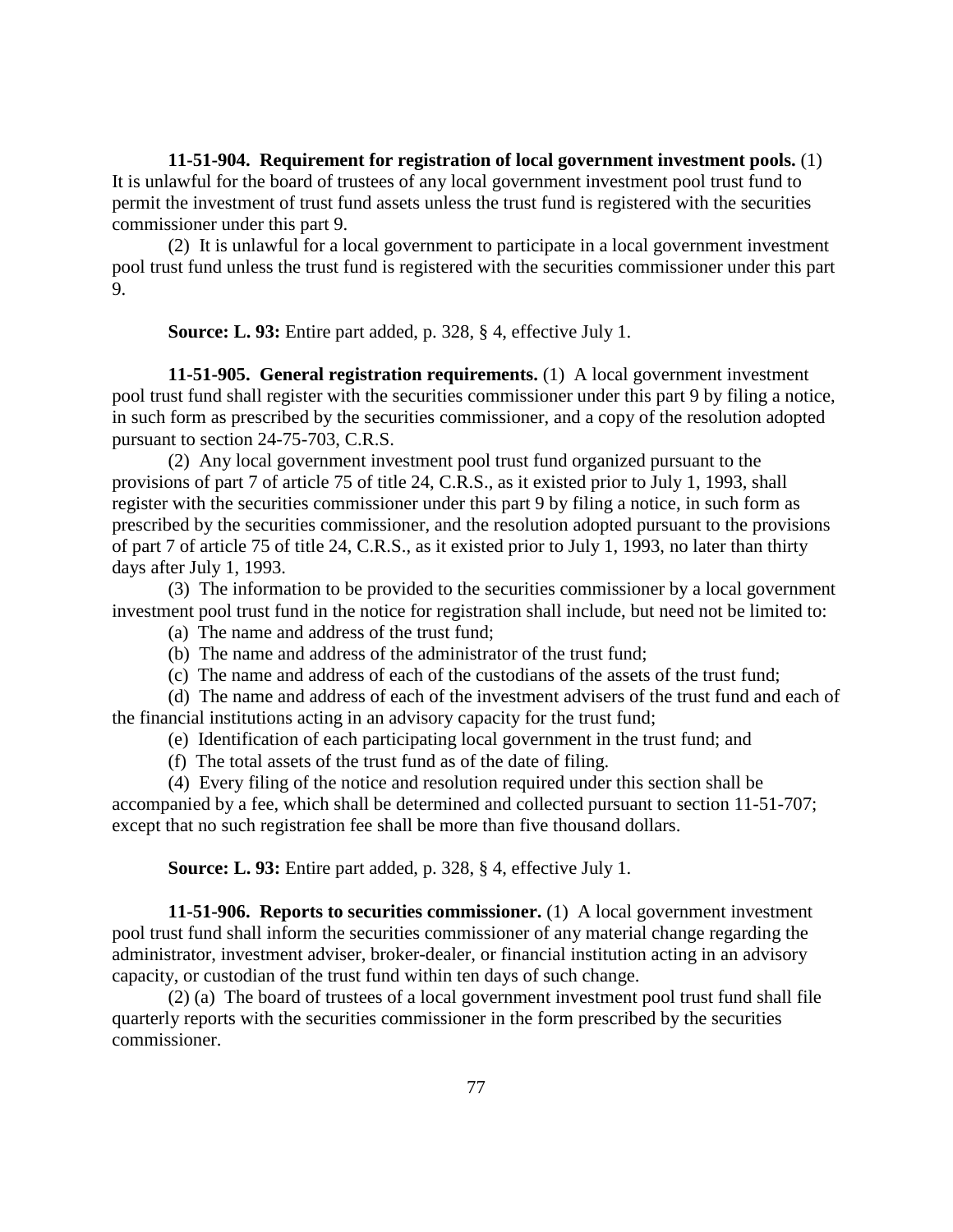**11-51-904. Requirement for registration of local government investment pools.** (1) It is unlawful for the board of trustees of any local government investment pool trust fund to permit the investment of trust fund assets unless the trust fund is registered with the securities commissioner under this part 9.

(2) It is unlawful for a local government to participate in a local government investment pool trust fund unless the trust fund is registered with the securities commissioner under this part 9.

**Source: L. 93:** Entire part added, p. 328, § 4, effective July 1.

**11-51-905. General registration requirements.** (1) A local government investment pool trust fund shall register with the securities commissioner under this part 9 by filing a notice, in such form as prescribed by the securities commissioner, and a copy of the resolution adopted pursuant to section 24-75-703, C.R.S.

(2) Any local government investment pool trust fund organized pursuant to the provisions of part 7 of article 75 of title 24, C.R.S., as it existed prior to July 1, 1993, shall register with the securities commissioner under this part 9 by filing a notice, in such form as prescribed by the securities commissioner, and the resolution adopted pursuant to the provisions of part 7 of article 75 of title 24, C.R.S., as it existed prior to July 1, 1993, no later than thirty days after July 1, 1993.

(3) The information to be provided to the securities commissioner by a local government investment pool trust fund in the notice for registration shall include, but need not be limited to:

(a) The name and address of the trust fund;

(b) The name and address of the administrator of the trust fund;

(c) The name and address of each of the custodians of the assets of the trust fund;

(d) The name and address of each of the investment advisers of the trust fund and each of the financial institutions acting in an advisory capacity for the trust fund;

(e) Identification of each participating local government in the trust fund; and

(f) The total assets of the trust fund as of the date of filing.

(4) Every filing of the notice and resolution required under this section shall be accompanied by a fee, which shall be determined and collected pursuant to section 11-51-707; except that no such registration fee shall be more than five thousand dollars.

**Source: L. 93:** Entire part added, p. 328, § 4, effective July 1.

**11-51-906. Reports to securities commissioner.** (1) A local government investment pool trust fund shall inform the securities commissioner of any material change regarding the administrator, investment adviser, broker-dealer, or financial institution acting in an advisory capacity, or custodian of the trust fund within ten days of such change.

(2) (a) The board of trustees of a local government investment pool trust fund shall file quarterly reports with the securities commissioner in the form prescribed by the securities commissioner.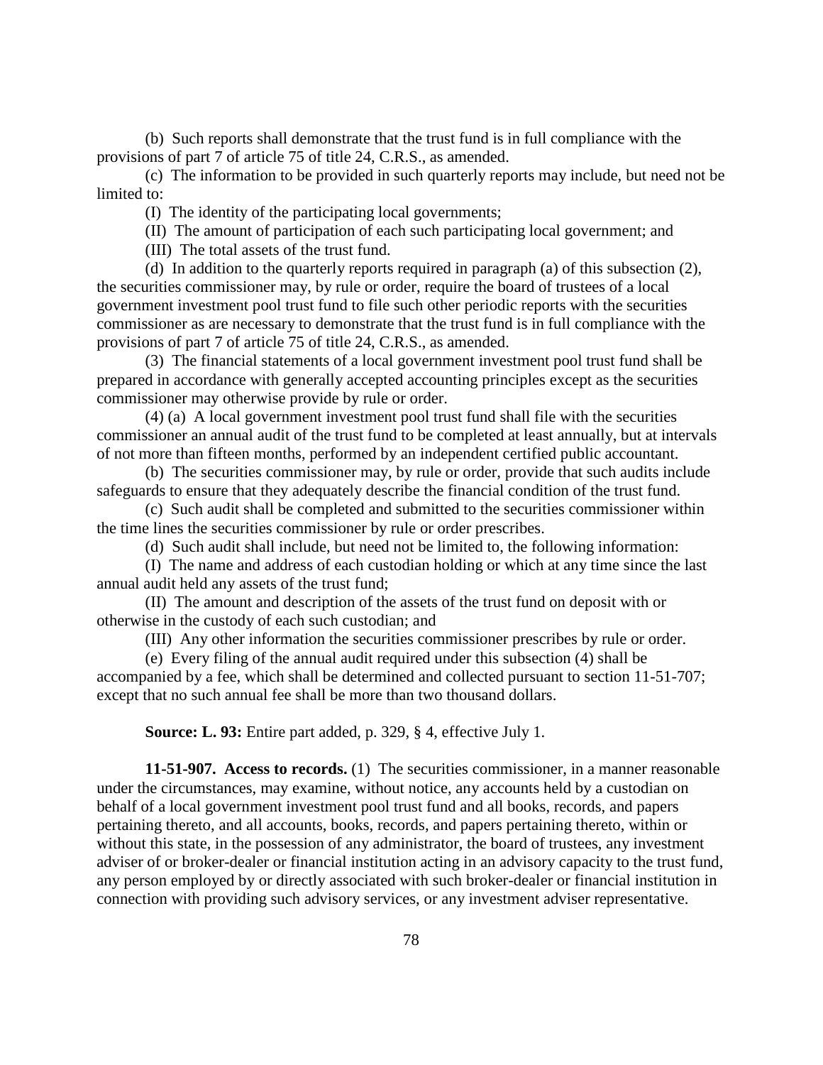(b) Such reports shall demonstrate that the trust fund is in full compliance with the provisions of part 7 of article 75 of title 24, C.R.S., as amended.

(c) The information to be provided in such quarterly reports may include, but need not be limited to:

(I) The identity of the participating local governments;

(II) The amount of participation of each such participating local government; and

(III) The total assets of the trust fund.

(d) In addition to the quarterly reports required in paragraph (a) of this subsection (2), the securities commissioner may, by rule or order, require the board of trustees of a local government investment pool trust fund to file such other periodic reports with the securities commissioner as are necessary to demonstrate that the trust fund is in full compliance with the provisions of part 7 of article 75 of title 24, C.R.S., as amended.

(3) The financial statements of a local government investment pool trust fund shall be prepared in accordance with generally accepted accounting principles except as the securities commissioner may otherwise provide by rule or order.

(4) (a) A local government investment pool trust fund shall file with the securities commissioner an annual audit of the trust fund to be completed at least annually, but at intervals of not more than fifteen months, performed by an independent certified public accountant.

(b) The securities commissioner may, by rule or order, provide that such audits include safeguards to ensure that they adequately describe the financial condition of the trust fund.

(c) Such audit shall be completed and submitted to the securities commissioner within the time lines the securities commissioner by rule or order prescribes.

(d) Such audit shall include, but need not be limited to, the following information:

(I) The name and address of each custodian holding or which at any time since the last annual audit held any assets of the trust fund;

(II) The amount and description of the assets of the trust fund on deposit with or otherwise in the custody of each such custodian; and

(III) Any other information the securities commissioner prescribes by rule or order.

(e) Every filing of the annual audit required under this subsection (4) shall be accompanied by a fee, which shall be determined and collected pursuant to section 11-51-707; except that no such annual fee shall be more than two thousand dollars.

**Source: L. 93:** Entire part added, p. 329, § 4, effective July 1.

**11-51-907. Access to records.** (1) The securities commissioner, in a manner reasonable under the circumstances, may examine, without notice, any accounts held by a custodian on behalf of a local government investment pool trust fund and all books, records, and papers pertaining thereto, and all accounts, books, records, and papers pertaining thereto, within or without this state, in the possession of any administrator, the board of trustees, any investment adviser of or broker-dealer or financial institution acting in an advisory capacity to the trust fund, any person employed by or directly associated with such broker-dealer or financial institution in connection with providing such advisory services, or any investment adviser representative.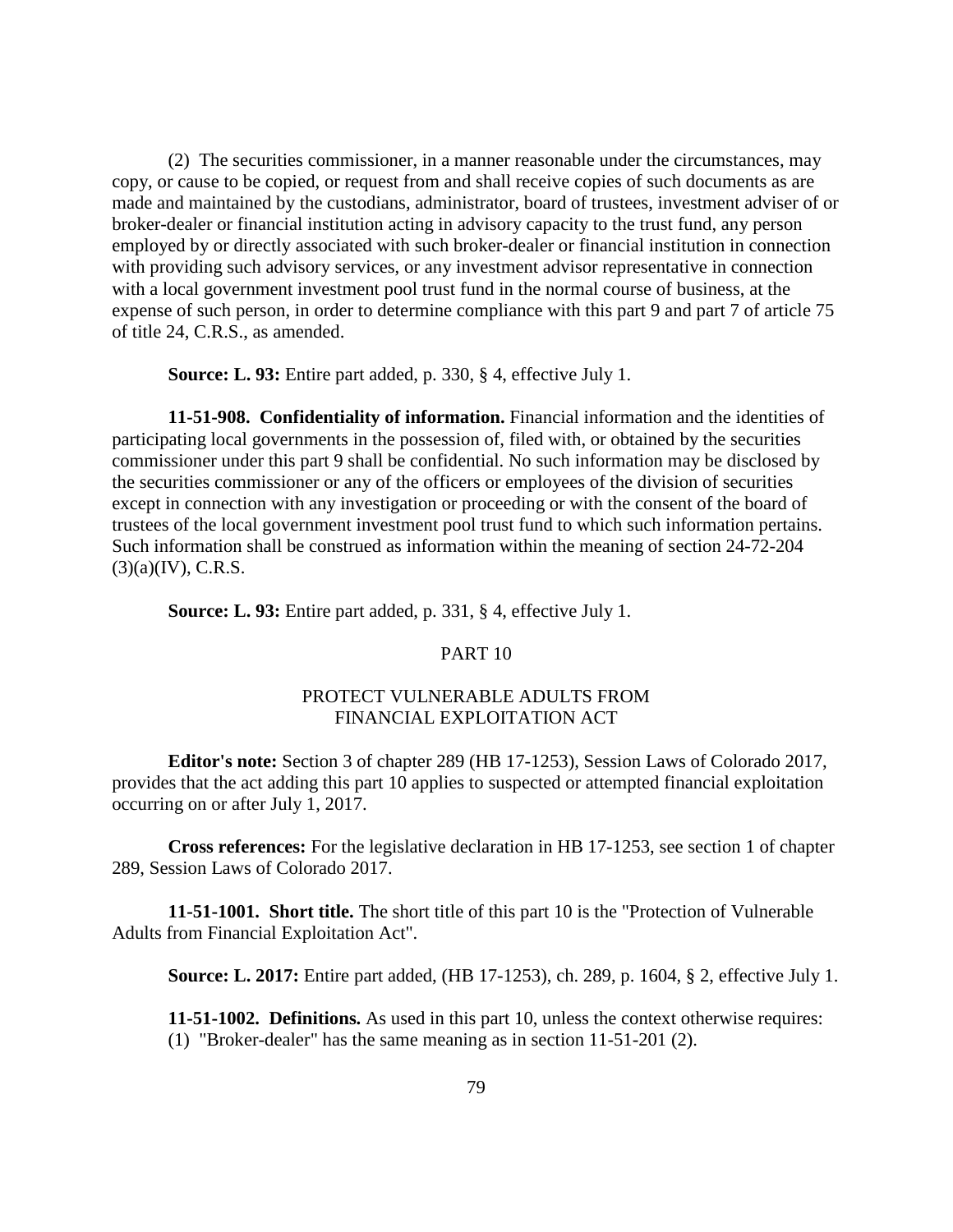(2) The securities commissioner, in a manner reasonable under the circumstances, may copy, or cause to be copied, or request from and shall receive copies of such documents as are made and maintained by the custodians, administrator, board of trustees, investment adviser of or broker-dealer or financial institution acting in advisory capacity to the trust fund, any person employed by or directly associated with such broker-dealer or financial institution in connection with providing such advisory services, or any investment advisor representative in connection with a local government investment pool trust fund in the normal course of business, at the expense of such person, in order to determine compliance with this part 9 and part 7 of article 75 of title 24, C.R.S., as amended.

**Source: L. 93:** Entire part added, p. 330, § 4, effective July 1.

**11-51-908. Confidentiality of information.** Financial information and the identities of participating local governments in the possession of, filed with, or obtained by the securities commissioner under this part 9 shall be confidential. No such information may be disclosed by the securities commissioner or any of the officers or employees of the division of securities except in connection with any investigation or proceeding or with the consent of the board of trustees of the local government investment pool trust fund to which such information pertains. Such information shall be construed as information within the meaning of section 24-72-204 (3)(a)(IV), C.R.S.

**Source: L. 93:** Entire part added, p. 331, § 4, effective July 1.

## PART 10

## PROTECT VULNERABLE ADULTS FROM FINANCIAL EXPLOITATION ACT

**Editor's note:** Section 3 of chapter 289 (HB 17-1253), Session Laws of Colorado 2017, provides that the act adding this part 10 applies to suspected or attempted financial exploitation occurring on or after July 1, 2017.

**Cross references:** For the legislative declaration in HB 17-1253, see section 1 of chapter 289, Session Laws of Colorado 2017.

**11-51-1001. Short title.** The short title of this part 10 is the "Protection of Vulnerable Adults from Financial Exploitation Act".

**Source: L. 2017:** Entire part added, (HB 17-1253), ch. 289, p. 1604, § 2, effective July 1.

**11-51-1002. Definitions.** As used in this part 10, unless the context otherwise requires:

(1) "Broker-dealer" has the same meaning as in section 11-51-201 (2).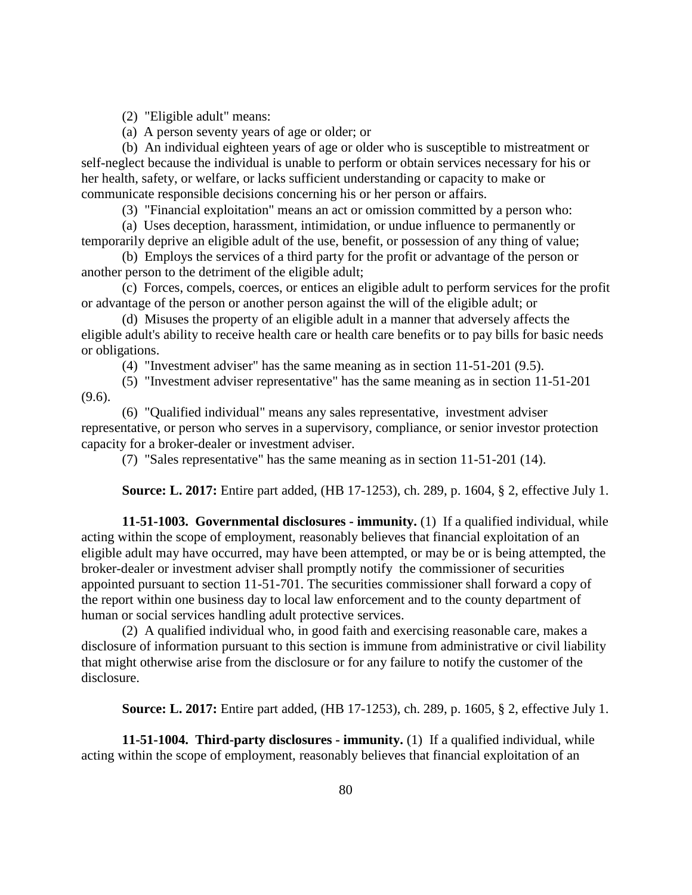(2) "Eligible adult" means:

(a) A person seventy years of age or older; or

(b) An individual eighteen years of age or older who is susceptible to mistreatment or self-neglect because the individual is unable to perform or obtain services necessary for his or her health, safety, or welfare, or lacks sufficient understanding or capacity to make or communicate responsible decisions concerning his or her person or affairs.

(3) "Financial exploitation" means an act or omission committed by a person who:

(a) Uses deception, harassment, intimidation, or undue influence to permanently or temporarily deprive an eligible adult of the use, benefit, or possession of any thing of value;

(b) Employs the services of a third party for the profit or advantage of the person or another person to the detriment of the eligible adult;

(c) Forces, compels, coerces, or entices an eligible adult to perform services for the profit or advantage of the person or another person against the will of the eligible adult; or

(d) Misuses the property of an eligible adult in a manner that adversely affects the eligible adult's ability to receive health care or health care benefits or to pay bills for basic needs or obligations.

(4) "Investment adviser" has the same meaning as in section 11-51-201 (9.5).

(5) "Investment adviser representative" has the same meaning as in section 11-51-201 (9.6).

(6) "Qualified individual" means any sales representative, investment adviser representative, or person who serves in a supervisory, compliance, or senior investor protection capacity for a broker-dealer or investment adviser.

(7) "Sales representative" has the same meaning as in section 11-51-201 (14).

**Source: L. 2017:** Entire part added, (HB 17-1253), ch. 289, p. 1604, § 2, effective July 1.

**11-51-1003. Governmental disclosures - immunity.** (1) If a qualified individual, while acting within the scope of employment, reasonably believes that financial exploitation of an eligible adult may have occurred, may have been attempted, or may be or is being attempted, the broker-dealer or investment adviser shall promptly notify the commissioner of securities appointed pursuant to section 11-51-701. The securities commissioner shall forward a copy of the report within one business day to local law enforcement and to the county department of human or social services handling adult protective services.

(2) A qualified individual who, in good faith and exercising reasonable care, makes a disclosure of information pursuant to this section is immune from administrative or civil liability that might otherwise arise from the disclosure or for any failure to notify the customer of the disclosure.

**Source: L. 2017:** Entire part added, (HB 17-1253), ch. 289, p. 1605, § 2, effective July 1.

**11-51-1004. Third-party disclosures - immunity.** (1) If a qualified individual, while acting within the scope of employment, reasonably believes that financial exploitation of an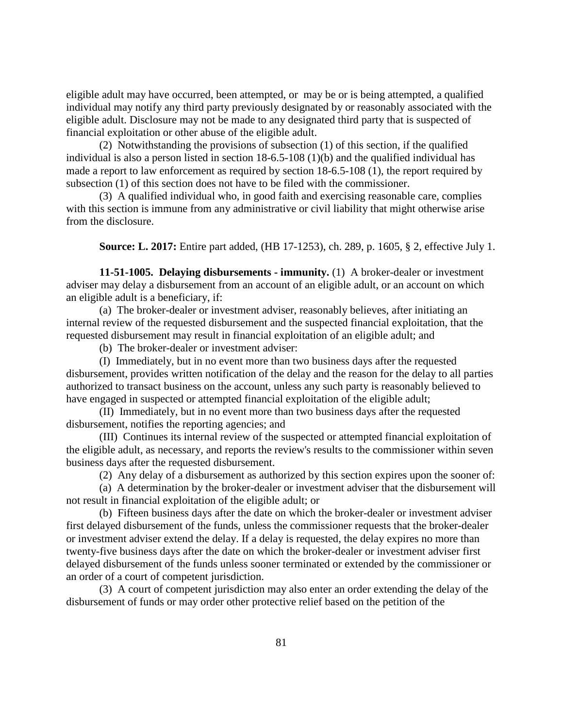eligible adult may have occurred, been attempted, or may be or is being attempted, a qualified individual may notify any third party previously designated by or reasonably associated with the eligible adult. Disclosure may not be made to any designated third party that is suspected of financial exploitation or other abuse of the eligible adult.

(2) Notwithstanding the provisions of subsection (1) of this section, if the qualified individual is also a person listed in section 18-6.5-108 (1)(b) and the qualified individual has made a report to law enforcement as required by section 18-6.5-108 (1), the report required by subsection (1) of this section does not have to be filed with the commissioner.

(3) A qualified individual who, in good faith and exercising reasonable care, complies with this section is immune from any administrative or civil liability that might otherwise arise from the disclosure.

**Source: L. 2017:** Entire part added, (HB 17-1253), ch. 289, p. 1605, § 2, effective July 1.

**11-51-1005. Delaying disbursements - immunity.** (1) A broker-dealer or investment adviser may delay a disbursement from an account of an eligible adult, or an account on which an eligible adult is a beneficiary, if:

(a) The broker-dealer or investment adviser, reasonably believes, after initiating an internal review of the requested disbursement and the suspected financial exploitation, that the requested disbursement may result in financial exploitation of an eligible adult; and

(b) The broker-dealer or investment adviser:

(I) Immediately, but in no event more than two business days after the requested disbursement, provides written notification of the delay and the reason for the delay to all parties authorized to transact business on the account, unless any such party is reasonably believed to have engaged in suspected or attempted financial exploitation of the eligible adult;

(II) Immediately, but in no event more than two business days after the requested disbursement, notifies the reporting agencies; and

(III) Continues its internal review of the suspected or attempted financial exploitation of the eligible adult, as necessary, and reports the review's results to the commissioner within seven business days after the requested disbursement.

(2) Any delay of a disbursement as authorized by this section expires upon the sooner of:

(a) A determination by the broker-dealer or investment adviser that the disbursement will not result in financial exploitation of the eligible adult; or

(b) Fifteen business days after the date on which the broker-dealer or investment adviser first delayed disbursement of the funds, unless the commissioner requests that the broker-dealer or investment adviser extend the delay. If a delay is requested, the delay expires no more than twenty-five business days after the date on which the broker-dealer or investment adviser first delayed disbursement of the funds unless sooner terminated or extended by the commissioner or an order of a court of competent jurisdiction.

(3) A court of competent jurisdiction may also enter an order extending the delay of the disbursement of funds or may order other protective relief based on the petition of the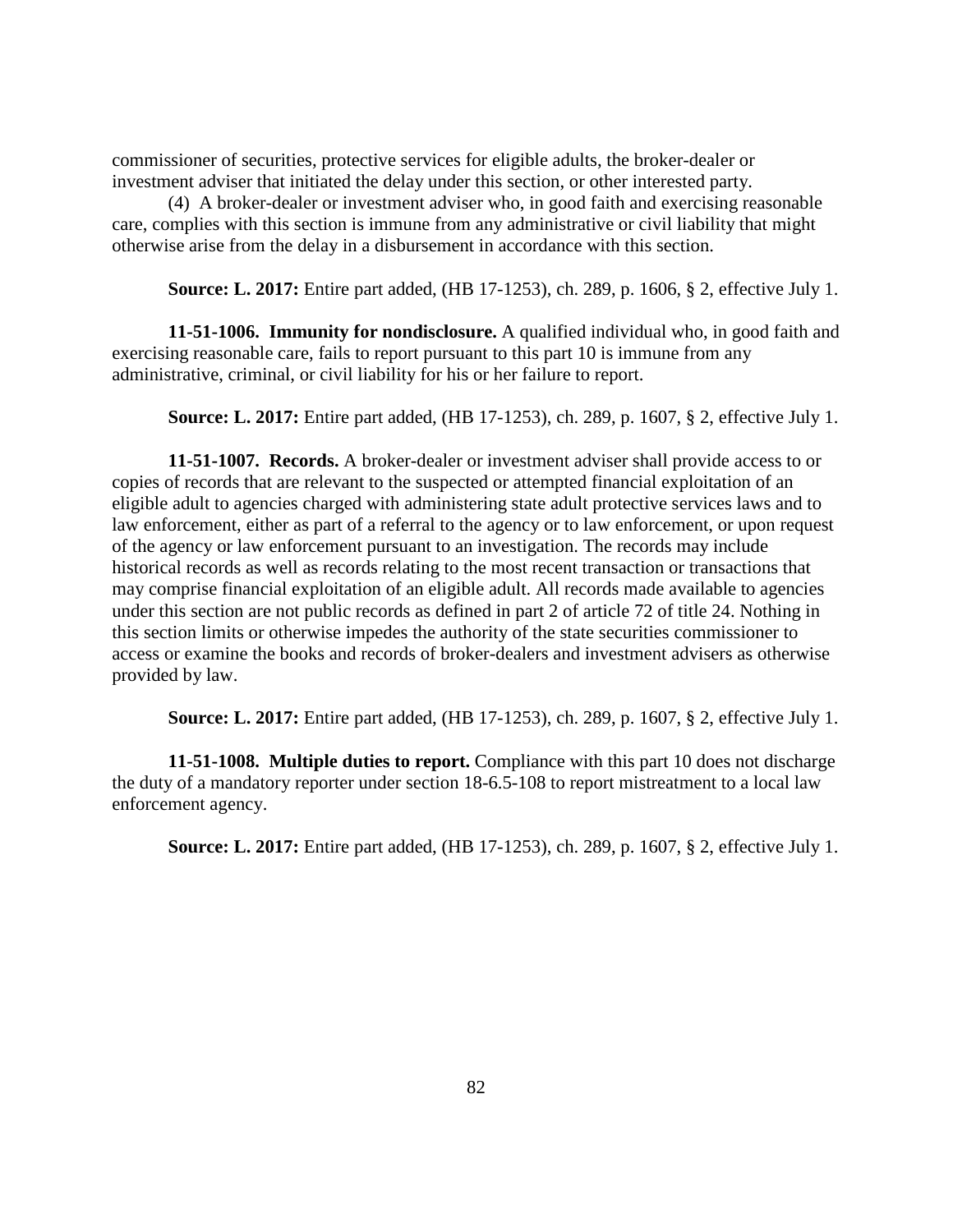commissioner of securities, protective services for eligible adults, the broker-dealer or investment adviser that initiated the delay under this section, or other interested party.

(4) A broker-dealer or investment adviser who, in good faith and exercising reasonable care, complies with this section is immune from any administrative or civil liability that might otherwise arise from the delay in a disbursement in accordance with this section.

**Source: L. 2017:** Entire part added, (HB 17-1253), ch. 289, p. 1606, § 2, effective July 1.

**11-51-1006. Immunity for nondisclosure.** A qualified individual who, in good faith and exercising reasonable care, fails to report pursuant to this part 10 is immune from any administrative, criminal, or civil liability for his or her failure to report.

**Source: L. 2017:** Entire part added, (HB 17-1253), ch. 289, p. 1607, § 2, effective July 1.

**11-51-1007. Records.** A broker-dealer or investment adviser shall provide access to or copies of records that are relevant to the suspected or attempted financial exploitation of an eligible adult to agencies charged with administering state adult protective services laws and to law enforcement, either as part of a referral to the agency or to law enforcement, or upon request of the agency or law enforcement pursuant to an investigation. The records may include historical records as well as records relating to the most recent transaction or transactions that may comprise financial exploitation of an eligible adult. All records made available to agencies under this section are not public records as defined in part 2 of article 72 of title 24. Nothing in this section limits or otherwise impedes the authority of the state securities commissioner to access or examine the books and records of broker-dealers and investment advisers as otherwise provided by law.

**Source: L. 2017:** Entire part added, (HB 17-1253), ch. 289, p. 1607, § 2, effective July 1.

**11-51-1008. Multiple duties to report.** Compliance with this part 10 does not discharge the duty of a mandatory reporter under section 18-6.5-108 to report mistreatment to a local law enforcement agency.

**Source: L. 2017:** Entire part added, (HB 17-1253), ch. 289, p. 1607, § 2, effective July 1.